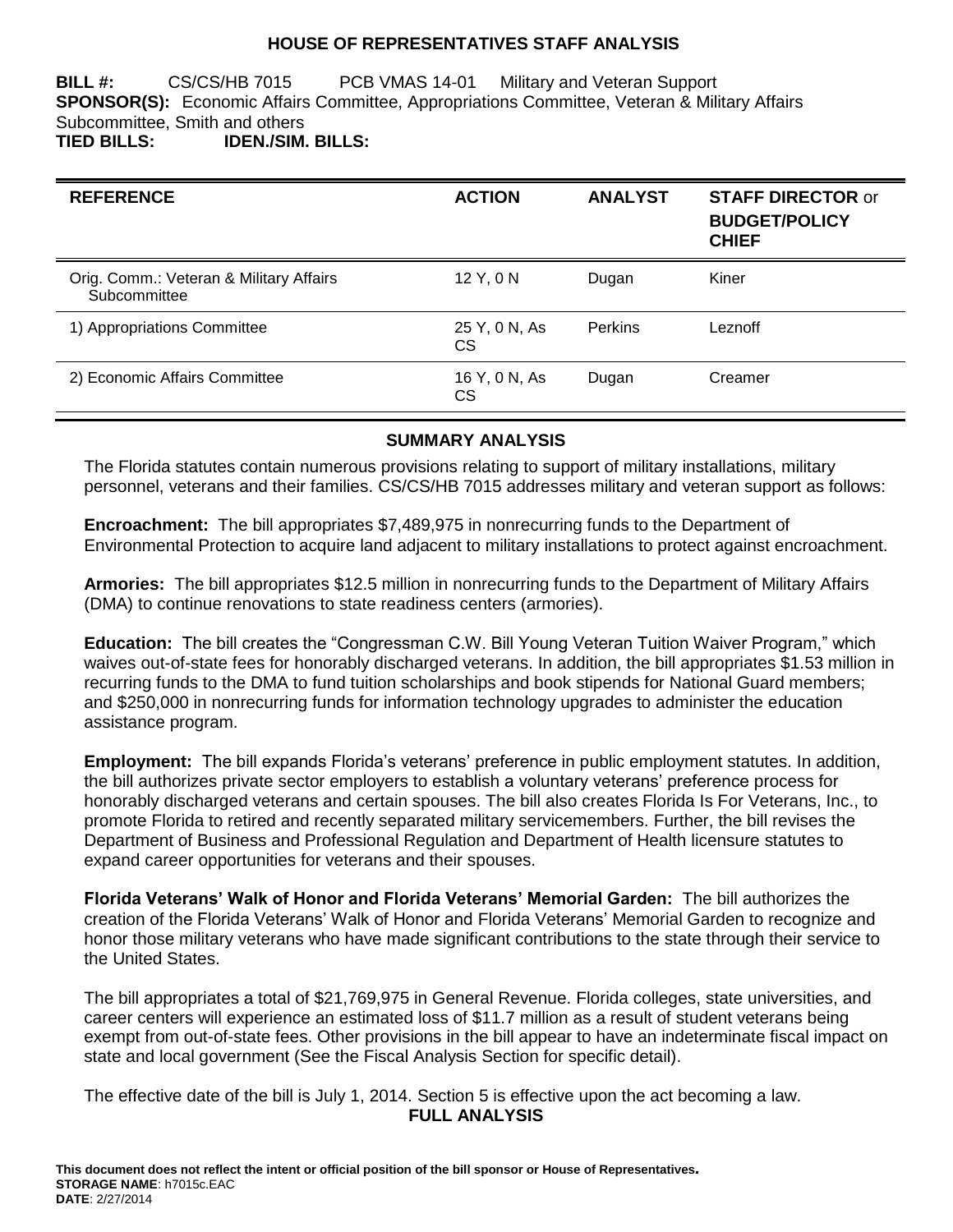# HOUSE OF REPRESENTATIVES STAFF ANALYSIS

**BILL #:** CS/CS/HB 7015 PCB VMAS 14-01 Military and Veteran Support
**SPONSOR(S):** Economic Affairs Committee, Appropriations Committee, Veteran & Military Affairs Subcommittee, Smith and others
**TIED BILLS:** **IDEN./SIM. BILLS:**

| REFERENCE | ACTION | ANALYST | STAFF DIRECTOR or BUDGET/POLICY CHIEF |
|---|---|---|---|
| Orig. Comm.: Veteran & Military Affairs Subcommittee | 12 Y, 0 N | Dugan | Kiner |
| 1) Appropriations Committee | 25 Y, 0 N, As CS | Perkins | Leznoff |
| 2) Economic Affairs Committee | 16 Y, 0 N, As CS | Dugan | Creamer |

## SUMMARY ANALYSIS

The Florida statutes contain numerous provisions relating to support of military installations, military personnel, veterans and their families. CS/CS/HB 7015 addresses military and veteran support as follows:

**Encroachment:** The bill appropriates $7,489,975 in nonrecurring funds to the Department of Environmental Protection to acquire land adjacent to military installations to protect against encroachment.

**Armories:** The bill appropriates $12.5 million in nonrecurring funds to the Department of Military Affairs (DMA) to continue renovations to state readiness centers (armories).

**Education:** The bill creates the "Congressman C.W. Bill Young Veteran Tuition Waiver Program," which waives out-of-state fees for honorably discharged veterans. In addition, the bill appropriates $1.53 million in recurring funds to the DMA to fund tuition scholarships and book stipends for National Guard members; and $250,000 in nonrecurring funds for information technology upgrades to administer the education assistance program.

**Employment:** The bill expands Florida's veterans' preference in public employment statutes. In addition, the bill authorizes private sector employers to establish a voluntary veterans' preference process for honorably discharged veterans and certain spouses. The bill also creates Florida Is For Veterans, Inc., to promote Florida to retired and recently separated military servicemembers. Further, the bill revises the Department of Business and Professional Regulation and Department of Health licensure statutes to expand career opportunities for veterans and their spouses.

**Florida Veterans' Walk of Honor and Florida Veterans' Memorial Garden:** The bill authorizes the creation of the Florida Veterans' Walk of Honor and Florida Veterans' Memorial Garden to recognize and honor those military veterans who have made significant contributions to the state through their service to the United States.

The bill appropriates a total of $21,769,975 in General Revenue. Florida colleges, state universities, and career centers will experience an estimated loss of $11.7 million as a result of student veterans being exempt from out-of-state fees. Other provisions in the bill appear to have an indeterminate fiscal impact on state and local government (See the Fiscal Analysis Section for specific detail).

The effective date of the bill is July 1, 2014. Section 5 is effective upon the act becoming a law.

## FULL ANALYSIS

**This document does not reflect the intent or official position of the bill sponsor or House of Representatives.**
**STORAGE NAME**: h7015c.EAC
**DATE**: 2/27/2014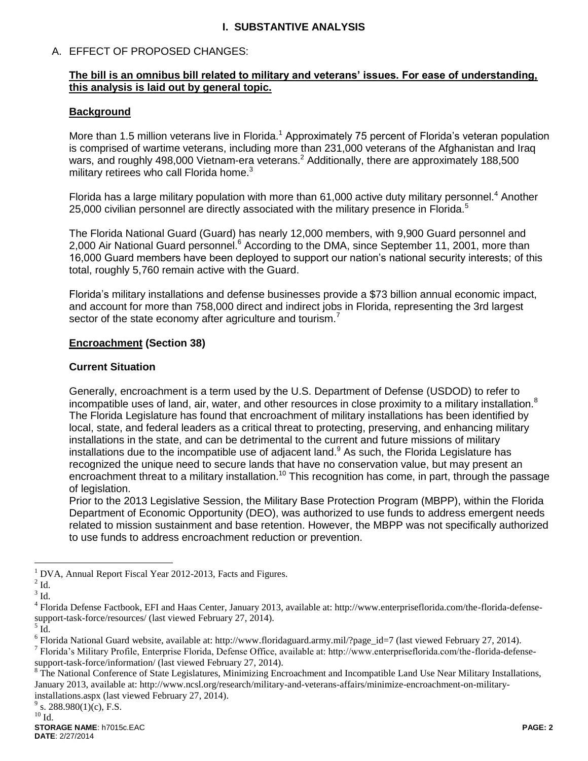## I. SUBSTANTIVE ANALYSIS

### A. EFFECT OF PROPOSED CHANGES:

**The bill is an omnibus bill related to military and veterans' issues. For ease of understanding, this analysis is laid out by general topic.**

**Background**

More than 1.5 million veterans live in Florida.[1] Approximately 75 percent of Florida's veteran population is comprised of wartime veterans, including more than 231,000 veterans of the Afghanistan and Iraq wars, and roughly 498,000 Vietnam-era veterans.[2] Additionally, there are approximately 188,500 military retirees who call Florida home.[3]

Florida has a large military population with more than 61,000 active duty military personnel.[4] Another 25,000 civilian personnel are directly associated with the military presence in Florida.[5]

The Florida National Guard (Guard) has nearly 12,000 members, with 9,900 Guard personnel and 2,000 Air National Guard personnel.[6] According to the DMA, since September 11, 2001, more than 16,000 Guard members have been deployed to support our nation's national security interests; of this total, roughly 5,760 remain active with the Guard.

Florida's military installations and defense businesses provide a $73 billion annual economic impact, and account for more than 758,000 direct and indirect jobs in Florida, representing the 3rd largest sector of the state economy after agriculture and tourism.[7]

**Encroachment (Section 38)**

**Current Situation**

Generally, encroachment is a term used by the U.S. Department of Defense (USDOD) to refer to incompatible uses of land, air, water, and other resources in close proximity to a military installation.[8] The Florida Legislature has found that encroachment of military installations has been identified by local, state, and federal leaders as a critical threat to protecting, preserving, and enhancing military installations in the state, and can be detrimental to the current and future missions of military installations due to the incompatible use of adjacent land.[9] As such, the Florida Legislature has recognized the unique need to secure lands that have no conservation value, but may present an encroachment threat to a military installation.[10] This recognition has come, in part, through the passage of legislation.

Prior to the 2013 Legislative Session, the Military Base Protection Program (MBPP), within the Florida Department of Economic Opportunity (DEO), was authorized to use funds to address emergent needs related to mission sustainment and base retention. However, the MBPP was not specifically authorized to use funds to address encroachment reduction or prevention.

---

[1] DVA, Annual Report Fiscal Year 2012-2013, Facts and Figures.

[2] Id.

[3] Id.

[4] Florida Defense Factbook, EFI and Haas Center, January 2013, available at: http://www.enterpriseflorida.com/the-florida-defense-support-task-force/resources/ (last viewed February 27, 2014).

[5] Id.

[6] Florida National Guard website, available at: http://www.floridaguard.army.mil/?page_id=7 (last viewed February 27, 2014).

[7] Florida's Military Profile, Enterprise Florida, Defense Office, available at: http://www.enterpriseflorida.com/the-florida-defense-support-task-force/information/ (last viewed February 27, 2014).

[8] The National Conference of State Legislatures, Minimizing Encroachment and Incompatible Land Use Near Military Installations, January 2013, available at: http://www.ncsl.org/research/military-and-veterans-affairs/minimize-encroachment-on-military-installations.aspx (last viewed February 27, 2014).

[9] s. 288.980(1)(c), F.S.

[10] Id.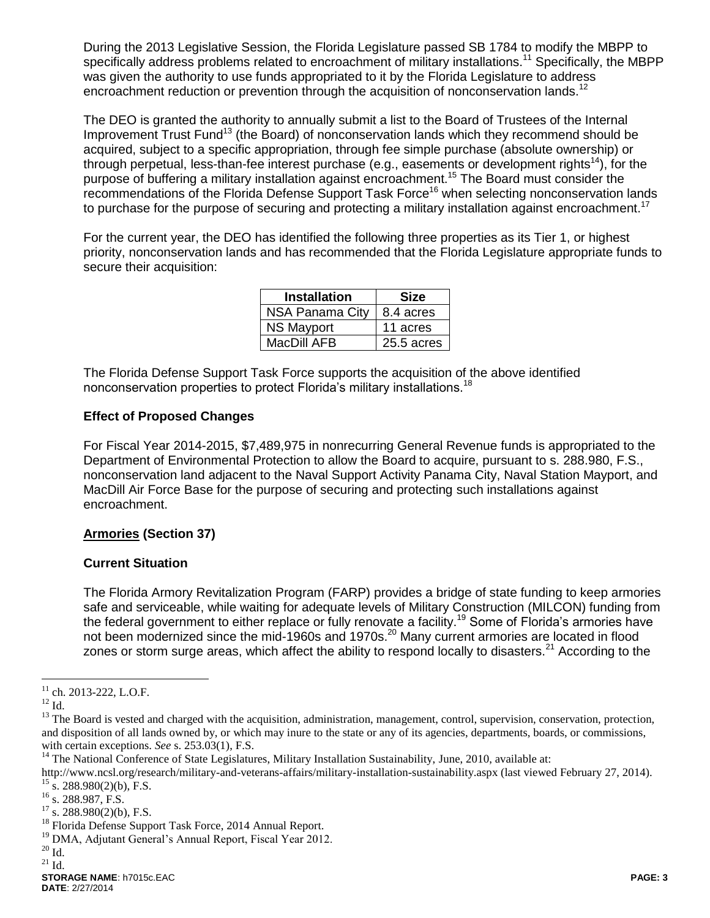During the 2013 Legislative Session, the Florida Legislature passed SB 1784 to modify the MBPP to specifically address problems related to encroachment of military installations.[11] Specifically, the MBPP was given the authority to use funds appropriated to it by the Florida Legislature to address encroachment reduction or prevention through the acquisition of nonconservation lands.[12]

The DEO is granted the authority to annually submit a list to the Board of Trustees of the Internal Improvement Trust Fund[13] (the Board) of nonconservation lands which they recommend should be acquired, subject to a specific appropriation, through fee simple purchase (absolute ownership) or through perpetual, less-than-fee interest purchase (e.g., easements or development rights[14]), for the purpose of buffering a military installation against encroachment.[15] The Board must consider the recommendations of the Florida Defense Support Task Force[16] when selecting nonconservation lands to purchase for the purpose of securing and protecting a military installation against encroachment.[17]

For the current year, the DEO has identified the following three properties as its Tier 1, or highest priority, nonconservation lands and has recommended that the Florida Legislature appropriate funds to secure their acquisition:

| Installation | Size |
|---|---|
| NSA Panama City | 8.4 acres |
| NS Mayport | 11 acres |
| MacDill AFB | 25.5 acres |

The Florida Defense Support Task Force supports the acquisition of the above identified nonconservation properties to protect Florida's military installations.[18]

### Effect of Proposed Changes

For Fiscal Year 2014-2015, $7,489,975 in nonrecurring General Revenue funds is appropriated to the Department of Environmental Protection to allow the Board to acquire, pursuant to s. 288.980, F.S., nonconservation land adjacent to the Naval Support Activity Panama City, Naval Station Mayport, and MacDill Air Force Base for the purpose of securing and protecting such installations against encroachment.

### Armories (Section 37)

### Current Situation

The Florida Armory Revitalization Program (FARP) provides a bridge of state funding to keep armories safe and serviceable, while waiting for adequate levels of Military Construction (MILCON) funding from the federal government to either replace or fully renovate a facility.[19] Some of Florida's armories have not been modernized since the mid-1960s and 1970s.[20] Many current armories are located in flood zones or storm surge areas, which affect the ability to respond locally to disasters.[21] According to the

---

[11] ch. 2013-222, L.O.F.

[12] Id.

[13] The Board is vested and charged with the acquisition, administration, management, control, supervision, conservation, protection, and disposition of all lands owned by, or which may inure to the state or any of its agencies, departments, boards, or commissions, with certain exceptions. *See* s. 253.03(1), F.S.

[14] The National Conference of State Legislatures, Military Installation Sustainability, June, 2010, available at: http://www.ncsl.org/research/military-and-veterans-affairs/military-installation-sustainability.aspx (last viewed February 27, 2014).

[15] s. 288.980(2)(b), F.S.

[16] s. 288.987, F.S.

[17] s. 288.980(2)(b), F.S.

[18] Florida Defense Support Task Force, 2014 Annual Report.

[19] DMA, Adjutant General's Annual Report, Fiscal Year 2012.

[20] Id.

[21] Id.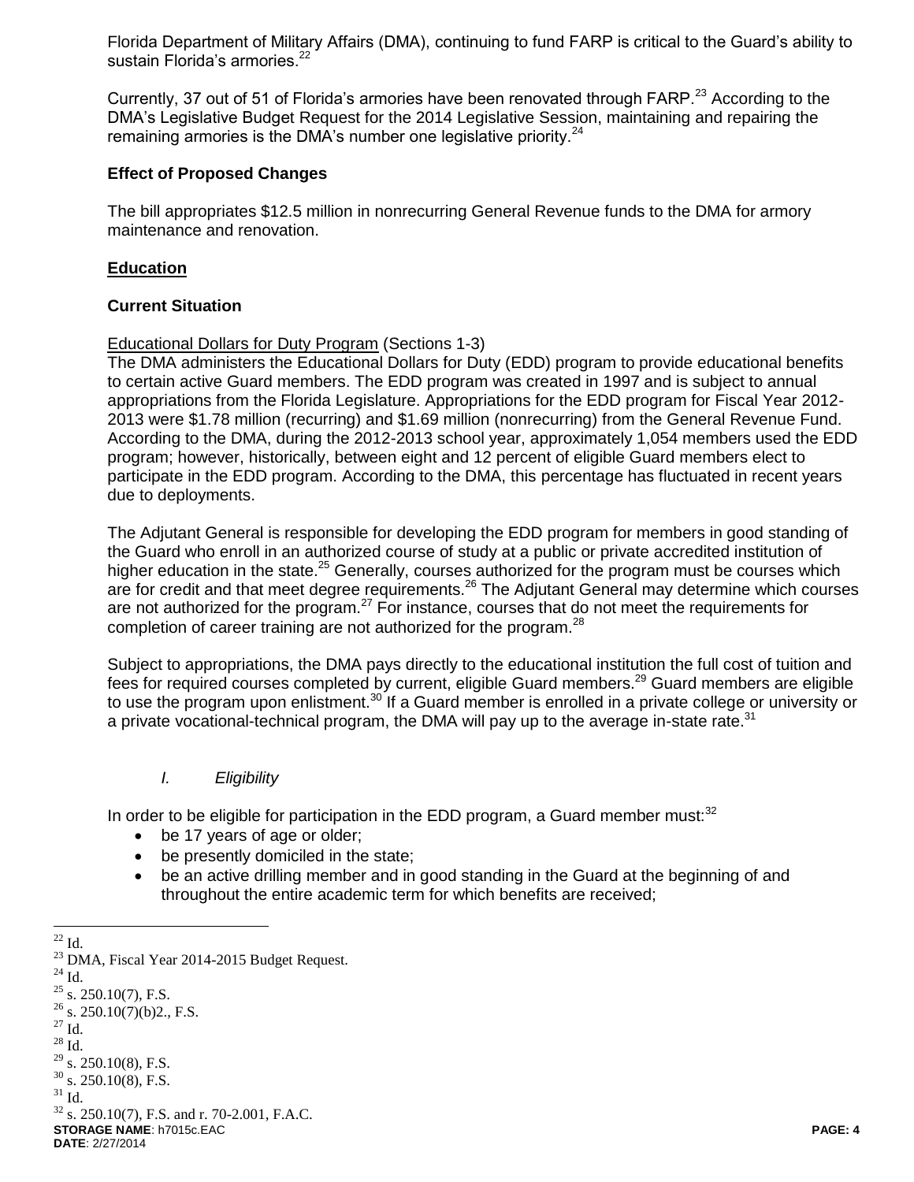Florida Department of Military Affairs (DMA), continuing to fund FARP is critical to the Guard's ability to sustain Florida's armories.[22]

Currently, 37 out of 51 of Florida's armories have been renovated through FARP.[23] According to the DMA's Legislative Budget Request for the 2014 Legislative Session, maintaining and repairing the remaining armories is the DMA's number one legislative priority.[24]

**Effect of Proposed Changes**

The bill appropriates $12.5 million in nonrecurring General Revenue funds to the DMA for armory maintenance and renovation.

**Education**

**Current Situation**

Educational Dollars for Duty Program (Sections 1-3)

The DMA administers the Educational Dollars for Duty (EDD) program to provide educational benefits to certain active Guard members. The EDD program was created in 1997 and is subject to annual appropriations from the Florida Legislature. Appropriations for the EDD program for Fiscal Year 2012-2013 were $1.78 million (recurring) and $1.69 million (nonrecurring) from the General Revenue Fund. According to the DMA, during the 2012-2013 school year, approximately 1,054 members used the EDD program; however, historically, between eight and 12 percent of eligible Guard members elect to participate in the EDD program. According to the DMA, this percentage has fluctuated in recent years due to deployments.

The Adjutant General is responsible for developing the EDD program for members in good standing of the Guard who enroll in an authorized course of study at a public or private accredited institution of higher education in the state.[25] Generally, courses authorized for the program must be courses which are for credit and that meet degree requirements.[26] The Adjutant General may determine which courses are not authorized for the program.[27] For instance, courses that do not meet the requirements for completion of career training are not authorized for the program.[28]

Subject to appropriations, the DMA pays directly to the educational institution the full cost of tuition and fees for required courses completed by current, eligible Guard members.[29] Guard members are eligible to use the program upon enlistment.[30] If a Guard member is enrolled in a private college or university or a private vocational-technical program, the DMA will pay up to the average in-state rate.[31]

*I. Eligibility*

In order to be eligible for participation in the EDD program, a Guard member must:[32]

- be 17 years of age or older;
- be presently domiciled in the state;
- be an active drilling member and in good standing in the Guard at the beginning of and throughout the entire academic term for which benefits are received;

---

[22] Id.
[23] DMA, Fiscal Year 2014-2015 Budget Request.
[24] Id.
[25] s. 250.10(7), F.S.
[26] s. 250.10(7)(b)2., F.S.
[27] Id.
[28] Id.
[29] s. 250.10(8), F.S.
[30] s. 250.10(8), F.S.
[31] Id.
[32] s. 250.10(7), F.S. and r. 70-2.001, F.A.C.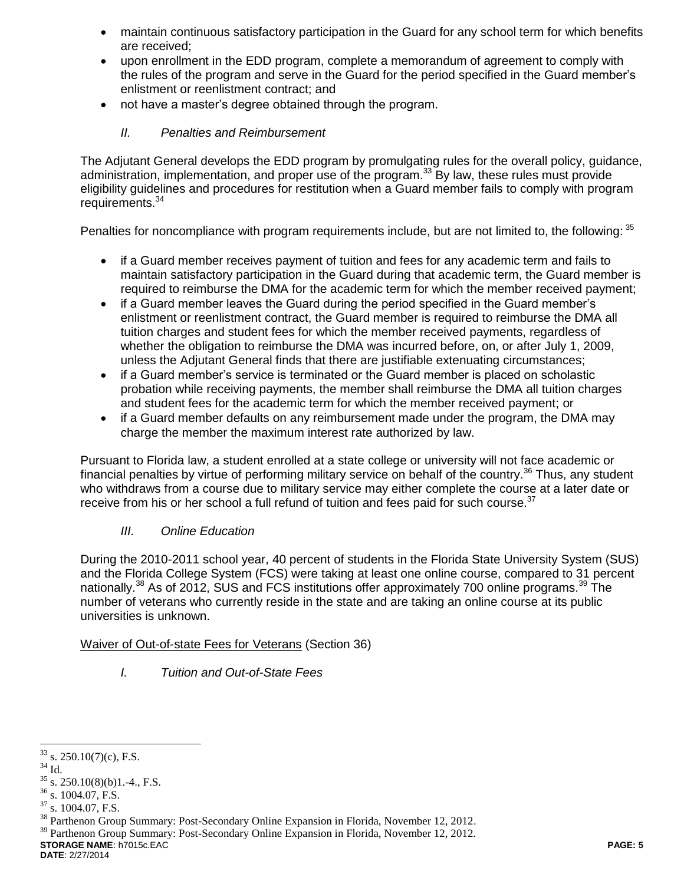- maintain continuous satisfactory participation in the Guard for any school term for which benefits are received;
- upon enrollment in the EDD program, complete a memorandum of agreement to comply with the rules of the program and serve in the Guard for the period specified in the Guard member's enlistment or reenlistment contract; and
- not have a master's degree obtained through the program.

*II. Penalties and Reimbursement*

The Adjutant General develops the EDD program by promulgating rules for the overall policy, guidance, administration, implementation, and proper use of the program.[33] By law, these rules must provide eligibility guidelines and procedures for restitution when a Guard member fails to comply with program requirements.[34]

Penalties for noncompliance with program requirements include, but are not limited to, the following: [35]

- if a Guard member receives payment of tuition and fees for any academic term and fails to maintain satisfactory participation in the Guard during that academic term, the Guard member is required to reimburse the DMA for the academic term for which the member received payment;
- if a Guard member leaves the Guard during the period specified in the Guard member's enlistment or reenlistment contract, the Guard member is required to reimburse the DMA all tuition charges and student fees for which the member received payments, regardless of whether the obligation to reimburse the DMA was incurred before, on, or after July 1, 2009, unless the Adjutant General finds that there are justifiable extenuating circumstances;
- if a Guard member's service is terminated or the Guard member is placed on scholastic probation while receiving payments, the member shall reimburse the DMA all tuition charges and student fees for the academic term for which the member received payment; or
- if a Guard member defaults on any reimbursement made under the program, the DMA may charge the member the maximum interest rate authorized by law.

Pursuant to Florida law, a student enrolled at a state college or university will not face academic or financial penalties by virtue of performing military service on behalf of the country.[36] Thus, any student who withdraws from a course due to military service may either complete the course at a later date or receive from his or her school a full refund of tuition and fees paid for such course.[37]

*III. Online Education*

During the 2010-2011 school year, 40 percent of students in the Florida State University System (SUS) and the Florida College System (FCS) were taking at least one online course, compared to 31 percent nationally.[38] As of 2012, SUS and FCS institutions offer approximately 700 online programs.[39] The number of veterans who currently reside in the state and are taking an online course at its public universities is unknown.

Waiver of Out-of-state Fees for Veterans (Section 36)

*I. Tuition and Out-of-State Fees*

---

[33] s. 250.10(7)(c), F.S.
[34] Id.
[35] s. 250.10(8)(b)1.-4., F.S.
[36] s. 1004.07, F.S.
[37] s. 1004.07, F.S.
[38] Parthenon Group Summary: Post-Secondary Online Expansion in Florida, November 12, 2012.
[39] Parthenon Group Summary: Post-Secondary Online Expansion in Florida, November 12, 2012.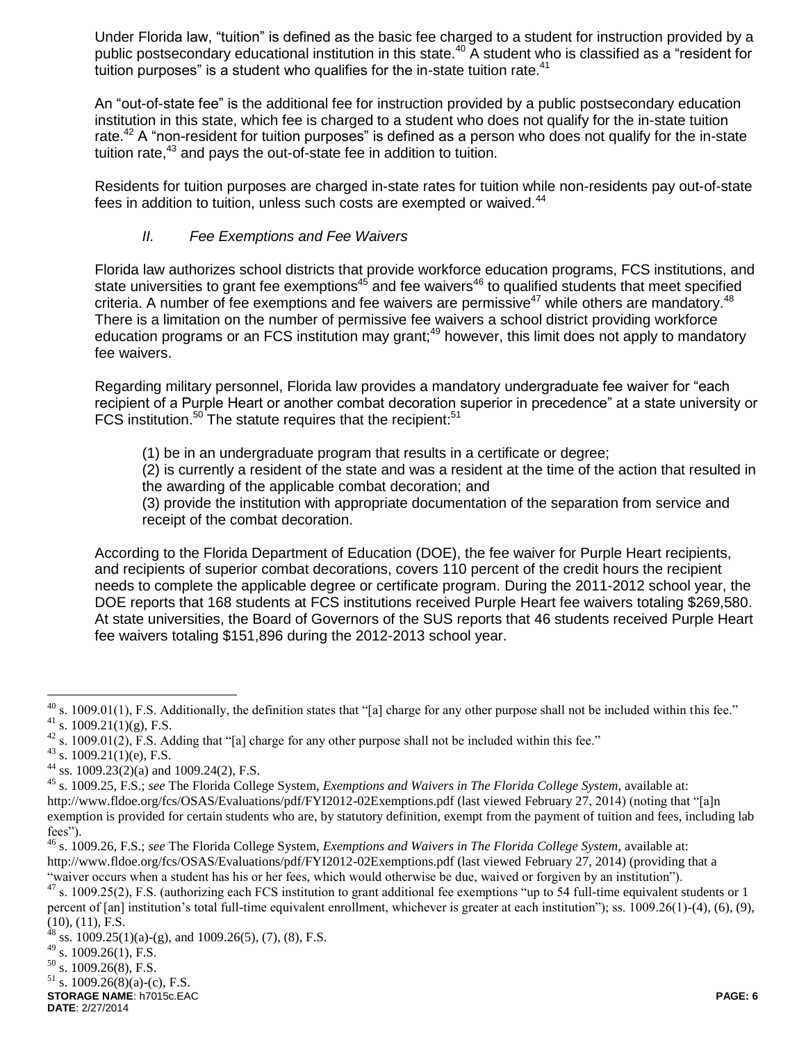Under Florida law, "tuition" is defined as the basic fee charged to a student for instruction provided by a public postsecondary educational institution in this state.[40] A student who is classified as a "resident for tuition purposes" is a student who qualifies for the in-state tuition rate.[41]

An "out-of-state fee" is the additional fee for instruction provided by a public postsecondary education institution in this state, which fee is charged to a student who does not qualify for the in-state tuition rate.[42] A "non-resident for tuition purposes" is defined as a person who does not qualify for the in-state tuition rate,[43] and pays the out-of-state fee in addition to tuition.

Residents for tuition purposes are charged in-state rates for tuition while non-residents pay out-of-state fees in addition to tuition, unless such costs are exempted or waived.[44]

### *II. Fee Exemptions and Fee Waivers*

Florida law authorizes school districts that provide workforce education programs, FCS institutions, and state universities to grant fee exemptions[45] and fee waivers[46] to qualified students that meet specified criteria. A number of fee exemptions and fee waivers are permissive[47] while others are mandatory.[48] There is a limitation on the number of permissive fee waivers a school district providing workforce education programs or an FCS institution may grant;[49] however, this limit does not apply to mandatory fee waivers.

Regarding military personnel, Florida law provides a mandatory undergraduate fee waiver for "each recipient of a Purple Heart or another combat decoration superior in precedence" at a state university or FCS institution.[50] The statute requires that the recipient:[51]

(1) be in an undergraduate program that results in a certificate or degree;
(2) is currently a resident of the state and was a resident at the time of the action that resulted in the awarding of the applicable combat decoration; and
(3) provide the institution with appropriate documentation of the separation from service and receipt of the combat decoration.

According to the Florida Department of Education (DOE), the fee waiver for Purple Heart recipients, and recipients of superior combat decorations, covers 110 percent of the credit hours the recipient needs to complete the applicable degree or certificate program. During the 2011-2012 school year, the DOE reports that 168 students at FCS institutions received Purple Heart fee waivers totaling $269,580. At state universities, the Board of Governors of the SUS reports that 46 students received Purple Heart fee waivers totaling $151,896 during the 2012-2013 school year.

---

[40] s. 1009.01(1), F.S. Additionally, the definition states that "[a] charge for any other purpose shall not be included within this fee."
[41] s. 1009.21(1)(g), F.S.
[42] s. 1009.01(2), F.S. Adding that "[a] charge for any other purpose shall not be included within this fee."
[43] s. 1009.21(1)(e), F.S.
[44] ss. 1009.23(2)(a) and 1009.24(2), F.S.
[45] s. 1009.25, F.S.; *see* The Florida College System, *Exemptions and Waivers in The Florida College System*, available at: http://www.fldoe.org/fcs/OSAS/Evaluations/pdf/FYI2012-02Exemptions.pdf (last viewed February 27, 2014) (noting that "[a]n exemption is provided for certain students who are, by statutory definition, exempt from the payment of tuition and fees, including lab fees").
[46] s. 1009.26, F.S.; *see* The Florida College System, *Exemptions and Waivers in The Florida College System*, available at: http://www.fldoe.org/fcs/OSAS/Evaluations/pdf/FYI2012-02Exemptions.pdf (last viewed February 27, 2014) (providing that a "waiver occurs when a student has his or her fees, which would otherwise be due, waived or forgiven by an institution").
[47] s. 1009.25(2), F.S. (authorizing each FCS institution to grant additional fee exemptions "up to 54 full-time equivalent students or 1 percent of [an] institution's total full-time equivalent enrollment, whichever is greater at each institution"); ss. 1009.26(1)-(4), (6), (9), (10), (11), F.S.
[48] ss. 1009.25(1)(a)-(g), and 1009.26(5), (7), (8), F.S.
[49] s. 1009.26(1), F.S.
[50] s. 1009.26(8), F.S.
[51] s. 1009.26(8)(a)-(c), F.S.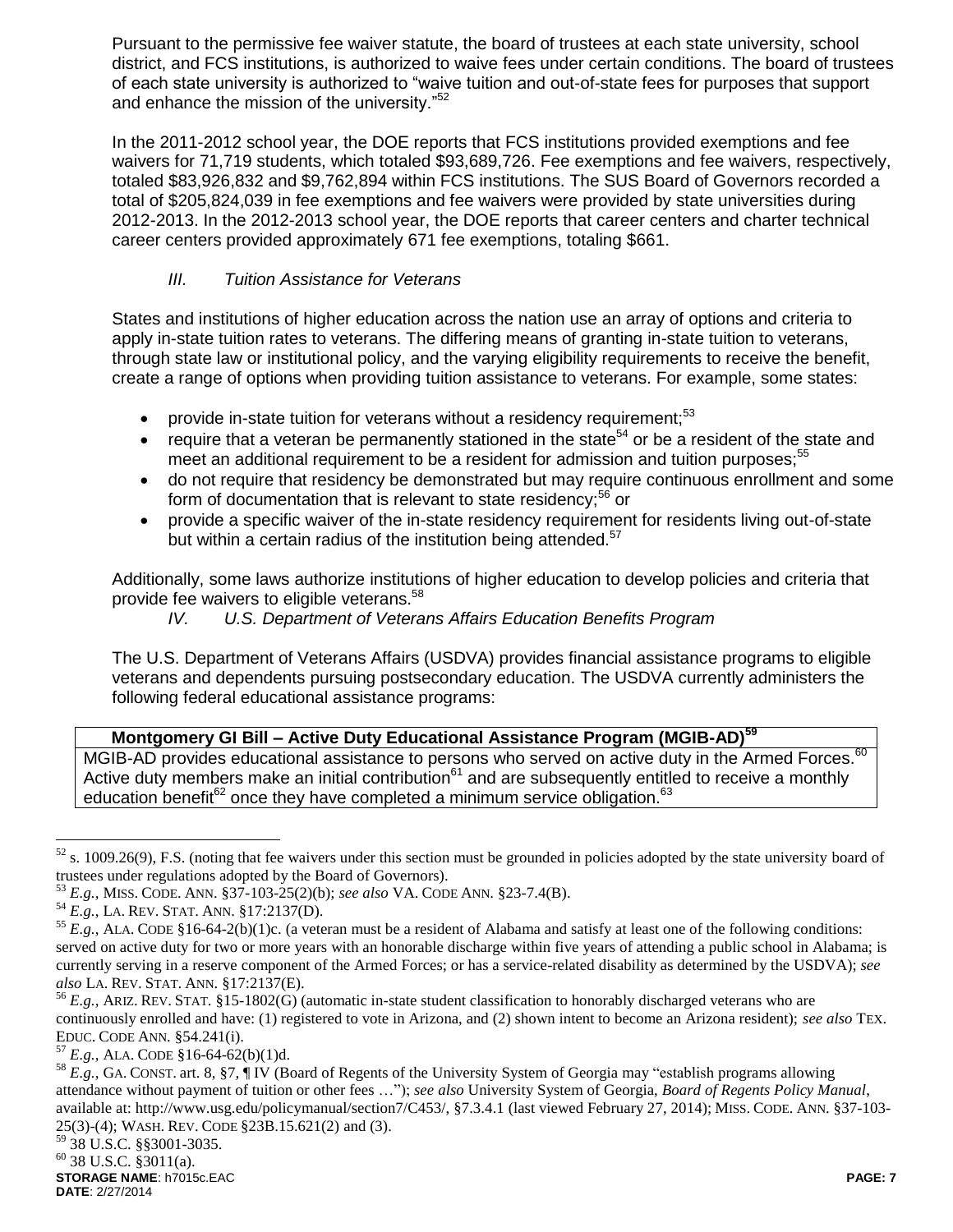Pursuant to the permissive fee waiver statute, the board of trustees at each state university, school district, and FCS institutions, is authorized to waive fees under certain conditions. The board of trustees of each state university is authorized to "waive tuition and out-of-state fees for purposes that support and enhance the mission of the university."[52]

In the 2011-2012 school year, the DOE reports that FCS institutions provided exemptions and fee waivers for 71,719 students, which totaled $93,689,726. Fee exemptions and fee waivers, respectively, totaled $83,926,832 and $9,762,894 within FCS institutions. The SUS Board of Governors recorded a total of $205,824,039 in fee exemptions and fee waivers were provided by state universities during 2012-2013. In the 2012-2013 school year, the DOE reports that career centers and charter technical career centers provided approximately 671 fee exemptions, totaling $661.

*III. Tuition Assistance for Veterans*

States and institutions of higher education across the nation use an array of options and criteria to apply in-state tuition rates to veterans. The differing means of granting in-state tuition to veterans, through state law or institutional policy, and the varying eligibility requirements to receive the benefit, create a range of options when providing tuition assistance to veterans. For example, some states:

- provide in-state tuition for veterans without a residency requirement;[53]
- require that a veteran be permanently stationed in the state[54] or be a resident of the state and meet an additional requirement to be a resident for admission and tuition purposes;[55]
- do not require that residency be demonstrated but may require continuous enrollment and some form of documentation that is relevant to state residency;[56] or
- provide a specific waiver of the in-state residency requirement for residents living out-of-state but within a certain radius of the institution being attended.[57]

Additionally, some laws authorize institutions of higher education to develop policies and criteria that provide fee waivers to eligible veterans.[58]

*IV. U.S. Department of Veterans Affairs Education Benefits Program*

The U.S. Department of Veterans Affairs (USDVA) provides financial assistance programs to eligible veterans and dependents pursuing postsecondary education. The USDVA currently administers the following federal educational assistance programs:

| **Montgomery GI Bill – Active Duty Educational Assistance Program (MGIB-AD)**[59] |
|---|
| MGIB-AD provides educational assistance to persons who served on active duty in the Armed Forces.[60] Active duty members make an initial contribution[61] and are subsequently entitled to receive a monthly education benefit[62] once they have completed a minimum service obligation.[63] |

---

[52] s. 1009.26(9), F.S. (noting that fee waivers under this section must be grounded in policies adopted by the state university board of trustees under regulations adopted by the Board of Governors).

[53] *E.g.*, MISS. CODE. ANN. §37-103-25(2)(b); *see also* VA. CODE ANN. §23-7.4(B).

[54] *E.g.*, LA. REV. STAT. ANN. §17:2137(D).

[55] *E.g.*, ALA. CODE §16-64-2(b)(1)c. (a veteran must be a resident of Alabama and satisfy at least one of the following conditions: served on active duty for two or more years with an honorable discharge within five years of attending a public school in Alabama; is currently serving in a reserve component of the Armed Forces; or has a service-related disability as determined by the USDVA); *see also* LA. REV. STAT. ANN. §17:2137(E).

[56] *E.g.*, ARIZ. REV. STAT. §15-1802(G) (automatic in-state student classification to honorably discharged veterans who are continuously enrolled and have: (1) registered to vote in Arizona, and (2) shown intent to become an Arizona resident); *see also* TEX. EDUC. CODE ANN. §54.241(i).

[57] *E.g.*, ALA. CODE §16-64-62(b)(1)d.

[58] *E.g.*, GA. CONST. art. 8, §7, ¶ IV (Board of Regents of the University System of Georgia may "establish programs allowing attendance without payment of tuition or other fees …"); *see also* University System of Georgia, *Board of Regents Policy Manual*, available at: http://www.usg.edu/policymanual/section7/C453/, §7.3.4.1 (last viewed February 27, 2014); MISS. CODE. ANN. §37-103-25(3)-(4); WASH. REV. CODE §23B.15.621(2) and (3).

[59] 38 U.S.C. §§3001-3035.

[60] 38 U.S.C. §3011(a).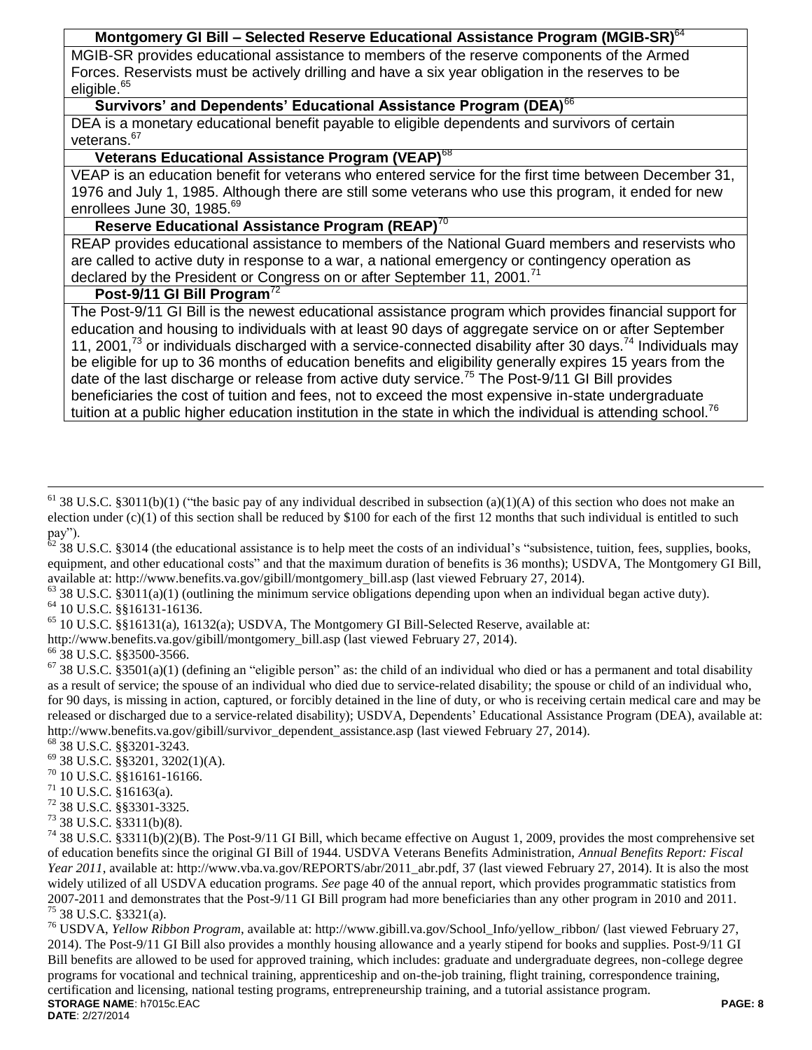| Montgomery GI Bill – Selected Reserve Educational Assistance Program (MGIB-SR)[64] |
|---|
| MGIB-SR provides educational assistance to members of the reserve components of the Armed Forces. Reservists must be actively drilling and have a six year obligation in the reserves to be eligible.[65] |
| **Survivors' and Dependents' Educational Assistance Program (DEA)[66]** |
| DEA is a monetary educational benefit payable to eligible dependents and survivors of certain veterans.[67] |
| **Veterans Educational Assistance Program (VEAP)[68]** |
| VEAP is an education benefit for veterans who entered service for the first time between December 31, 1976 and July 1, 1985. Although there are still some veterans who use this program, it ended for new enrollees June 30, 1985.[69] |
| **Reserve Educational Assistance Program (REAP)[70]** |
| REAP provides educational assistance to members of the National Guard members and reservists who are called to active duty in response to a war, a national emergency or contingency operation as declared by the President or Congress on or after September 11, 2001.[71] |
| **Post-9/11 GI Bill Program[72]** |
| The Post-9/11 GI Bill is the newest educational assistance program which provides financial support for education and housing to individuals with at least 90 days of aggregate service on or after September 11, 2001,[73] or individuals discharged with a service-connected disability after 30 days.[74] Individuals may be eligible for up to 36 months of education benefits and eligibility generally expires 15 years from the date of the last discharge or release from active duty service.[75] The Post-9/11 GI Bill provides beneficiaries the cost of tuition and fees, not to exceed the most expensive in-state undergraduate tuition at a public higher education institution in the state in which the individual is attending school.[76] |

[61] 38 U.S.C. §3011(b)(1) ("the basic pay of any individual described in subsection (a)(1)(A) of this section who does not make an election under (c)(1) of this section shall be reduced by $100 for each of the first 12 months that such individual is entitled to such pay").

[62] 38 U.S.C. §3014 (the educational assistance is to help meet the costs of an individual's "subsistence, tuition, fees, supplies, books, equipment, and other educational costs" and that the maximum duration of benefits is 36 months); USDVA, The Montgomery GI Bill, available at: http://www.benefits.va.gov/gibill/montgomery_bill.asp (last viewed February 27, 2014).

[63] 38 U.S.C. §3011(a)(1) (outlining the minimum service obligations depending upon when an individual began active duty).

[64] 10 U.S.C. §§16131-16136.

[65] 10 U.S.C. §§16131(a), 16132(a); USDVA, The Montgomery GI Bill-Selected Reserve, available at: http://www.benefits.va.gov/gibill/montgomery_bill.asp (last viewed February 27, 2014).

[66] 38 U.S.C. §§3500-3566.

[67] 38 U.S.C. §3501(a)(1) (defining an "eligible person" as: the child of an individual who died or has a permanent and total disability as a result of service; the spouse of an individual who died due to service-related disability; the spouse or child of an individual who, for 90 days, is missing in action, captured, or forcibly detained in the line of duty, or who is receiving certain medical care and may be released or discharged due to a service-related disability); USDVA, Dependents' Educational Assistance Program (DEA), available at: http://www.benefits.va.gov/gibill/survivor_dependent_assistance.asp (last viewed February 27, 2014).

[68] 38 U.S.C. §§3201-3243.

[69] 38 U.S.C. §§3201, 3202(1)(A).

[70] 10 U.S.C. §§16161-16166.

[71] 10 U.S.C. §16163(a).

[72] 38 U.S.C. §§3301-3325.

[73] 38 U.S.C. §3311(b)(8).

[74] 38 U.S.C. §3311(b)(2)(B). The Post-9/11 GI Bill, which became effective on August 1, 2009, provides the most comprehensive set of education benefits since the original GI Bill of 1944. USDVA Veterans Benefits Administration, *Annual Benefits Report: Fiscal Year 2011*, available at: http://www.vba.va.gov/REPORTS/abr/2011_abr.pdf, 37 (last viewed February 27, 2014). It is also the most widely utilized of all USDVA education programs. *See* page 40 of the annual report, which provides programmatic statistics from 2007-2011 and demonstrates that the Post-9/11 GI Bill program had more beneficiaries than any other program in 2010 and 2011.

[75] 38 U.S.C. §3321(a).

[76] USDVA, *Yellow Ribbon Program*, available at: http://www.gibill.va.gov/School_Info/yellow_ribbon/ (last viewed February 27, 2014). The Post-9/11 GI Bill also provides a monthly housing allowance and a yearly stipend for books and supplies. Post-9/11 GI Bill benefits are allowed to be used for approved training, which includes: graduate and undergraduate degrees, non-college degree programs for vocational and technical training, apprenticeship and on-the-job training, flight training, correspondence training, certification and licensing, national testing programs, entrepreneurship training, and a tutorial assistance program.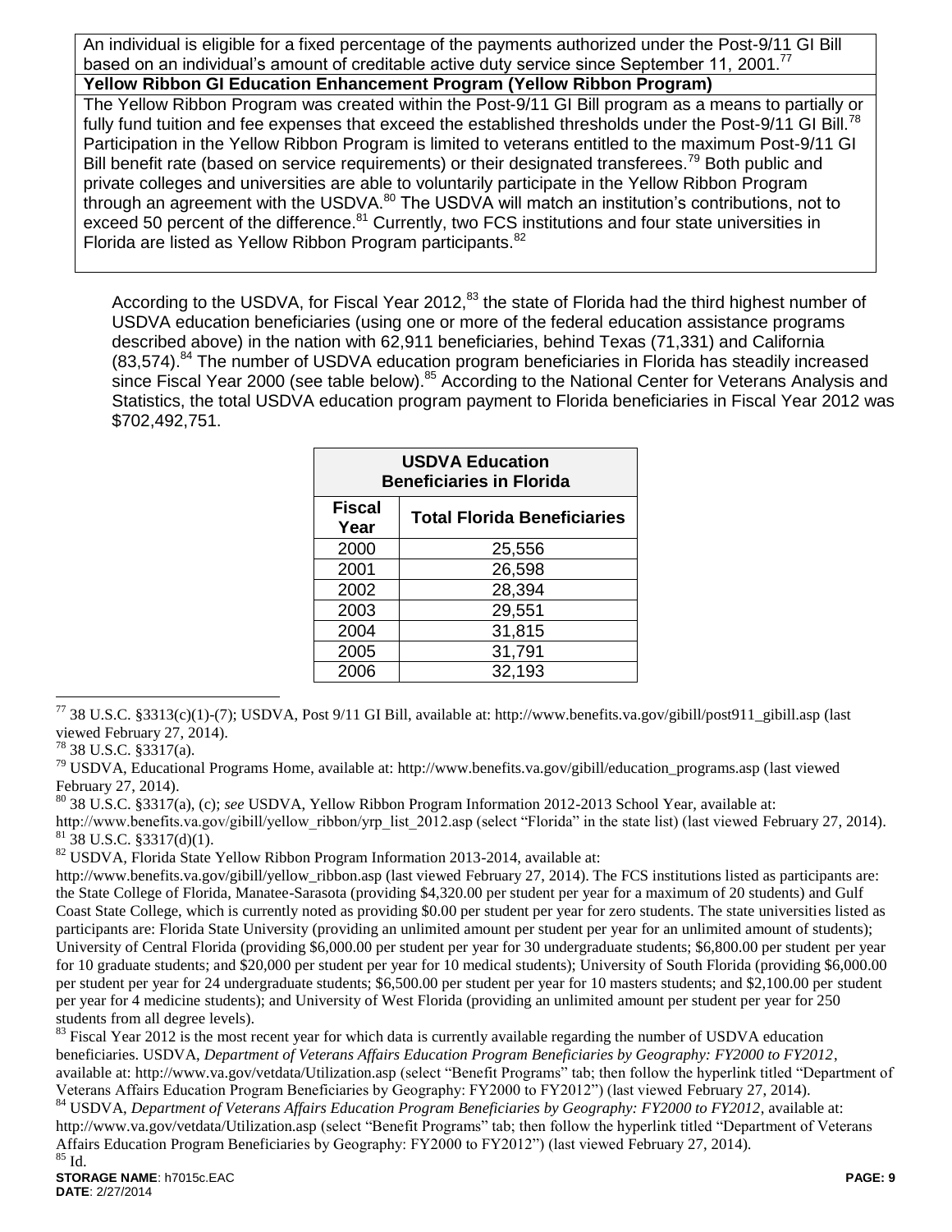An individual is eligible for a fixed percentage of the payments authorized under the Post-9/11 GI Bill based on an individual's amount of creditable active duty service since September 11, 2001.[77]

**Yellow Ribbon GI Education Enhancement Program (Yellow Ribbon Program)**

The Yellow Ribbon Program was created within the Post-9/11 GI Bill program as a means to partially or fully fund tuition and fee expenses that exceed the established thresholds under the Post-9/11 GI Bill.[78] Participation in the Yellow Ribbon Program is limited to veterans entitled to the maximum Post-9/11 GI Bill benefit rate (based on service requirements) or their designated transferees.[79] Both public and private colleges and universities are able to voluntarily participate in the Yellow Ribbon Program through an agreement with the USDVA.[80] The USDVA will match an institution's contributions, not to exceed 50 percent of the difference.[81] Currently, two FCS institutions and four state universities in Florida are listed as Yellow Ribbon Program participants.[82]

According to the USDVA, for Fiscal Year 2012,[83] the state of Florida had the third highest number of USDVA education beneficiaries (using one or more of the federal education assistance programs described above) in the nation with 62,911 beneficiaries, behind Texas (71,331) and California (83,574).[84] The number of USDVA education program beneficiaries in Florida has steadily increased since Fiscal Year 2000 (see table below).[85] According to the National Center for Veterans Analysis and Statistics, the total USDVA education program payment to Florida beneficiaries in Fiscal Year 2012 was $702,492,751.

| **USDVA Education Beneficiaries in Florida** | |
|---|---|
| **Fiscal Year** | **Total Florida Beneficiaries** |
| 2000 | 25,556 |
| 2001 | 26,598 |
| 2002 | 28,394 |
| 2003 | 29,551 |
| 2004 | 31,815 |
| 2005 | 31,791 |
| 2006 | 32,193 |

[77] 38 U.S.C. §3313(c)(1)-(7); USDVA, Post 9/11 GI Bill, available at: http://www.benefits.va.gov/gibill/post911_gibill.asp (last viewed February 27, 2014).

[78] 38 U.S.C. §3317(a).

[79] USDVA, Educational Programs Home, available at: http://www.benefits.va.gov/gibill/education_programs.asp (last viewed February 27, 2014).

[80] 38 U.S.C. §3317(a), (c); *see* USDVA, Yellow Ribbon Program Information 2012-2013 School Year, available at: http://www.benefits.va.gov/gibill/yellow_ribbon/yrp_list_2012.asp (select "Florida" in the state list) (last viewed February 27, 2014).

[81] 38 U.S.C. §3317(d)(1).

[82] USDVA, Florida State Yellow Ribbon Program Information 2013-2014, available at: http://www.benefits.va.gov/gibill/yellow_ribbon.asp (last viewed February 27, 2014). The FCS institutions listed as participants are: the State College of Florida, Manatee-Sarasota (providing $4,320.00 per student per year for a maximum of 20 students) and Gulf Coast State College, which is currently noted as providing $0.00 per student per year for zero students. The state universities listed as participants are: Florida State University (providing an unlimited amount per student per year for an unlimited amount of students); University of Central Florida (providing $6,000.00 per student per year for 30 undergraduate students; $6,800.00 per student per year for 10 graduate students; and $20,000 per student per year for 10 medical students); University of South Florida (providing $6,000.00 per student per year for 24 undergraduate students; $6,500.00 per student per year for 10 masters students; and $2,100.00 per student per year for 4 medicine students); and University of West Florida (providing an unlimited amount per student per year for 250 students from all degree levels).

[83] Fiscal Year 2012 is the most recent year for which data is currently available regarding the number of USDVA education beneficiaries. USDVA, *Department of Veterans Affairs Education Program Beneficiaries by Geography: FY2000 to FY2012*, available at: http://www.va.gov/vetdata/Utilization.asp (select "Benefit Programs" tab; then follow the hyperlink titled "Department of Veterans Affairs Education Program Beneficiaries by Geography: FY2000 to FY2012") (last viewed February 27, 2014).

[84] USDVA, *Department of Veterans Affairs Education Program Beneficiaries by Geography: FY2000 to FY2012*, available at: http://www.va.gov/vetdata/Utilization.asp (select "Benefit Programs" tab; then follow the hyperlink titled "Department of Veterans Affairs Education Program Beneficiaries by Geography: FY2000 to FY2012") (last viewed February 27, 2014).

[85] Id.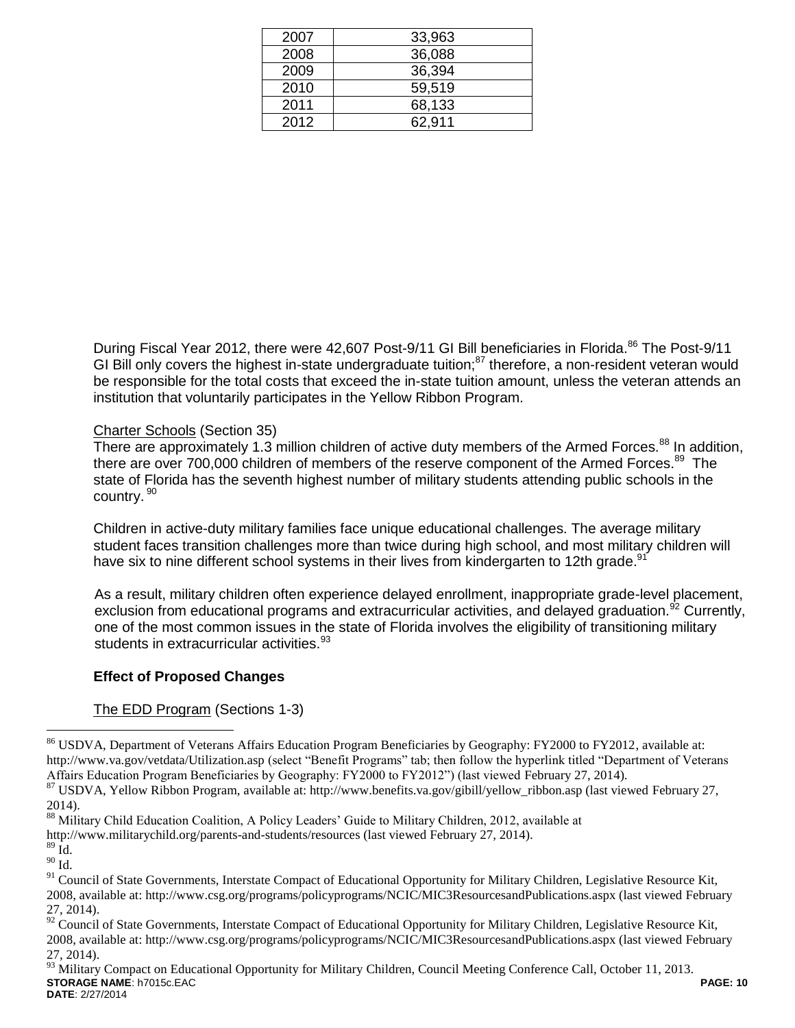| 2007 | 33,963 |
|---|---|
| 2008 | 36,088 |
| 2009 | 36,394 |
| 2010 | 59,519 |
| 2011 | 68,133 |
| 2012 | 62,911 |

During Fiscal Year 2012, there were 42,607 Post-9/11 GI Bill beneficiaries in Florida.[86] The Post-9/11 GI Bill only covers the highest in-state undergraduate tuition;[87] therefore, a non-resident veteran would be responsible for the total costs that exceed the in-state tuition amount, unless the veteran attends an institution that voluntarily participates in the Yellow Ribbon Program.

Charter Schools (Section 35)

There are approximately 1.3 million children of active duty members of the Armed Forces.[88] In addition, there are over 700,000 children of members of the reserve component of the Armed Forces.[89] The state of Florida has the seventh highest number of military students attending public schools in the country.[90]

Children in active-duty military families face unique educational challenges. The average military student faces transition challenges more than twice during high school, and most military children will have six to nine different school systems in their lives from kindergarten to 12th grade.[91]

As a result, military children often experience delayed enrollment, inappropriate grade-level placement, exclusion from educational programs and extracurricular activities, and delayed graduation.[92] Currently, one of the most common issues in the state of Florida involves the eligibility of transitioning military students in extracurricular activities.[93]

**Effect of Proposed Changes**

The EDD Program (Sections 1-3)

[86] USDVA, Department of Veterans Affairs Education Program Beneficiaries by Geography: FY2000 to FY2012, available at: http://www.va.gov/vetdata/Utilization.asp (select "Benefit Programs" tab; then follow the hyperlink titled "Department of Veterans Affairs Education Program Beneficiaries by Geography: FY2000 to FY2012") (last viewed February 27, 2014).

[87] USDVA, Yellow Ribbon Program, available at: http://www.benefits.va.gov/gibill/yellow_ribbon.asp (last viewed February 27, 2014).

[88] Military Child Education Coalition, A Policy Leaders' Guide to Military Children, 2012, available at http://www.militarychild.org/parents-and-students/resources (last viewed February 27, 2014).

[89] Id.

[90] Id.

[91] Council of State Governments, Interstate Compact of Educational Opportunity for Military Children, Legislative Resource Kit, 2008, available at: http://www.csg.org/programs/policyprograms/NCIC/MIC3ResourcesandPublications.aspx (last viewed February 27, 2014).

[92] Council of State Governments, Interstate Compact of Educational Opportunity for Military Children, Legislative Resource Kit, 2008, available at: http://www.csg.org/programs/policyprograms/NCIC/MIC3ResourcesandPublications.aspx (last viewed February 27, 2014).

[93] Military Compact on Educational Opportunity for Military Children, Council Meeting Conference Call, October 11, 2013.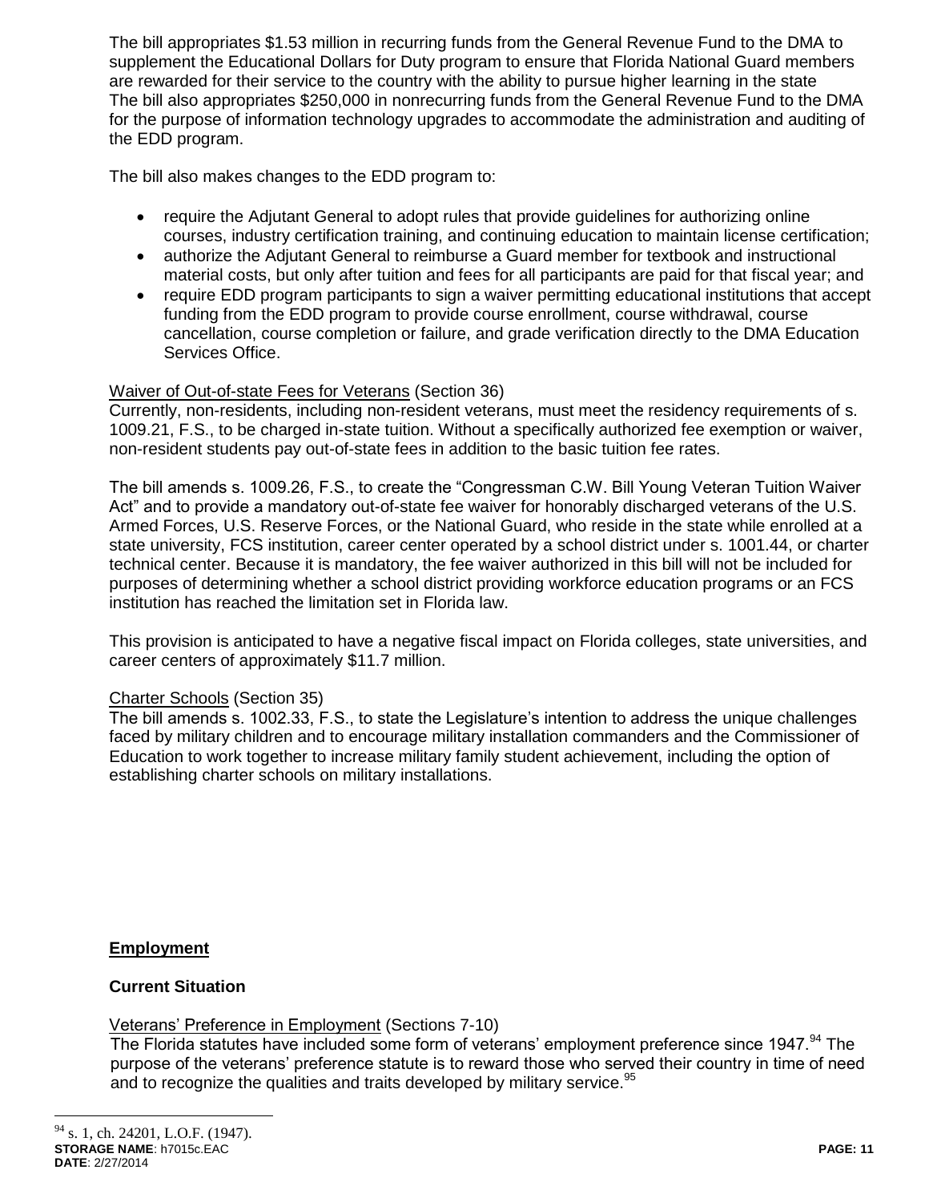The bill appropriates $1.53 million in recurring funds from the General Revenue Fund to the DMA to supplement the Educational Dollars for Duty program to ensure that Florida National Guard members are rewarded for their service to the country with the ability to pursue higher learning in the state The bill also appropriates $250,000 in nonrecurring funds from the General Revenue Fund to the DMA for the purpose of information technology upgrades to accommodate the administration and auditing of the EDD program.

The bill also makes changes to the EDD program to:

- require the Adjutant General to adopt rules that provide guidelines for authorizing online courses, industry certification training, and continuing education to maintain license certification;
- authorize the Adjutant General to reimburse a Guard member for textbook and instructional material costs, but only after tuition and fees for all participants are paid for that fiscal year; and
- require EDD program participants to sign a waiver permitting educational institutions that accept funding from the EDD program to provide course enrollment, course withdrawal, course cancellation, course completion or failure, and grade verification directly to the DMA Education Services Office.

Waiver of Out-of-state Fees for Veterans (Section 36)

Currently, non-residents, including non-resident veterans, must meet the residency requirements of s. 1009.21, F.S., to be charged in-state tuition. Without a specifically authorized fee exemption or waiver, non-resident students pay out-of-state fees in addition to the basic tuition fee rates.

The bill amends s. 1009.26, F.S., to create the "Congressman C.W. Bill Young Veteran Tuition Waiver Act" and to provide a mandatory out-of-state fee waiver for honorably discharged veterans of the U.S. Armed Forces, U.S. Reserve Forces, or the National Guard, who reside in the state while enrolled at a state university, FCS institution, career center operated by a school district under s. 1001.44, or charter technical center. Because it is mandatory, the fee waiver authorized in this bill will not be included for purposes of determining whether a school district providing workforce education programs or an FCS institution has reached the limitation set in Florida law.

This provision is anticipated to have a negative fiscal impact on Florida colleges, state universities, and career centers of approximately $11.7 million.

Charter Schools (Section 35)

The bill amends s. 1002.33, F.S., to state the Legislature's intention to address the unique challenges faced by military children and to encourage military installation commanders and the Commissioner of Education to work together to increase military family student achievement, including the option of establishing charter schools on military installations.

## Employment

### Current Situation

Veterans' Preference in Employment (Sections 7-10)

The Florida statutes have included some form of veterans' employment preference since 1947.[94] The purpose of the veterans' preference statute is to reward those who served their country in time of need and to recognize the qualities and traits developed by military service.[95]

---

[94] s. 1, ch. 24201, L.O.F. (1947).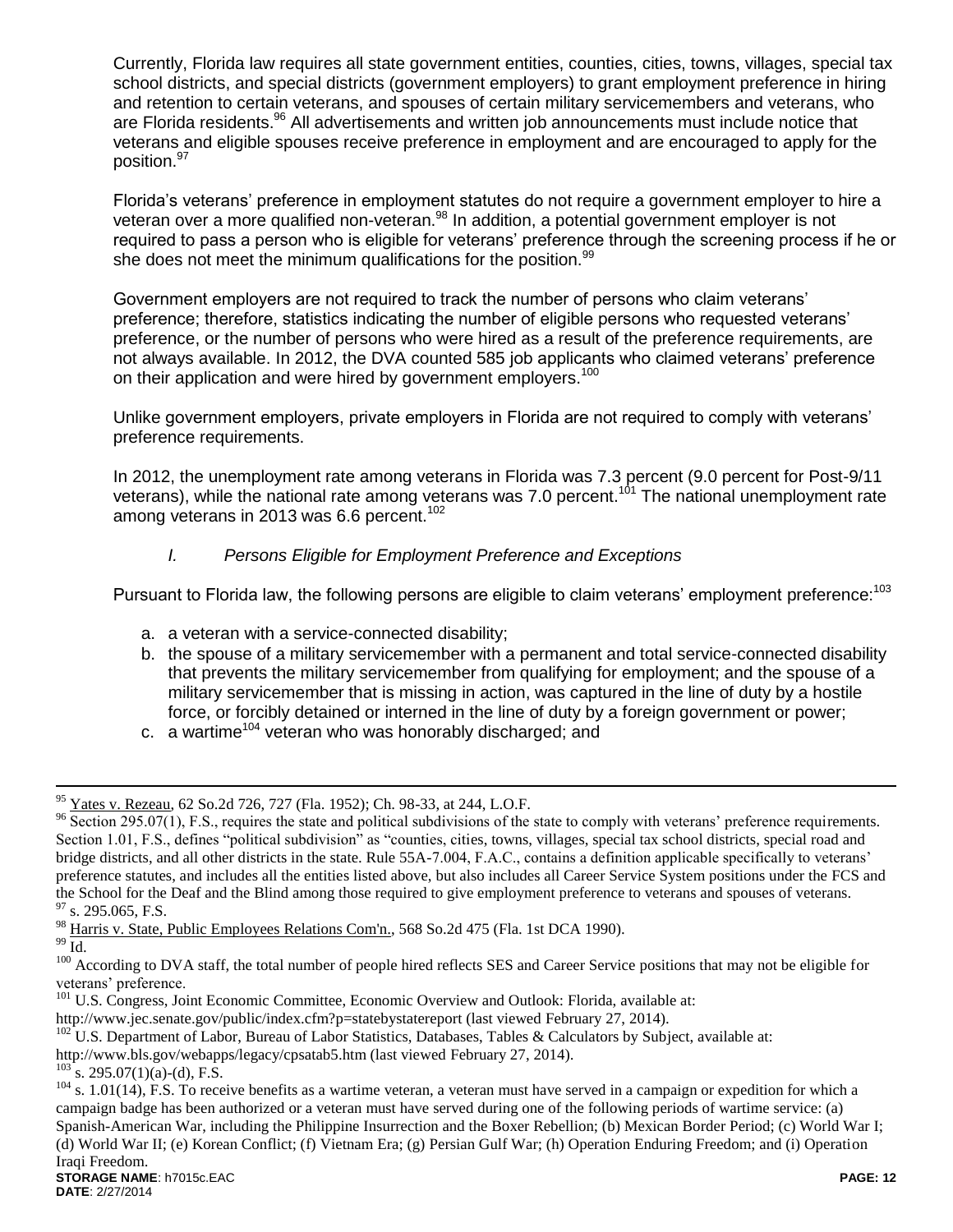Currently, Florida law requires all state government entities, counties, cities, towns, villages, special tax school districts, and special districts (government employers) to grant employment preference in hiring and retention to certain veterans, and spouses of certain military servicemembers and veterans, who are Florida residents.[96] All advertisements and written job announcements must include notice that veterans and eligible spouses receive preference in employment and are encouraged to apply for the position.[97]

Florida's veterans' preference in employment statutes do not require a government employer to hire a veteran over a more qualified non-veteran.[98] In addition, a potential government employer is not required to pass a person who is eligible for veterans' preference through the screening process if he or she does not meet the minimum qualifications for the position.[99]

Government employers are not required to track the number of persons who claim veterans' preference; therefore, statistics indicating the number of eligible persons who requested veterans' preference, or the number of persons who were hired as a result of the preference requirements, are not always available. In 2012, the DVA counted 585 job applicants who claimed veterans' preference on their application and were hired by government employers.[100]

Unlike government employers, private employers in Florida are not required to comply with veterans' preference requirements.

In 2012, the unemployment rate among veterans in Florida was 7.3 percent (9.0 percent for Post-9/11 veterans), while the national rate among veterans was 7.0 percent.[101] The national unemployment rate among veterans in 2013 was 6.6 percent.[102]

*I. Persons Eligible for Employment Preference and Exceptions*

Pursuant to Florida law, the following persons are eligible to claim veterans' employment preference:[103]

a. a veteran with a service-connected disability;
b. the spouse of a military servicemember with a permanent and total service-connected disability that prevents the military servicemember from qualifying for employment; and the spouse of a military servicemember that is missing in action, was captured in the line of duty by a hostile force, or forcibly detained or interned in the line of duty by a foreign government or power;
c. a wartime[104] veteran who was honorably discharged; and

---

[95] Yates v. Rezeau, 62 So.2d 726, 727 (Fla. 1952); Ch. 98-33, at 244, L.O.F.

[96] Section 295.07(1), F.S., requires the state and political subdivisions of the state to comply with veterans' preference requirements. Section 1.01, F.S., defines "political subdivision" as "counties, cities, towns, villages, special tax school districts, special road and bridge districts, and all other districts in the state. Rule 55A-7.004, F.A.C., contains a definition applicable specifically to veterans' preference statutes, and includes all the entities listed above, but also includes all Career Service System positions under the FCS and the School for the Deaf and the Blind among those required to give employment preference to veterans and spouses of veterans.

[97] s. 295.065, F.S.

[98] Harris v. State, Public Employees Relations Com'n., 568 So.2d 475 (Fla. 1st DCA 1990).

[99] Id.

[100] According to DVA staff, the total number of people hired reflects SES and Career Service positions that may not be eligible for veterans' preference.

[101] U.S. Congress, Joint Economic Committee, Economic Overview and Outlook: Florida, available at: http://www.jec.senate.gov/public/index.cfm?p=statebystatereport (last viewed February 27, 2014).

[102] U.S. Department of Labor, Bureau of Labor Statistics, Databases, Tables & Calculators by Subject, available at: http://www.bls.gov/webapps/legacy/cpsatab5.htm (last viewed February 27, 2014).

[103] s. 295.07(1)(a)-(d), F.S.

[104] s. 1.01(14), F.S. To receive benefits as a wartime veteran, a veteran must have served in a campaign or expedition for which a campaign badge has been authorized or a veteran must have served during one of the following periods of wartime service: (a) Spanish-American War, including the Philippine Insurrection and the Boxer Rebellion; (b) Mexican Border Period; (c) World War I; (d) World War II; (e) Korean Conflict; (f) Vietnam Era; (g) Persian Gulf War; (h) Operation Enduring Freedom; and (i) Operation Iraqi Freedom.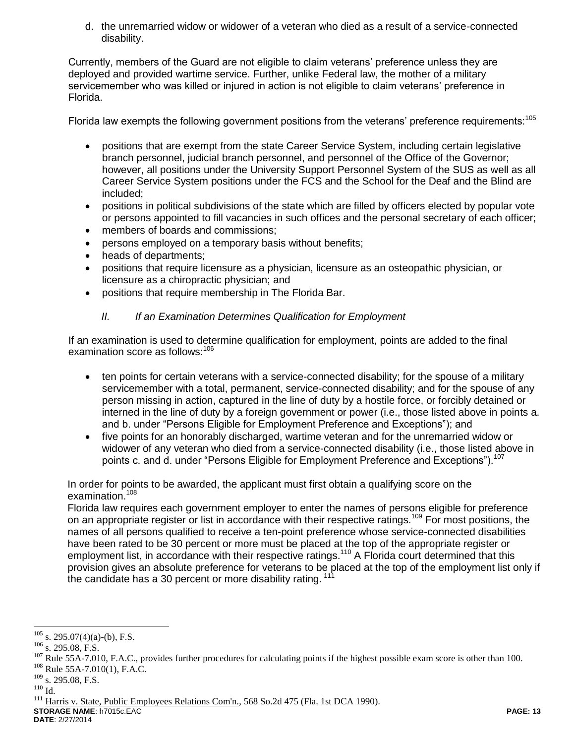d. the unremarried widow or widower of a veteran who died as a result of a service-connected disability.

Currently, members of the Guard are not eligible to claim veterans' preference unless they are deployed and provided wartime service. Further, unlike Federal law, the mother of a military servicemember who was killed or injured in action is not eligible to claim veterans' preference in Florida.

Florida law exempts the following government positions from the veterans' preference requirements:[105]

- positions that are exempt from the state Career Service System, including certain legislative branch personnel, judicial branch personnel, and personnel of the Office of the Governor; however, all positions under the University Support Personnel System of the SUS as well as all Career Service System positions under the FCS and the School for the Deaf and the Blind are included;
- positions in political subdivisions of the state which are filled by officers elected by popular vote or persons appointed to fill vacancies in such offices and the personal secretary of each officer;
- members of boards and commissions;
- persons employed on a temporary basis without benefits;
- heads of departments;
- positions that require licensure as a physician, licensure as an osteopathic physician, or licensure as a chiropractic physician; and
- positions that require membership in The Florida Bar.

*II. If an Examination Determines Qualification for Employment*

If an examination is used to determine qualification for employment, points are added to the final examination score as follows:[106]

- ten points for certain veterans with a service-connected disability; for the spouse of a military servicemember with a total, permanent, service-connected disability; and for the spouse of any person missing in action, captured in the line of duty by a hostile force, or forcibly detained or interned in the line of duty by a foreign government or power (i.e., those listed above in points a. and b. under "Persons Eligible for Employment Preference and Exceptions"); and
- five points for an honorably discharged, wartime veteran and for the unremarried widow or widower of any veteran who died from a service-connected disability (i.e., those listed above in points c. and d. under "Persons Eligible for Employment Preference and Exceptions").[107]

In order for points to be awarded, the applicant must first obtain a qualifying score on the examination.[108]

Florida law requires each government employer to enter the names of persons eligible for preference on an appropriate register or list in accordance with their respective ratings.[109] For most positions, the names of all persons qualified to receive a ten-point preference whose service-connected disabilities have been rated to be 30 percent or more must be placed at the top of the appropriate register or employment list, in accordance with their respective ratings.[110] A Florida court determined that this provision gives an absolute preference for veterans to be placed at the top of the employment list only if the candidate has a 30 percent or more disability rating.[111]

---

[105] s. 295.07(4)(a)-(b), F.S.

[106] s. 295.08, F.S.

[107] Rule 55A-7.010, F.A.C., provides further procedures for calculating points if the highest possible exam score is other than 100.

[108] Rule 55A-7.010(1), F.A.C.

[109] s. 295.08, F.S.

[110] Id.

[111] Harris v. State, Public Employees Relations Com'n., 568 So.2d 475 (Fla. 1st DCA 1990).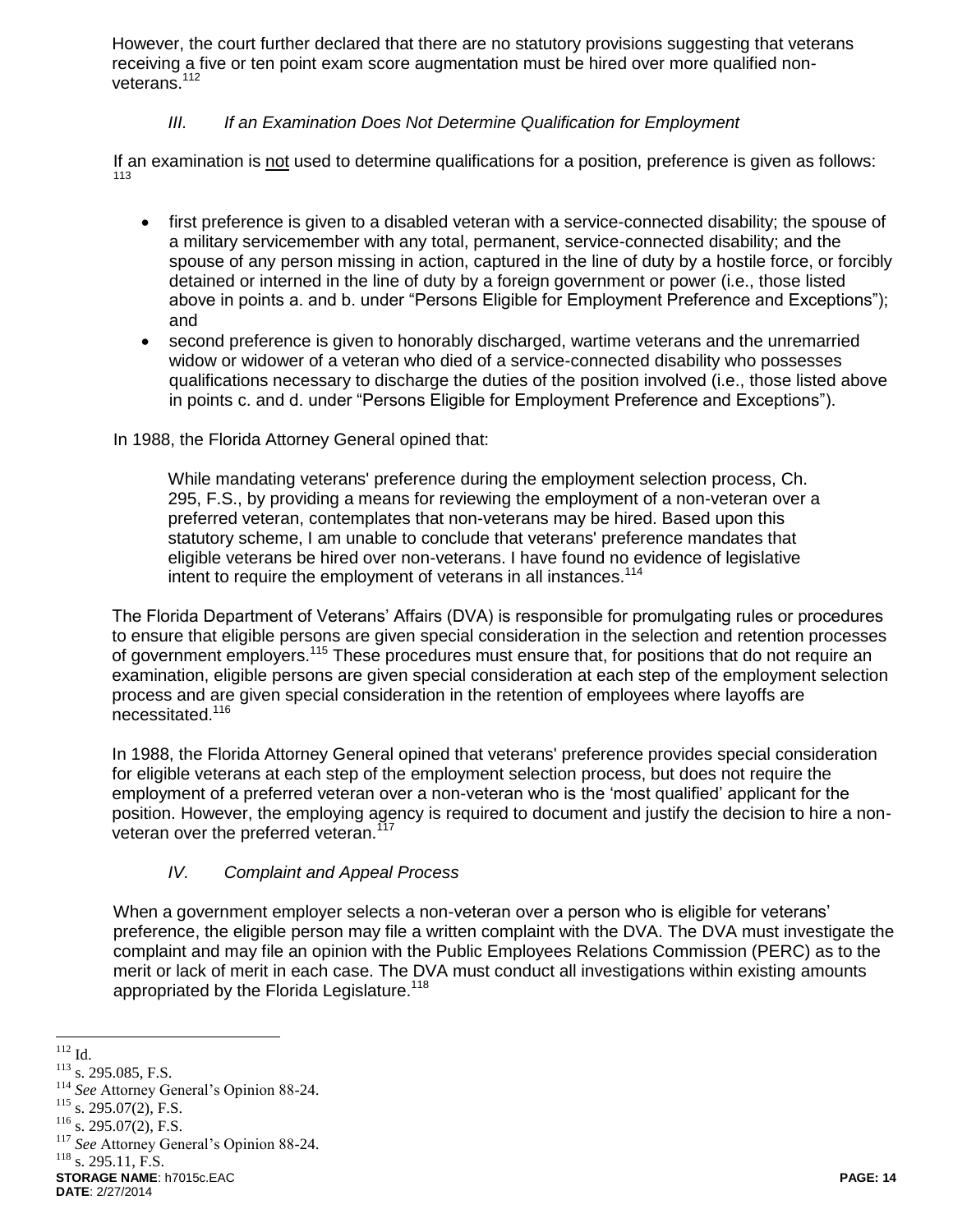However, the court further declared that there are no statutory provisions suggesting that veterans receiving a five or ten point exam score augmentation must be hired over more qualified non-veterans.[112]

### *III. If an Examination Does Not Determine Qualification for Employment*

If an examination is not used to determine qualifications for a position, preference is given as follows:[113]

- first preference is given to a disabled veteran with a service-connected disability; the spouse of a military servicemember with any total, permanent, service-connected disability; and the spouse of any person missing in action, captured in the line of duty by a hostile force, or forcibly detained or interned in the line of duty by a foreign government or power (i.e., those listed above in points a. and b. under "Persons Eligible for Employment Preference and Exceptions"); and
- second preference is given to honorably discharged, wartime veterans and the unremarried widow or widower of a veteran who died of a service-connected disability who possesses qualifications necessary to discharge the duties of the position involved (i.e., those listed above in points c. and d. under "Persons Eligible for Employment Preference and Exceptions").

In 1988, the Florida Attorney General opined that:

> While mandating veterans' preference during the employment selection process, Ch. 295, F.S., by providing a means for reviewing the employment of a non-veteran over a preferred veteran, contemplates that non-veterans may be hired. Based upon this statutory scheme, I am unable to conclude that veterans' preference mandates that eligible veterans be hired over non-veterans. I have found no evidence of legislative intent to require the employment of veterans in all instances.[114]

The Florida Department of Veterans' Affairs (DVA) is responsible for promulgating rules or procedures to ensure that eligible persons are given special consideration in the selection and retention processes of government employers.[115] These procedures must ensure that, for positions that do not require an examination, eligible persons are given special consideration at each step of the employment selection process and are given special consideration in the retention of employees where layoffs are necessitated.[116]

In 1988, the Florida Attorney General opined that veterans' preference provides special consideration for eligible veterans at each step of the employment selection process, but does not require the employment of a preferred veteran over a non-veteran who is the 'most qualified' applicant for the position. However, the employing agency is required to document and justify the decision to hire a non-veteran over the preferred veteran.[117]

### *IV. Complaint and Appeal Process*

When a government employer selects a non-veteran over a person who is eligible for veterans' preference, the eligible person may file a written complaint with the DVA. The DVA must investigate the complaint and may file an opinion with the Public Employees Relations Commission (PERC) as to the merit or lack of merit in each case. The DVA must conduct all investigations within existing amounts appropriated by the Florida Legislature.[118]

---

[112] Id.
[113] s. 295.085, F.S.
[114] *See* Attorney General's Opinion 88-24.
[115] s. 295.07(2), F.S.
[116] s. 295.07(2), F.S.
[117] *See* Attorney General's Opinion 88-24.
[118] s. 295.11, F.S.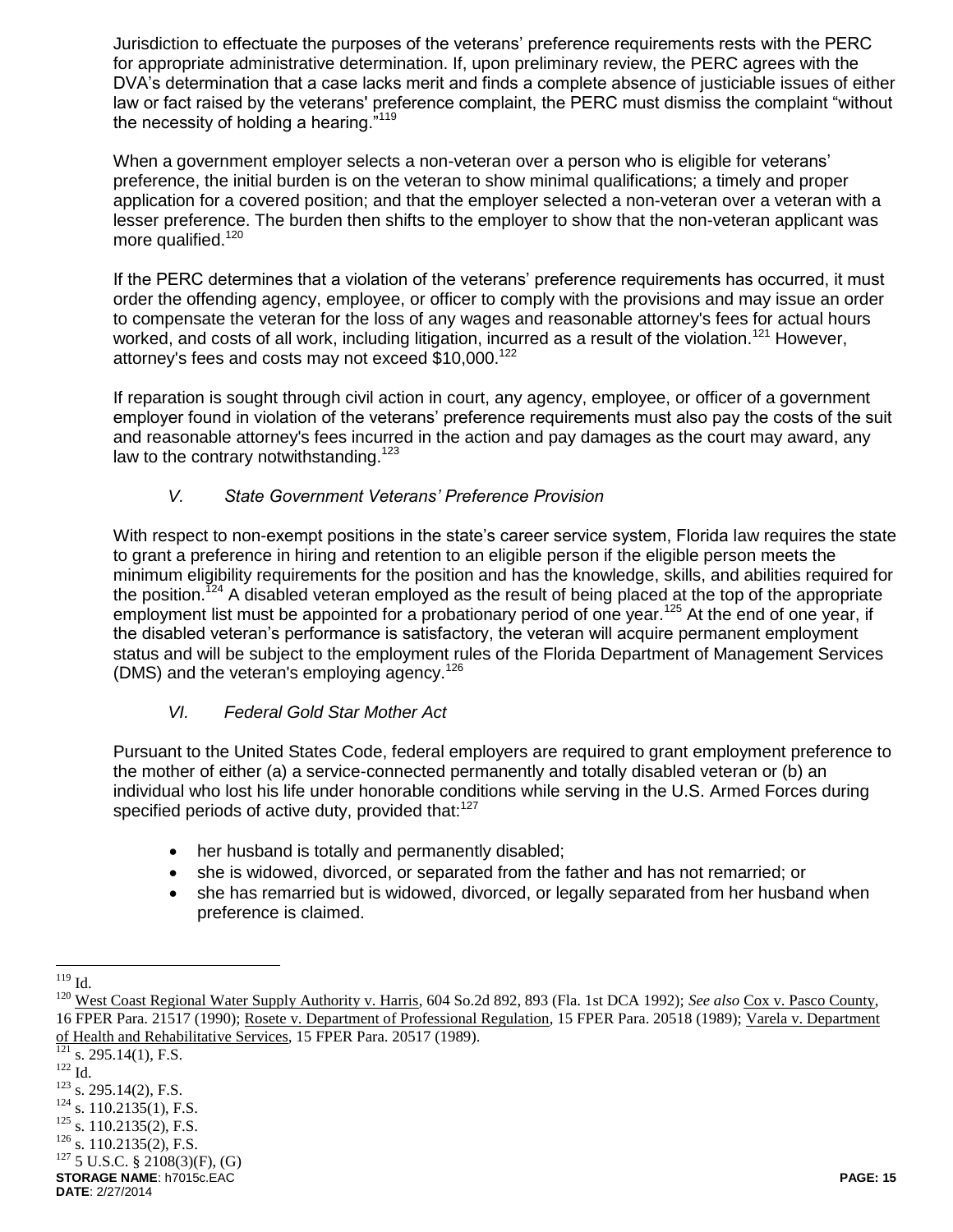Jurisdiction to effectuate the purposes of the veterans' preference requirements rests with the PERC for appropriate administrative determination. If, upon preliminary review, the PERC agrees with the DVA's determination that a case lacks merit and finds a complete absence of justiciable issues of either law or fact raised by the veterans' preference complaint, the PERC must dismiss the complaint "without the necessity of holding a hearing."[119]

When a government employer selects a non-veteran over a person who is eligible for veterans' preference, the initial burden is on the veteran to show minimal qualifications; a timely and proper application for a covered position; and that the employer selected a non-veteran over a veteran with a lesser preference. The burden then shifts to the employer to show that the non-veteran applicant was more qualified.[120]

If the PERC determines that a violation of the veterans' preference requirements has occurred, it must order the offending agency, employee, or officer to comply with the provisions and may issue an order to compensate the veteran for the loss of any wages and reasonable attorney's fees for actual hours worked, and costs of all work, including litigation, incurred as a result of the violation.[121] However, attorney's fees and costs may not exceed $10,000.[122]

If reparation is sought through civil action in court, any agency, employee, or officer of a government employer found in violation of the veterans' preference requirements must also pay the costs of the suit and reasonable attorney's fees incurred in the action and pay damages as the court may award, any law to the contrary notwithstanding.[123]

### *V. State Government Veterans' Preference Provision*

With respect to non-exempt positions in the state's career service system, Florida law requires the state to grant a preference in hiring and retention to an eligible person if the eligible person meets the minimum eligibility requirements for the position and has the knowledge, skills, and abilities required for the position.[124] A disabled veteran employed as the result of being placed at the top of the appropriate employment list must be appointed for a probationary period of one year.[125] At the end of one year, if the disabled veteran's performance is satisfactory, the veteran will acquire permanent employment status and will be subject to the employment rules of the Florida Department of Management Services (DMS) and the veteran's employing agency.[126]

### *VI. Federal Gold Star Mother Act*

Pursuant to the United States Code, federal employers are required to grant employment preference to the mother of either (a) a service-connected permanently and totally disabled veteran or (b) an individual who lost his life under honorable conditions while serving in the U.S. Armed Forces during specified periods of active duty, provided that:[127]

- her husband is totally and permanently disabled;
- she is widowed, divorced, or separated from the father and has not remarried; or
- she has remarried but is widowed, divorced, or legally separated from her husband when preference is claimed.

---

[119] Id.

[120] West Coast Regional Water Supply Authority v. Harris, 604 So.2d 892, 893 (Fla. 1st DCA 1992); *See also* Cox v. Pasco County, 16 FPER Para. 21517 (1990); Rosete v. Department of Professional Regulation, 15 FPER Para. 20518 (1989); Varela v. Department of Health and Rehabilitative Services, 15 FPER Para. 20517 (1989).

[121] s. 295.14(1), F.S.

[122] Id.

[123] s. 295.14(2), F.S.

[124] s. 110.2135(1), F.S.

[125] s. 110.2135(2), F.S.

[126] s. 110.2135(2), F.S.

[127] 5 U.S.C. § 2108(3)(F), (G)

**STORAGE NAME**: h7015c.EAC
**DATE**: 2/27/2014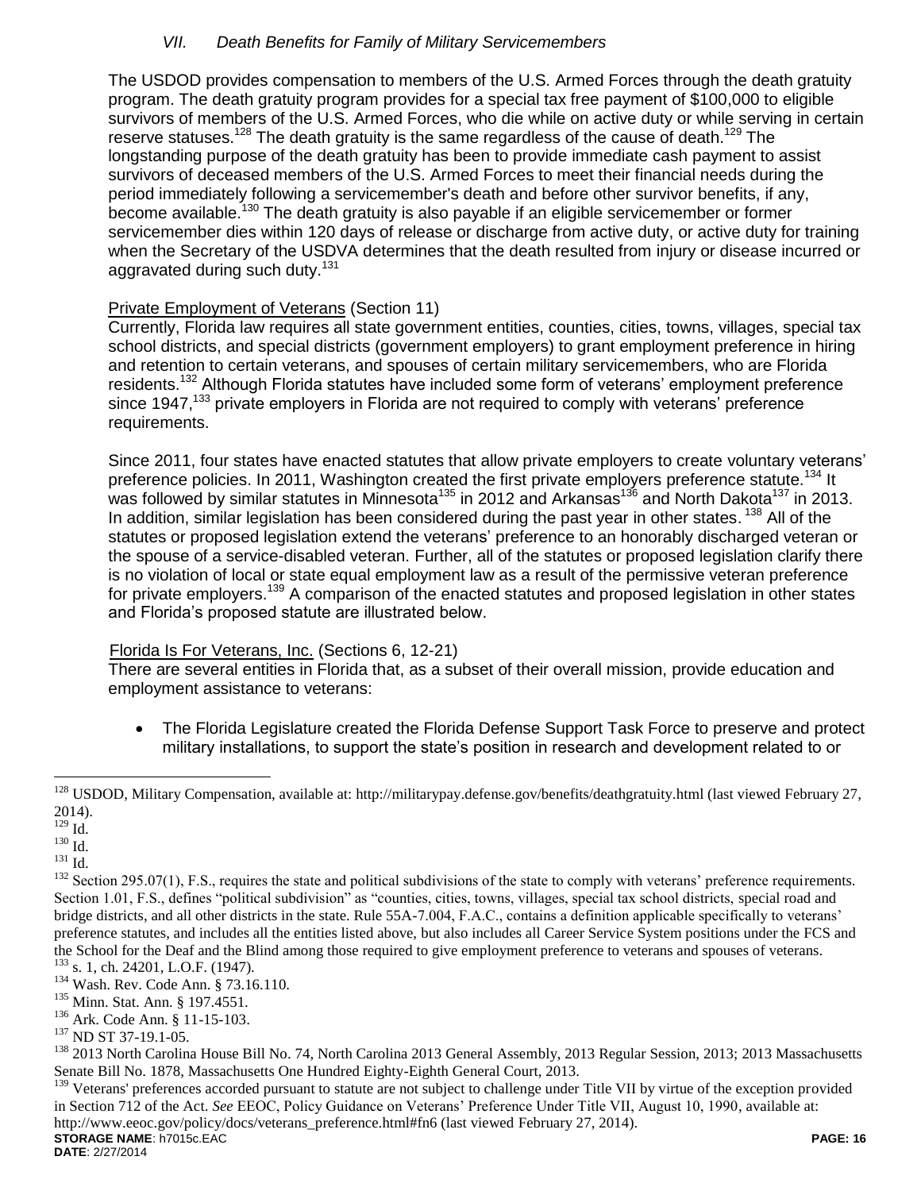### *VII. Death Benefits for Family of Military Servicemembers*

The USDOD provides compensation to members of the U.S. Armed Forces through the death gratuity program. The death gratuity program provides for a special tax free payment of $100,000 to eligible survivors of members of the U.S. Armed Forces, who die while on active duty or while serving in certain reserve statuses.[128] The death gratuity is the same regardless of the cause of death.[129] The longstanding purpose of the death gratuity has been to provide immediate cash payment to assist survivors of deceased members of the U.S. Armed Forces to meet their financial needs during the period immediately following a servicemember's death and before other survivor benefits, if any, become available.[130] The death gratuity is also payable if an eligible servicemember or former servicemember dies within 120 days of release or discharge from active duty, or active duty for training when the Secretary of the USDVA determines that the death resulted from injury or disease incurred or aggravated during such duty.[131]

Private Employment of Veterans (Section 11)

Currently, Florida law requires all state government entities, counties, cities, towns, villages, special tax school districts, and special districts (government employers) to grant employment preference in hiring and retention to certain veterans, and spouses of certain military servicemembers, who are Florida residents.[132] Although Florida statutes have included some form of veterans' employment preference since 1947,[133] private employers in Florida are not required to comply with veterans' preference requirements.

Since 2011, four states have enacted statutes that allow private employers to create voluntary veterans' preference policies. In 2011, Washington created the first private employers preference statute.[134] It was followed by similar statutes in Minnesota[135] in 2012 and Arkansas[136] and North Dakota[137] in 2013. In addition, similar legislation has been considered during the past year in other states.[138] All of the statutes or proposed legislation extend the veterans' preference to an honorably discharged veteran or the spouse of a service-disabled veteran. Further, all of the statutes or proposed legislation clarify there is no violation of local or state equal employment law as a result of the permissive veteran preference for private employers.[139] A comparison of the enacted statutes and proposed legislation in other states and Florida's proposed statute are illustrated below.

Florida Is For Veterans, Inc. (Sections 6, 12-21)

There are several entities in Florida that, as a subset of their overall mission, provide education and employment assistance to veterans:

- The Florida Legislature created the Florida Defense Support Task Force to preserve and protect military installations, to support the state's position in research and development related to or

---

[128] USDOD, Military Compensation, available at: http://militarypay.defense.gov/benefits/deathgratuity.html (last viewed February 27, 2014).

[129] Id.

[130] Id.

[131] Id.

[132] Section 295.07(1), F.S., requires the state and political subdivisions of the state to comply with veterans' preference requirements. Section 1.01, F.S., defines "political subdivision" as "counties, cities, towns, villages, special tax school districts, special road and bridge districts, and all other districts in the state. Rule 55A-7.004, F.A.C., contains a definition applicable specifically to veterans' preference statutes, and includes all the entities listed above, but also includes all Career Service System positions under the FCS and the School for the Deaf and the Blind among those required to give employment preference to veterans and spouses of veterans.

[133] s. 1, ch. 24201, L.O.F. (1947).

[134] Wash. Rev. Code Ann. § 73.16.110.

[135] Minn. Stat. Ann. § 197.4551.

[136] Ark. Code Ann. § 11-15-103.

[137] ND ST 37-19.1-05.

[138] 2013 North Carolina House Bill No. 74, North Carolina 2013 General Assembly, 2013 Regular Session, 2013; 2013 Massachusetts Senate Bill No. 1878, Massachusetts One Hundred Eighty-Eighth General Court, 2013.

[139] Veterans' preferences accorded pursuant to statute are not subject to challenge under Title VII by virtue of the exception provided in Section 712 of the Act. *See* EEOC, Policy Guidance on Veterans' Preference Under Title VII, August 10, 1990, available at: http://www.eeoc.gov/policy/docs/veterans_preference.html#fn6 (last viewed February 27, 2014).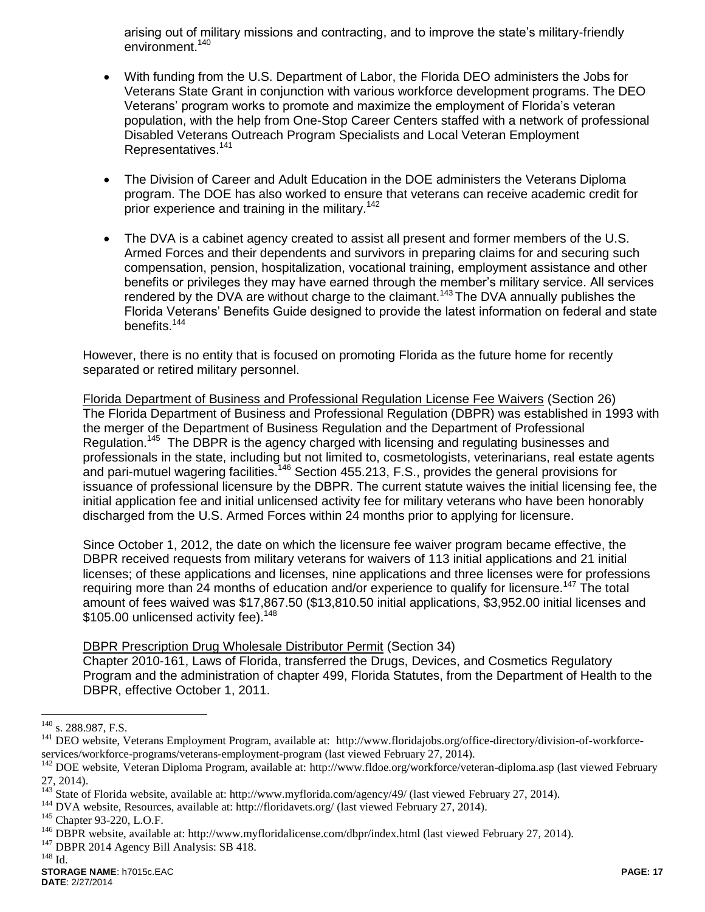arising out of military missions and contracting, and to improve the state's military-friendly environment.[140]

- With funding from the U.S. Department of Labor, the Florida DEO administers the Jobs for Veterans State Grant in conjunction with various workforce development programs. The DEO Veterans' program works to promote and maximize the employment of Florida's veteran population, with the help from One-Stop Career Centers staffed with a network of professional Disabled Veterans Outreach Program Specialists and Local Veteran Employment Representatives.[141]

- The Division of Career and Adult Education in the DOE administers the Veterans Diploma program. The DOE has also worked to ensure that veterans can receive academic credit for prior experience and training in the military.[142]

- The DVA is a cabinet agency created to assist all present and former members of the U.S. Armed Forces and their dependents and survivors in preparing claims for and securing such compensation, pension, hospitalization, vocational training, employment assistance and other benefits or privileges they may have earned through the member's military service. All services rendered by the DVA are without charge to the claimant.[143] The DVA annually publishes the Florida Veterans' Benefits Guide designed to provide the latest information on federal and state benefits.[144]

However, there is no entity that is focused on promoting Florida as the future home for recently separated or retired military personnel.

<u>Florida Department of Business and Professional Regulation License Fee Waivers</u> (Section 26)
The Florida Department of Business and Professional Regulation (DBPR) was established in 1993 with the merger of the Department of Business Regulation and the Department of Professional Regulation.[145] The DBPR is the agency charged with licensing and regulating businesses and professionals in the state, including but not limited to, cosmetologists, veterinarians, real estate agents and pari-mutuel wagering facilities.[146] Section 455.213, F.S., provides the general provisions for issuance of professional licensure by the DBPR. The current statute waives the initial licensing fee, the initial application fee and initial unlicensed activity fee for military veterans who have been honorably discharged from the U.S. Armed Forces within 24 months prior to applying for licensure.

Since October 1, 2012, the date on which the licensure fee waiver program became effective, the DBPR received requests from military veterans for waivers of 113 initial applications and 21 initial licenses; of these applications and licenses, nine applications and three licenses were for professions requiring more than 24 months of education and/or experience to qualify for licensure.[147] The total amount of fees waived was $17,867.50 ($13,810.50 initial applications, $3,952.00 initial licenses and $105.00 unlicensed activity fee).[148]

<u>DBPR Prescription Drug Wholesale Distributor Permit</u> (Section 34)
Chapter 2010-161, Laws of Florida, transferred the Drugs, Devices, and Cosmetics Regulatory Program and the administration of chapter 499, Florida Statutes, from the Department of Health to the DBPR, effective October 1, 2011.

---

[140] s. 288.987, F.S.
[141] DEO website, Veterans Employment Program, available at: http://www.floridajobs.org/office-directory/division-of-workforce-services/workforce-programs/veterans-employment-program (last viewed February 27, 2014).
[142] DOE website, Veteran Diploma Program, available at: http://www.fldoe.org/workforce/veteran-diploma.asp (last viewed February 27, 2014).
[143] State of Florida website, available at: http://www.myflorida.com/agency/49/ (last viewed February 27, 2014).
[144] DVA website, Resources, available at: http://floridavets.org/ (last viewed February 27, 2014).
[145] Chapter 93-220, L.O.F.
[146] DBPR website, available at: http://www.myfloridalicense.com/dbpr/index.html (last viewed February 27, 2014).
[147] DBPR 2014 Agency Bill Analysis: SB 418.
[148] Id.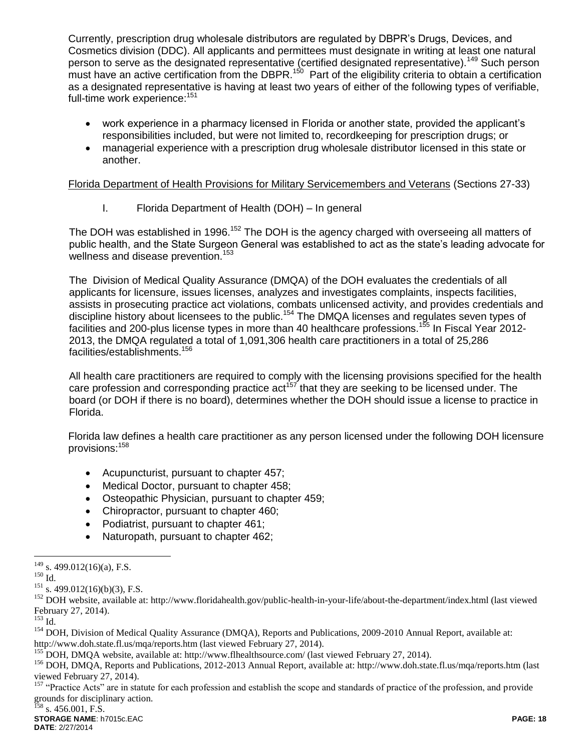Currently, prescription drug wholesale distributors are regulated by DBPR's Drugs, Devices, and Cosmetics division (DDC). All applicants and permittees must designate in writing at least one natural person to serve as the designated representative (certified designated representative).[149] Such person must have an active certification from the DBPR.[150] Part of the eligibility criteria to obtain a certification as a designated representative is having at least two years of either of the following types of verifiable, full-time work experience:[151]

- work experience in a pharmacy licensed in Florida or another state, provided the applicant's responsibilities included, but were not limited to, recordkeeping for prescription drugs; or
- managerial experience with a prescription drug wholesale distributor licensed in this state or another.

<u>Florida Department of Health Provisions for Military Servicemembers and Veterans</u> (Sections 27-33)

I. Florida Department of Health (DOH) – In general

The DOH was established in 1996.[152] The DOH is the agency charged with overseeing all matters of public health, and the State Surgeon General was established to act as the state's leading advocate for wellness and disease prevention.[153]

The Division of Medical Quality Assurance (DMQA) of the DOH evaluates the credentials of all applicants for licensure, issues licenses, analyzes and investigates complaints, inspects facilities, assists in prosecuting practice act violations, combats unlicensed activity, and provides credentials and discipline history about licensees to the public.[154] The DMQA licenses and regulates seven types of facilities and 200-plus license types in more than 40 healthcare professions.[155] In Fiscal Year 2012-2013, the DMQA regulated a total of 1,091,306 health care practitioners in a total of 25,286 facilities/establishments.[156]

All health care practitioners are required to comply with the licensing provisions specified for the health care profession and corresponding practice act[157] that they are seeking to be licensed under. The board (or DOH if there is no board), determines whether the DOH should issue a license to practice in Florida.

Florida law defines a health care practitioner as any person licensed under the following DOH licensure provisions:[158]

- Acupuncturist, pursuant to chapter 457;
- Medical Doctor, pursuant to chapter 458;
- Osteopathic Physician, pursuant to chapter 459;
- Chiropractor, pursuant to chapter 460;
- Podiatrist, pursuant to chapter 461;
- Naturopath, pursuant to chapter 462;

---

[149] s. 499.012(16)(a), F.S.

[150] Id.

[151] s. 499.012(16)(b)(3), F.S.

[152] DOH website, available at: http://www.floridahealth.gov/public-health-in-your-life/about-the-department/index.html (last viewed February 27, 2014).

[153] Id.

[154] DOH, Division of Medical Quality Assurance (DMQA), Reports and Publications, 2009-2010 Annual Report, available at: http://www.doh.state.fl.us/mqa/reports.htm (last viewed February 27, 2014).

[155] DOH, DMQA website, available at: http://www.flhealthsource.com/ (last viewed February 27, 2014).

[156] DOH, DMQA, Reports and Publications, 2012-2013 Annual Report, available at: http://www.doh.state.fl.us/mqa/reports.htm (last viewed February 27, 2014).

[157] "Practice Acts" are in statute for each profession and establish the scope and standards of practice of the profession, and provide grounds for disciplinary action.

[158] s. 456.001, F.S.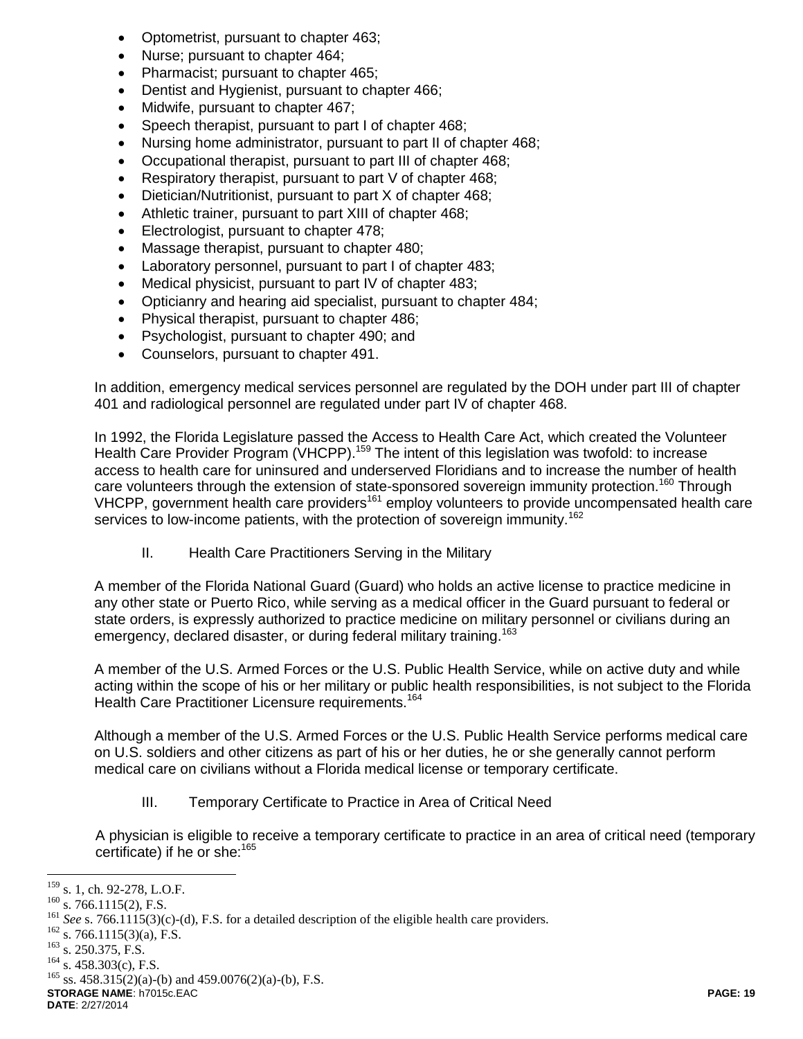- Optometrist, pursuant to chapter 463;
- Nurse; pursuant to chapter 464;
- Pharmacist; pursuant to chapter 465;
- Dentist and Hygienist, pursuant to chapter 466;
- Midwife, pursuant to chapter 467;
- Speech therapist, pursuant to part I of chapter 468;
- Nursing home administrator, pursuant to part II of chapter 468;
- Occupational therapist, pursuant to part III of chapter 468;
- Respiratory therapist, pursuant to part V of chapter 468;
- Dietician/Nutritionist, pursuant to part X of chapter 468;
- Athletic trainer, pursuant to part XIII of chapter 468;
- Electrologist, pursuant to chapter 478;
- Massage therapist, pursuant to chapter 480;
- Laboratory personnel, pursuant to part I of chapter 483;
- Medical physicist, pursuant to part IV of chapter 483;
- Opticianry and hearing aid specialist, pursuant to chapter 484;
- Physical therapist, pursuant to chapter 486;
- Psychologist, pursuant to chapter 490; and
- Counselors, pursuant to chapter 491.

In addition, emergency medical services personnel are regulated by the DOH under part III of chapter 401 and radiological personnel are regulated under part IV of chapter 468.

In 1992, the Florida Legislature passed the Access to Health Care Act, which created the Volunteer Health Care Provider Program (VHCPP).[159] The intent of this legislation was twofold: to increase access to health care for uninsured and underserved Floridians and to increase the number of health care volunteers through the extension of state-sponsored sovereign immunity protection.[160] Through VHCPP, government health care providers[161] employ volunteers to provide uncompensated health care services to low-income patients, with the protection of sovereign immunity.[162]

### II. Health Care Practitioners Serving in the Military

A member of the Florida National Guard (Guard) who holds an active license to practice medicine in any other state or Puerto Rico, while serving as a medical officer in the Guard pursuant to federal or state orders, is expressly authorized to practice medicine on military personnel or civilians during an emergency, declared disaster, or during federal military training.[163]

A member of the U.S. Armed Forces or the U.S. Public Health Service, while on active duty and while acting within the scope of his or her military or public health responsibilities, is not subject to the Florida Health Care Practitioner Licensure requirements.[164]

Although a member of the U.S. Armed Forces or the U.S. Public Health Service performs medical care on U.S. soldiers and other citizens as part of his or her duties, he or she generally cannot perform medical care on civilians without a Florida medical license or temporary certificate.

### III. Temporary Certificate to Practice in Area of Critical Need

A physician is eligible to receive a temporary certificate to practice in an area of critical need (temporary certificate) if he or she:[165]

---

[159] s. 1, ch. 92-278, L.O.F.
[160] s. 766.1115(2), F.S.
[161] *See* s. 766.1115(3)(c)-(d), F.S. for a detailed description of the eligible health care providers.
[162] s. 766.1115(3)(a), F.S.
[163] s. 250.375, F.S.
[164] s. 458.303(c), F.S.
[165] ss. 458.315(2)(a)-(b) and 459.0076(2)(a)-(b), F.S.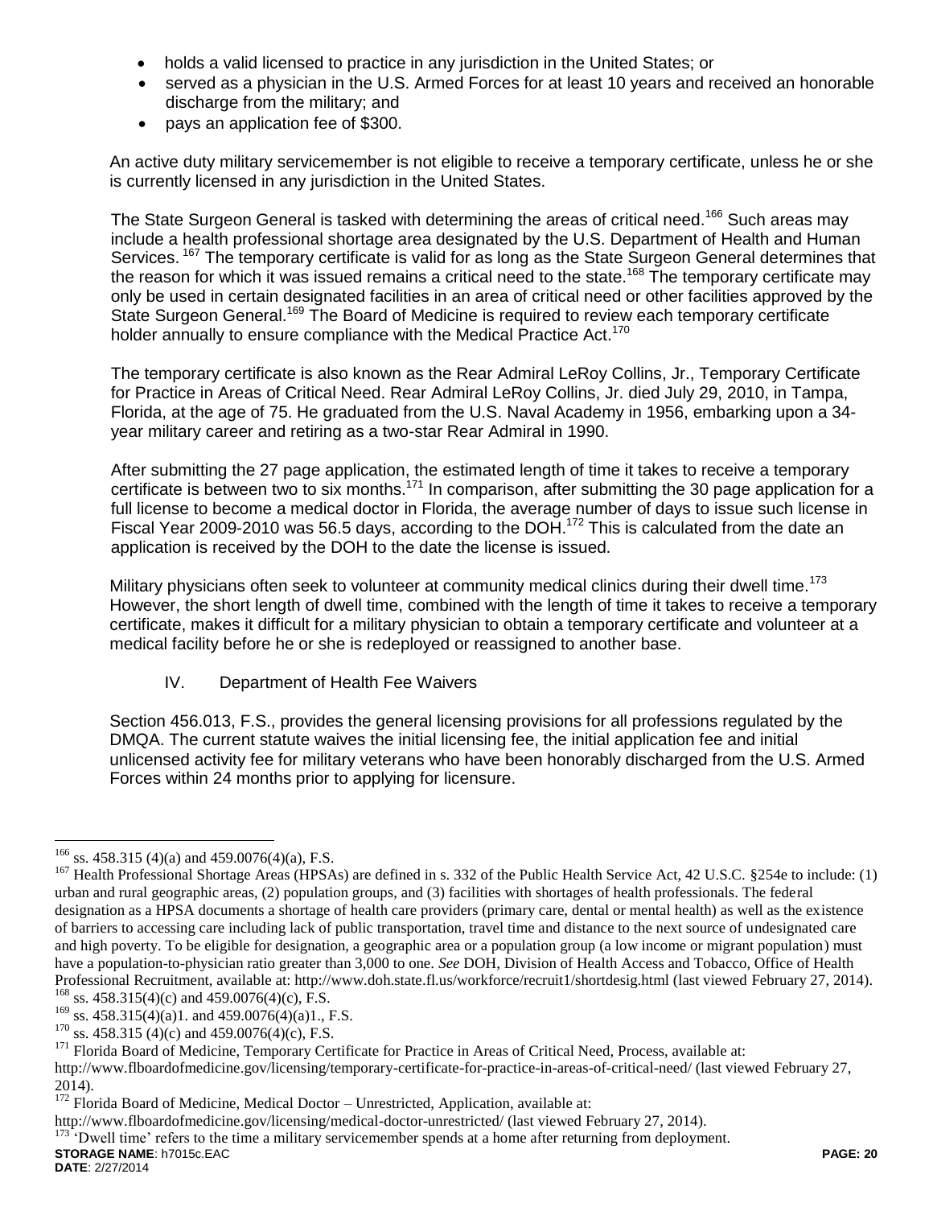- holds a valid licensed to practice in any jurisdiction in the United States; or
- served as a physician in the U.S. Armed Forces for at least 10 years and received an honorable discharge from the military; and
- pays an application fee of $300.

An active duty military servicemember is not eligible to receive a temporary certificate, unless he or she is currently licensed in any jurisdiction in the United States.

The State Surgeon General is tasked with determining the areas of critical need.[166] Such areas may include a health professional shortage area designated by the U.S. Department of Health and Human Services.[167] The temporary certificate is valid for as long as the State Surgeon General determines that the reason for which it was issued remains a critical need to the state.[168] The temporary certificate may only be used in certain designated facilities in an area of critical need or other facilities approved by the State Surgeon General.[169] The Board of Medicine is required to review each temporary certificate holder annually to ensure compliance with the Medical Practice Act.[170]

The temporary certificate is also known as the Rear Admiral LeRoy Collins, Jr., Temporary Certificate for Practice in Areas of Critical Need. Rear Admiral LeRoy Collins, Jr. died July 29, 2010, in Tampa, Florida, at the age of 75. He graduated from the U.S. Naval Academy in 1956, embarking upon a 34-year military career and retiring as a two-star Rear Admiral in 1990.

After submitting the 27 page application, the estimated length of time it takes to receive a temporary certificate is between two to six months.[171] In comparison, after submitting the 30 page application for a full license to become a medical doctor in Florida, the average number of days to issue such license in Fiscal Year 2009-2010 was 56.5 days, according to the DOH.[172] This is calculated from the date an application is received by the DOH to the date the license is issued.

Military physicians often seek to volunteer at community medical clinics during their dwell time.[173] However, the short length of dwell time, combined with the length of time it takes to receive a temporary certificate, makes it difficult for a military physician to obtain a temporary certificate and volunteer at a medical facility before he or she is redeployed or reassigned to another base.

### IV. Department of Health Fee Waivers

Section 456.013, F.S., provides the general licensing provisions for all professions regulated by the DMQA. The current statute waives the initial licensing fee, the initial application fee and initial unlicensed activity fee for military veterans who have been honorably discharged from the U.S. Armed Forces within 24 months prior to applying for licensure.

---

[166] ss. 458.315 (4)(a) and 459.0076(4)(a), F.S.

[167] Health Professional Shortage Areas (HPSAs) are defined in s. 332 of the Public Health Service Act, 42 U.S.C. §254e to include: (1) urban and rural geographic areas, (2) population groups, and (3) facilities with shortages of health professionals. The federal designation as a HPSA documents a shortage of health care providers (primary care, dental or mental health) as well as the existence of barriers to accessing care including lack of public transportation, travel time and distance to the next source of undesignated care and high poverty. To be eligible for designation, a geographic area or a population group (a low income or migrant population) must have a population-to-physician ratio greater than 3,000 to one. *See* DOH, Division of Health Access and Tobacco, Office of Health Professional Recruitment, available at: http://www.doh.state.fl.us/workforce/recruit1/shortdesig.html (last viewed February 27, 2014).

[168] ss. 458.315(4)(c) and 459.0076(4)(c), F.S.

[169] ss. 458.315(4)(a)1. and 459.0076(4)(a)1., F.S.

[170] ss. 458.315 (4)(c) and 459.0076(4)(c), F.S.

[171] Florida Board of Medicine, Temporary Certificate for Practice in Areas of Critical Need, Process, available at: http://www.flboardofmedicine.gov/licensing/temporary-certificate-for-practice-in-areas-of-critical-need/ (last viewed February 27, 2014).

[172] Florida Board of Medicine, Medical Doctor – Unrestricted, Application, available at: http://www.flboardofmedicine.gov/licensing/medical-doctor-unrestricted/ (last viewed February 27, 2014).

[173] 'Dwell time' refers to the time a military servicemember spends at a home after returning from deployment.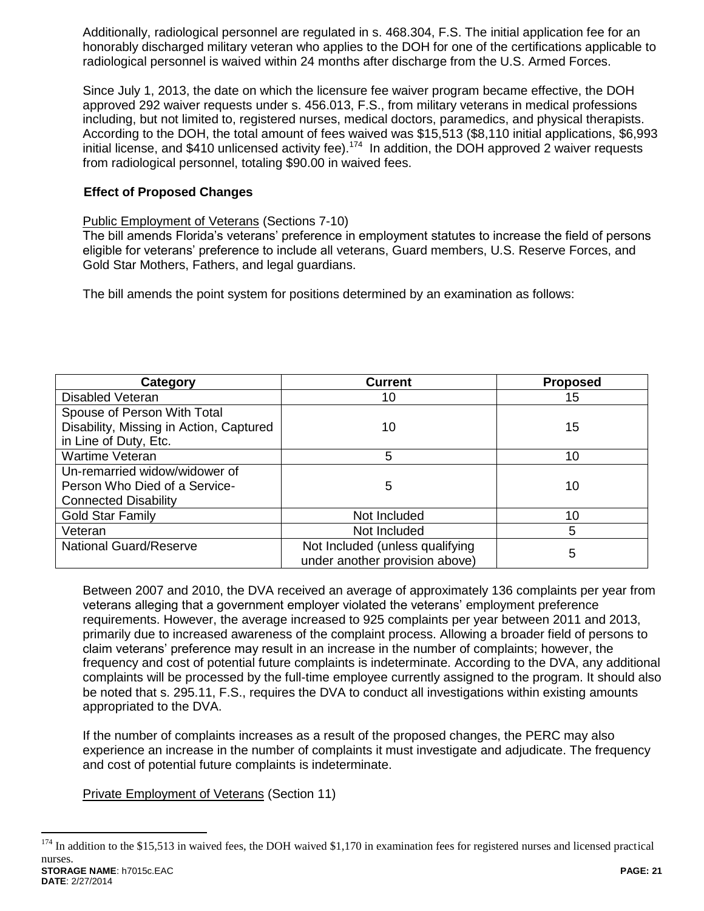Additionally, radiological personnel are regulated in s. 468.304, F.S. The initial application fee for an honorably discharged military veteran who applies to the DOH for one of the certifications applicable to radiological personnel is waived within 24 months after discharge from the U.S. Armed Forces.

Since July 1, 2013, the date on which the licensure fee waiver program became effective, the DOH approved 292 waiver requests under s. 456.013, F.S., from military veterans in medical professions including, but not limited to, registered nurses, medical doctors, paramedics, and physical therapists. According to the DOH, the total amount of fees waived was $15,513 ($8,110 initial applications, $6,993 initial license, and $410 unlicensed activity fee).[174] In addition, the DOH approved 2 waiver requests from radiological personnel, totaling $90.00 in waived fees.

**Effect of Proposed Changes**

Public Employment of Veterans (Sections 7-10)

The bill amends Florida's veterans' preference in employment statutes to increase the field of persons eligible for veterans' preference to include all veterans, Guard members, U.S. Reserve Forces, and Gold Star Mothers, Fathers, and legal guardians.

The bill amends the point system for positions determined by an examination as follows:

| Category | Current | Proposed |
|---|---|---|
| Disabled Veteran | 10 | 15 |
| Spouse of Person With Total Disability, Missing in Action, Captured in Line of Duty, Etc. | 10 | 15 |
| Wartime Veteran | 5 | 10 |
| Un-remarried widow/widower of Person Who Died of a Service-Connected Disability | 5 | 10 |
| Gold Star Family | Not Included | 10 |
| Veteran | Not Included | 5 |
| National Guard/Reserve | Not Included (unless qualifying under another provision above) | 5 |

Between 2007 and 2010, the DVA received an average of approximately 136 complaints per year from veterans alleging that a government employer violated the veterans' employment preference requirements. However, the average increased to 925 complaints per year between 2011 and 2013, primarily due to increased awareness of the complaint process. Allowing a broader field of persons to claim veterans' preference may result in an increase in the number of complaints; however, the frequency and cost of potential future complaints is indeterminate. According to the DVA, any additional complaints will be processed by the full-time employee currently assigned to the program. It should also be noted that s. 295.11, F.S., requires the DVA to conduct all investigations within existing amounts appropriated to the DVA.

If the number of complaints increases as a result of the proposed changes, the PERC may also experience an increase in the number of complaints it must investigate and adjudicate. The frequency and cost of potential future complaints is indeterminate.

Private Employment of Veterans (Section 11)

[174] In addition to the $15,513 in waived fees, the DOH waived $1,170 in examination fees for registered nurses and licensed practical nurses.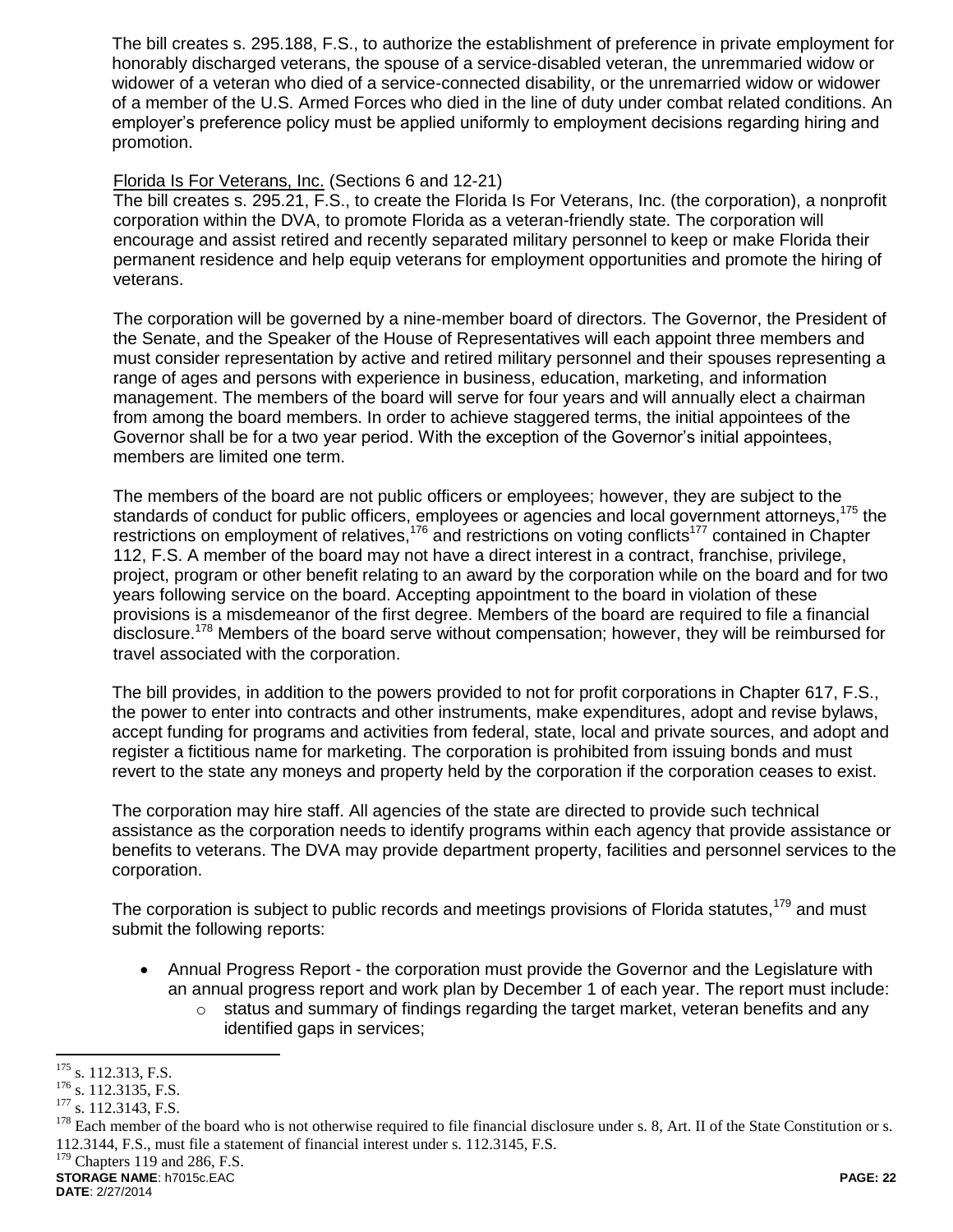The bill creates s. 295.188, F.S., to authorize the establishment of preference in private employment for honorably discharged veterans, the spouse of a service-disabled veteran, the unremmaried widow or widower of a veteran who died of a service-connected disability, or the unremarried widow or widower of a member of the U.S. Armed Forces who died in the line of duty under combat related conditions. An employer's preference policy must be applied uniformly to employment decisions regarding hiring and promotion.

Florida Is For Veterans, Inc. (Sections 6 and 12-21)

The bill creates s. 295.21, F.S., to create the Florida Is For Veterans, Inc. (the corporation), a nonprofit corporation within the DVA, to promote Florida as a veteran-friendly state. The corporation will encourage and assist retired and recently separated military personnel to keep or make Florida their permanent residence and help equip veterans for employment opportunities and promote the hiring of veterans.

The corporation will be governed by a nine-member board of directors. The Governor, the President of the Senate, and the Speaker of the House of Representatives will each appoint three members and must consider representation by active and retired military personnel and their spouses representing a range of ages and persons with experience in business, education, marketing, and information management. The members of the board will serve for four years and will annually elect a chairman from among the board members. In order to achieve staggered terms, the initial appointees of the Governor shall be for a two year period. With the exception of the Governor's initial appointees, members are limited one term.

The members of the board are not public officers or employees; however, they are subject to the standards of conduct for public officers, employees or agencies and local government attorneys,[175] the restrictions on employment of relatives,[176] and restrictions on voting conflicts[177] contained in Chapter 112, F.S. A member of the board may not have a direct interest in a contract, franchise, privilege, project, program or other benefit relating to an award by the corporation while on the board and for two years following service on the board. Accepting appointment to the board in violation of these provisions is a misdemeanor of the first degree. Members of the board are required to file a financial disclosure.[178] Members of the board serve without compensation; however, they will be reimbursed for travel associated with the corporation.

The bill provides, in addition to the powers provided to not for profit corporations in Chapter 617, F.S., the power to enter into contracts and other instruments, make expenditures, adopt and revise bylaws, accept funding for programs and activities from federal, state, local and private sources, and adopt and register a fictitious name for marketing. The corporation is prohibited from issuing bonds and must revert to the state any moneys and property held by the corporation if the corporation ceases to exist.

The corporation may hire staff. All agencies of the state are directed to provide such technical assistance as the corporation needs to identify programs within each agency that provide assistance or benefits to veterans. The DVA may provide department property, facilities and personnel services to the corporation.

The corporation is subject to public records and meetings provisions of Florida statutes,[179] and must submit the following reports:

- Annual Progress Report - the corporation must provide the Governor and the Legislature with an annual progress report and work plan by December 1 of each year. The report must include:
  - status and summary of findings regarding the target market, veteran benefits and any identified gaps in services;

---

[175] s. 112.313, F.S.

[176] s. 112.3135, F.S.

[177] s. 112.3143, F.S.

[178] Each member of the board who is not otherwise required to file financial disclosure under s. 8, Art. II of the State Constitution or s. 112.3144, F.S., must file a statement of financial interest under s. 112.3145, F.S.

[179] Chapters 119 and 286, F.S.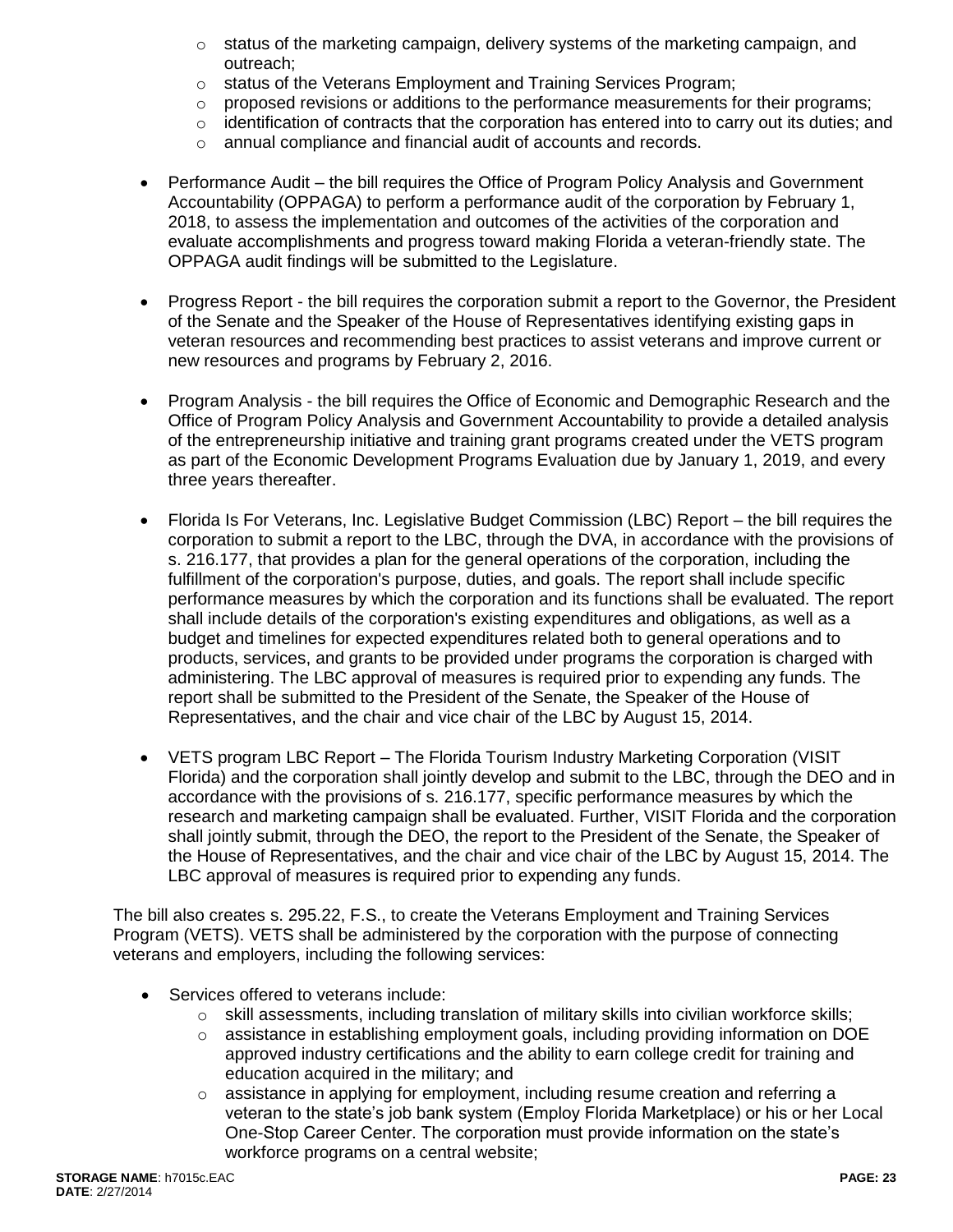- status of the marketing campaign, delivery systems of the marketing campaign, and outreach;
  - status of the Veterans Employment and Training Services Program;
  - proposed revisions or additions to the performance measurements for their programs;
  - identification of contracts that the corporation has entered into to carry out its duties; and
  - annual compliance and financial audit of accounts and records.

- Performance Audit – the bill requires the Office of Program Policy Analysis and Government Accountability (OPPAGA) to perform a performance audit of the corporation by February 1, 2018, to assess the implementation and outcomes of the activities of the corporation and evaluate accomplishments and progress toward making Florida a veteran-friendly state. The OPPAGA audit findings will be submitted to the Legislature.

- Progress Report - the bill requires the corporation submit a report to the Governor, the President of the Senate and the Speaker of the House of Representatives identifying existing gaps in veteran resources and recommending best practices to assist veterans and improve current or new resources and programs by February 2, 2016.

- Program Analysis - the bill requires the Office of Economic and Demographic Research and the Office of Program Policy Analysis and Government Accountability to provide a detailed analysis of the entrepreneurship initiative and training grant programs created under the VETS program as part of the Economic Development Programs Evaluation due by January 1, 2019, and every three years thereafter.

- Florida Is For Veterans, Inc. Legislative Budget Commission (LBC) Report – the bill requires the corporation to submit a report to the LBC, through the DVA, in accordance with the provisions of s. 216.177, that provides a plan for the general operations of the corporation, including the fulfillment of the corporation's purpose, duties, and goals. The report shall include specific performance measures by which the corporation and its functions shall be evaluated. The report shall include details of the corporation's existing expenditures and obligations, as well as a budget and timelines for expected expenditures related both to general operations and to products, services, and grants to be provided under programs the corporation is charged with administering. The LBC approval of measures is required prior to expending any funds. The report shall be submitted to the President of the Senate, the Speaker of the House of Representatives, and the chair and vice chair of the LBC by August 15, 2014.

- VETS program LBC Report – The Florida Tourism Industry Marketing Corporation (VISIT Florida) and the corporation shall jointly develop and submit to the LBC, through the DEO and in accordance with the provisions of s. 216.177, specific performance measures by which the research and marketing campaign shall be evaluated. Further, VISIT Florida and the corporation shall jointly submit, through the DEO, the report to the President of the Senate, the Speaker of the House of Representatives, and the chair and vice chair of the LBC by August 15, 2014. The LBC approval of measures is required prior to expending any funds.

The bill also creates s. 295.22, F.S., to create the Veterans Employment and Training Services Program (VETS). VETS shall be administered by the corporation with the purpose of connecting veterans and employers, including the following services:

- Services offered to veterans include:
  - skill assessments, including translation of military skills into civilian workforce skills;
  - assistance in establishing employment goals, including providing information on DOE approved industry certifications and the ability to earn college credit for training and education acquired in the military; and
  - assistance in applying for employment, including resume creation and referring a veteran to the state's job bank system (Employ Florida Marketplace) or his or her Local One-Stop Career Center. The corporation must provide information on the state's workforce programs on a central website;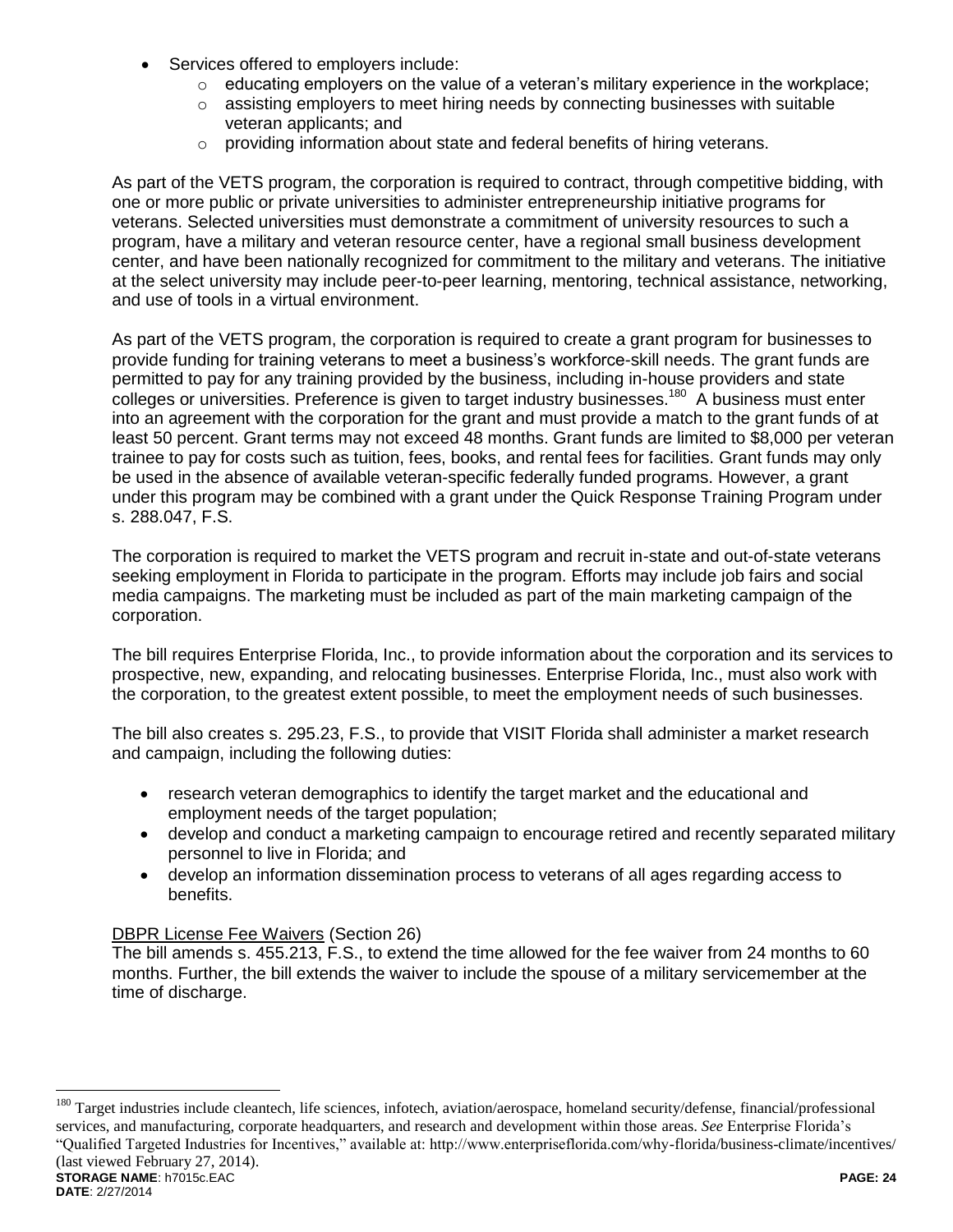- Services offered to employers include:
  - educating employers on the value of a veteran's military experience in the workplace;
  - assisting employers to meet hiring needs by connecting businesses with suitable veteran applicants; and
  - providing information about state and federal benefits of hiring veterans.

As part of the VETS program, the corporation is required to contract, through competitive bidding, with one or more public or private universities to administer entrepreneurship initiative programs for veterans. Selected universities must demonstrate a commitment of university resources to such a program, have a military and veteran resource center, have a regional small business development center, and have been nationally recognized for commitment to the military and veterans. The initiative at the select university may include peer-to-peer learning, mentoring, technical assistance, networking, and use of tools in a virtual environment.

As part of the VETS program, the corporation is required to create a grant program for businesses to provide funding for training veterans to meet a business's workforce-skill needs. The grant funds are permitted to pay for any training provided by the business, including in-house providers and state colleges or universities. Preference is given to target industry businesses.[180] A business must enter into an agreement with the corporation for the grant and must provide a match to the grant funds of at least 50 percent. Grant terms may not exceed 48 months. Grant funds are limited to $8,000 per veteran trainee to pay for costs such as tuition, fees, books, and rental fees for facilities. Grant funds may only be used in the absence of available veteran-specific federally funded programs. However, a grant under this program may be combined with a grant under the Quick Response Training Program under s. 288.047, F.S.

The corporation is required to market the VETS program and recruit in-state and out-of-state veterans seeking employment in Florida to participate in the program. Efforts may include job fairs and social media campaigns. The marketing must be included as part of the main marketing campaign of the corporation.

The bill requires Enterprise Florida, Inc., to provide information about the corporation and its services to prospective, new, expanding, and relocating businesses. Enterprise Florida, Inc., must also work with the corporation, to the greatest extent possible, to meet the employment needs of such businesses.

The bill also creates s. 295.23, F.S., to provide that VISIT Florida shall administer a market research and campaign, including the following duties:

- research veteran demographics to identify the target market and the educational and employment needs of the target population;
- develop and conduct a marketing campaign to encourage retired and recently separated military personnel to live in Florida; and
- develop an information dissemination process to veterans of all ages regarding access to benefits.

<u>DBPR License Fee Waivers</u> (Section 26)

The bill amends s. 455.213, F.S., to extend the time allowed for the fee waiver from 24 months to 60 months. Further, the bill extends the waiver to include the spouse of a military servicemember at the time of discharge.

---

[180] Target industries include cleantech, life sciences, infotech, aviation/aerospace, homeland security/defense, financial/professional services, and manufacturing, corporate headquarters, and research and development within those areas. *See* Enterprise Florida's "Qualified Targeted Industries for Incentives," available at: http://www.enterpriseflorida.com/why-florida/business-climate/incentives/ (last viewed February 27, 2014).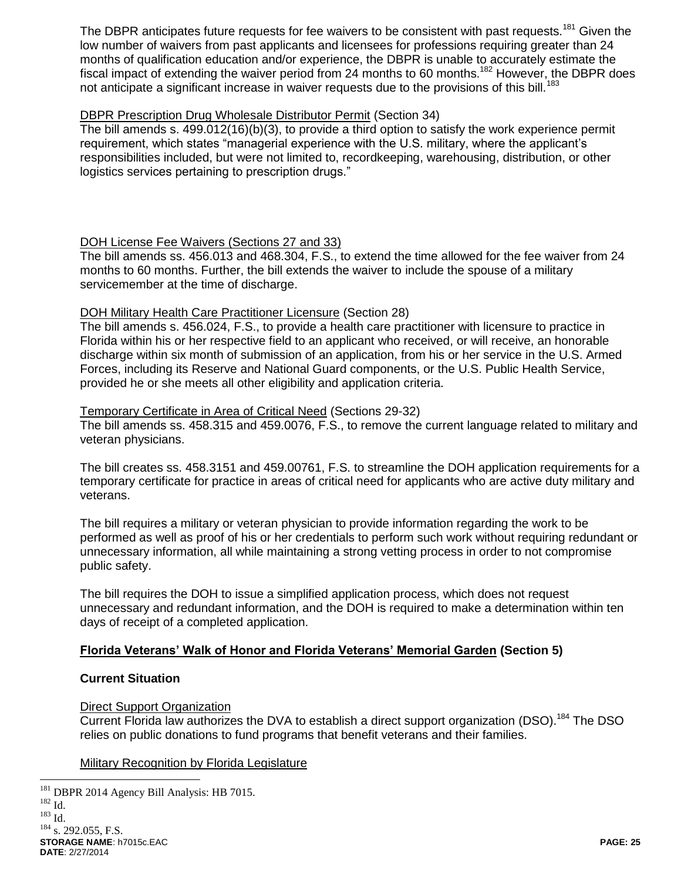The DBPR anticipates future requests for fee waivers to be consistent with past requests.[181] Given the low number of waivers from past applicants and licensees for professions requiring greater than 24 months of qualification education and/or experience, the DBPR is unable to accurately estimate the fiscal impact of extending the waiver period from 24 months to 60 months.[182] However, the DBPR does not anticipate a significant increase in waiver requests due to the provisions of this bill.[183]

DBPR Prescription Drug Wholesale Distributor Permit (Section 34)

The bill amends s. 499.012(16)(b)(3), to provide a third option to satisfy the work experience permit requirement, which states "managerial experience with the U.S. military, where the applicant's responsibilities included, but were not limited to, recordkeeping, warehousing, distribution, or other logistics services pertaining to prescription drugs."

DOH License Fee Waivers (Sections 27 and 33)

The bill amends ss. 456.013 and 468.304, F.S., to extend the time allowed for the fee waiver from 24 months to 60 months. Further, the bill extends the waiver to include the spouse of a military servicemember at the time of discharge.

DOH Military Health Care Practitioner Licensure (Section 28)

The bill amends s. 456.024, F.S., to provide a health care practitioner with licensure to practice in Florida within his or her respective field to an applicant who received, or will receive, an honorable discharge within six month of submission of an application, from his or her service in the U.S. Armed Forces, including its Reserve and National Guard components, or the U.S. Public Health Service, provided he or she meets all other eligibility and application criteria.

Temporary Certificate in Area of Critical Need (Sections 29-32)

The bill amends ss. 458.315 and 459.0076, F.S., to remove the current language related to military and veteran physicians.

The bill creates ss. 458.3151 and 459.00761, F.S. to streamline the DOH application requirements for a temporary certificate for practice in areas of critical need for applicants who are active duty military and veterans.

The bill requires a military or veteran physician to provide information regarding the work to be performed as well as proof of his or her credentials to perform such work without requiring redundant or unnecessary information, all while maintaining a strong vetting process in order to not compromise public safety.

The bill requires the DOH to issue a simplified application process, which does not request unnecessary and redundant information, and the DOH is required to make a determination within ten days of receipt of a completed application.

## Florida Veterans' Walk of Honor and Florida Veterans' Memorial Garden (Section 5)

### Current Situation

Direct Support Organization

Current Florida law authorizes the DVA to establish a direct support organization (DSO).[184] The DSO relies on public donations to fund programs that benefit veterans and their families.

Military Recognition by Florida Legislature

---

[181] DBPR 2014 Agency Bill Analysis: HB 7015.

[182] Id.

[183] Id.

[184] s. 292.055, F.S.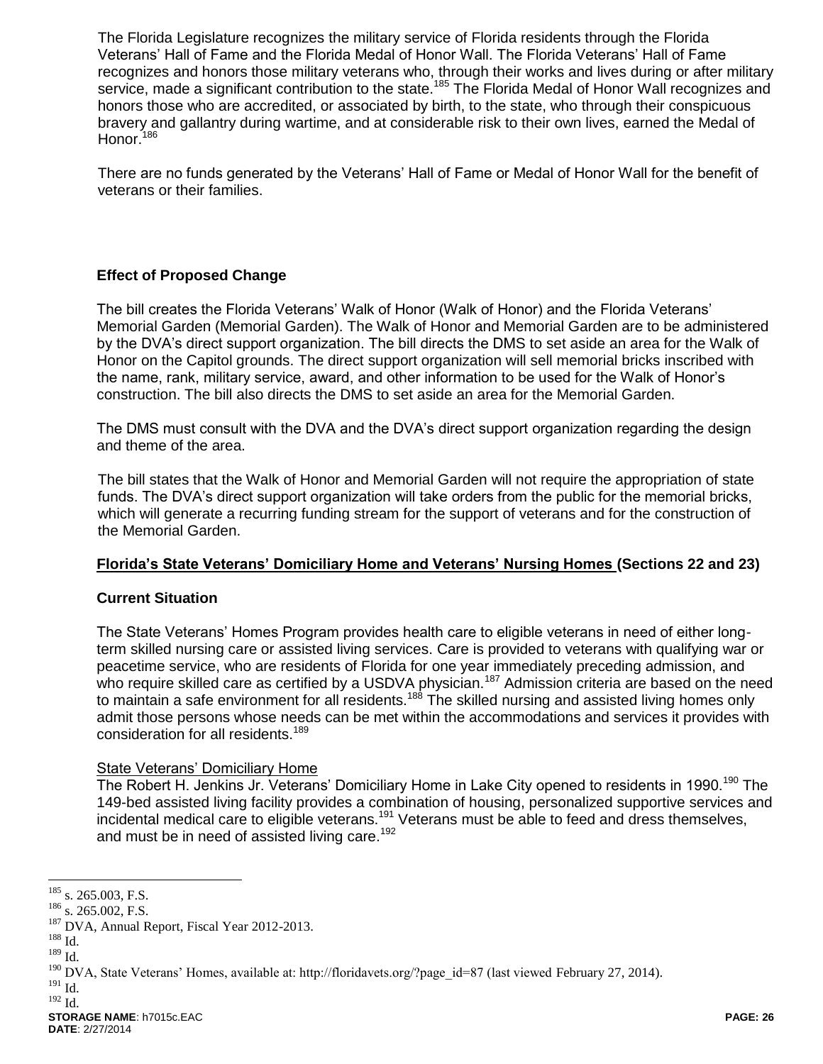The Florida Legislature recognizes the military service of Florida residents through the Florida Veterans' Hall of Fame and the Florida Medal of Honor Wall. The Florida Veterans' Hall of Fame recognizes and honors those military veterans who, through their works and lives during or after military service, made a significant contribution to the state.[185] The Florida Medal of Honor Wall recognizes and honors those who are accredited, or associated by birth, to the state, who through their conspicuous bravery and gallantry during wartime, and at considerable risk to their own lives, earned the Medal of Honor.[186]

There are no funds generated by the Veterans' Hall of Fame or Medal of Honor Wall for the benefit of veterans or their families.

### Effect of Proposed Change

The bill creates the Florida Veterans' Walk of Honor (Walk of Honor) and the Florida Veterans' Memorial Garden (Memorial Garden). The Walk of Honor and Memorial Garden are to be administered by the DVA's direct support organization. The bill directs the DMS to set aside an area for the Walk of Honor on the Capitol grounds. The direct support organization will sell memorial bricks inscribed with the name, rank, military service, award, and other information to be used for the Walk of Honor's construction. The bill also directs the DMS to set aside an area for the Memorial Garden.

The DMS must consult with the DVA and the DVA's direct support organization regarding the design and theme of the area.

The bill states that the Walk of Honor and Memorial Garden will not require the appropriation of state funds. The DVA's direct support organization will take orders from the public for the memorial bricks, which will generate a recurring funding stream for the support of veterans and for the construction of the Memorial Garden.

## Florida's State Veterans' Domiciliary Home and Veterans' Nursing Homes (Sections 22 and 23)

### Current Situation

The State Veterans' Homes Program provides health care to eligible veterans in need of either long-term skilled nursing care or assisted living services. Care is provided to veterans with qualifying war or peacetime service, who are residents of Florida for one year immediately preceding admission, and who require skilled care as certified by a USDVA physician.[187] Admission criteria are based on the need to maintain a safe environment for all residents.[188] The skilled nursing and assisted living homes only admit those persons whose needs can be met within the accommodations and services it provides with consideration for all residents.[189]

State Veterans' Domiciliary Home

The Robert H. Jenkins Jr. Veterans' Domiciliary Home in Lake City opened to residents in 1990.[190] The 149-bed assisted living facility provides a combination of housing, personalized supportive services and incidental medical care to eligible veterans.[191] Veterans must be able to feed and dress themselves, and must be in need of assisted living care.[192]

---

[185] s. 265.003, F.S.

[186] s. 265.002, F.S.

[187] DVA, Annual Report, Fiscal Year 2012-2013.

[188] Id.

[189] Id.

[190] DVA, State Veterans' Homes, available at: http://floridavets.org/?page_id=87 (last viewed February 27, 2014).

[191] Id.

[192] Id.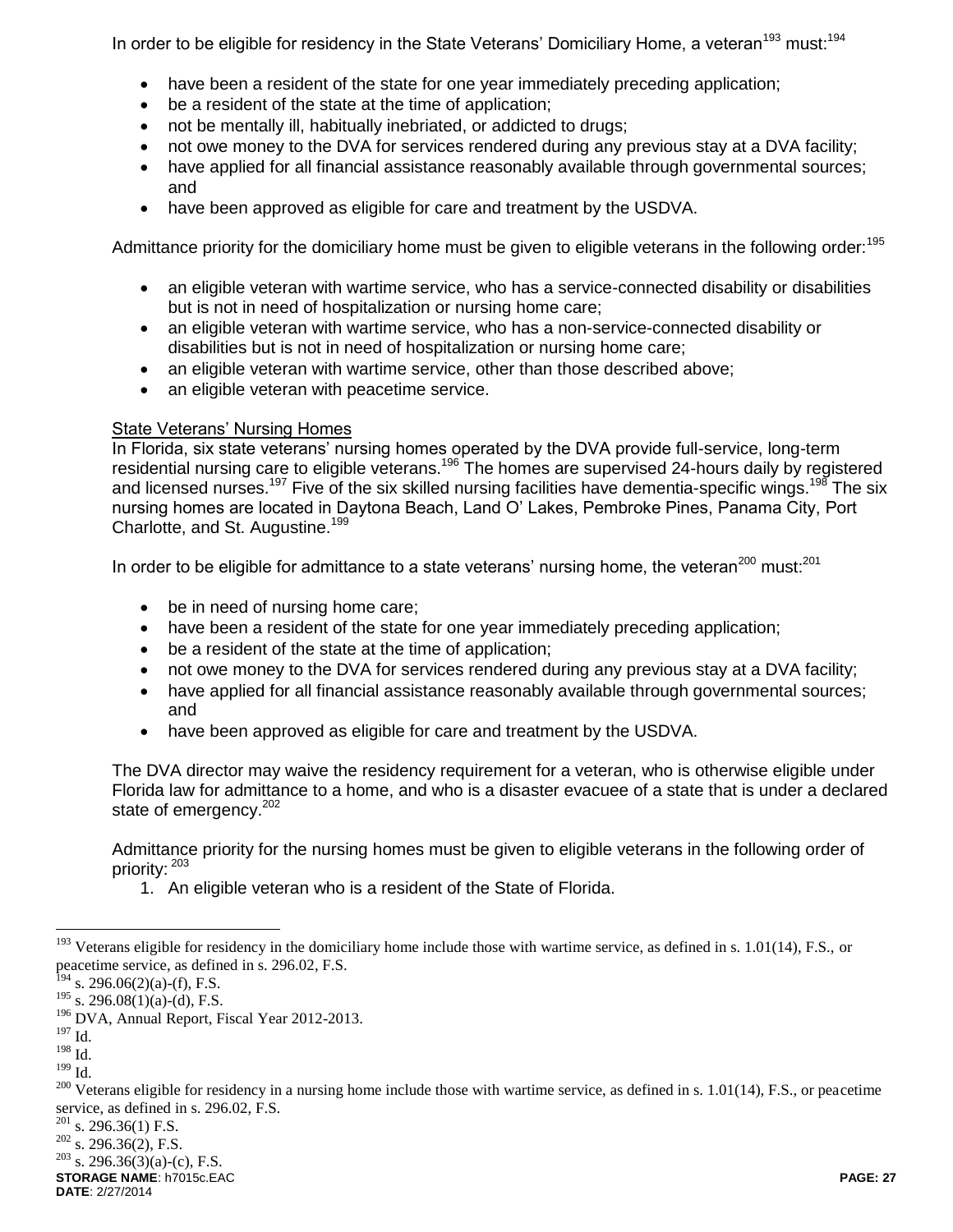In order to be eligible for residency in the State Veterans' Domiciliary Home, a veteran[193] must:[194]

- have been a resident of the state for one year immediately preceding application;
- be a resident of the state at the time of application;
- not be mentally ill, habitually inebriated, or addicted to drugs;
- not owe money to the DVA for services rendered during any previous stay at a DVA facility;
- have applied for all financial assistance reasonably available through governmental sources; and
- have been approved as eligible for care and treatment by the USDVA.

Admittance priority for the domiciliary home must be given to eligible veterans in the following order:[195]

- an eligible veteran with wartime service, who has a service-connected disability or disabilities but is not in need of hospitalization or nursing home care;
- an eligible veteran with wartime service, who has a non-service-connected disability or disabilities but is not in need of hospitalization or nursing home care;
- an eligible veteran with wartime service, other than those described above;
- an eligible veteran with peacetime service.

State Veterans' Nursing Homes

In Florida, six state veterans' nursing homes operated by the DVA provide full-service, long-term residential nursing care to eligible veterans.[196] The homes are supervised 24-hours daily by registered and licensed nurses.[197] Five of the six skilled nursing facilities have dementia-specific wings.[198] The six nursing homes are located in Daytona Beach, Land O' Lakes, Pembroke Pines, Panama City, Port Charlotte, and St. Augustine.[199]

In order to be eligible for admittance to a state veterans' nursing home, the veteran[200] must:[201]

- be in need of nursing home care;
- have been a resident of the state for one year immediately preceding application;
- be a resident of the state at the time of application;
- not owe money to the DVA for services rendered during any previous stay at a DVA facility;
- have applied for all financial assistance reasonably available through governmental sources; and
- have been approved as eligible for care and treatment by the USDVA.

The DVA director may waive the residency requirement for a veteran, who is otherwise eligible under Florida law for admittance to a home, and who is a disaster evacuee of a state that is under a declared state of emergency.[202]

Admittance priority for the nursing homes must be given to eligible veterans in the following order of priority:[203]

1. An eligible veteran who is a resident of the State of Florida.

---

[193] Veterans eligible for residency in the domiciliary home include those with wartime service, as defined in s. 1.01(14), F.S., or peacetime service, as defined in s. 296.02, F.S.

[194] s. 296.06(2)(a)-(f), F.S.

[195] s. 296.08(1)(a)-(d), F.S.

[196] DVA, Annual Report, Fiscal Year 2012-2013.

[197] Id.

[198] Id.

[199] Id.

[200] Veterans eligible for residency in a nursing home include those with wartime service, as defined in s. 1.01(14), F.S., or peacetime service, as defined in s. 296.02, F.S.

[201] s. 296.36(1) F.S.

[202] s. 296.36(2), F.S.

[203] s. 296.36(3)(a)-(c), F.S.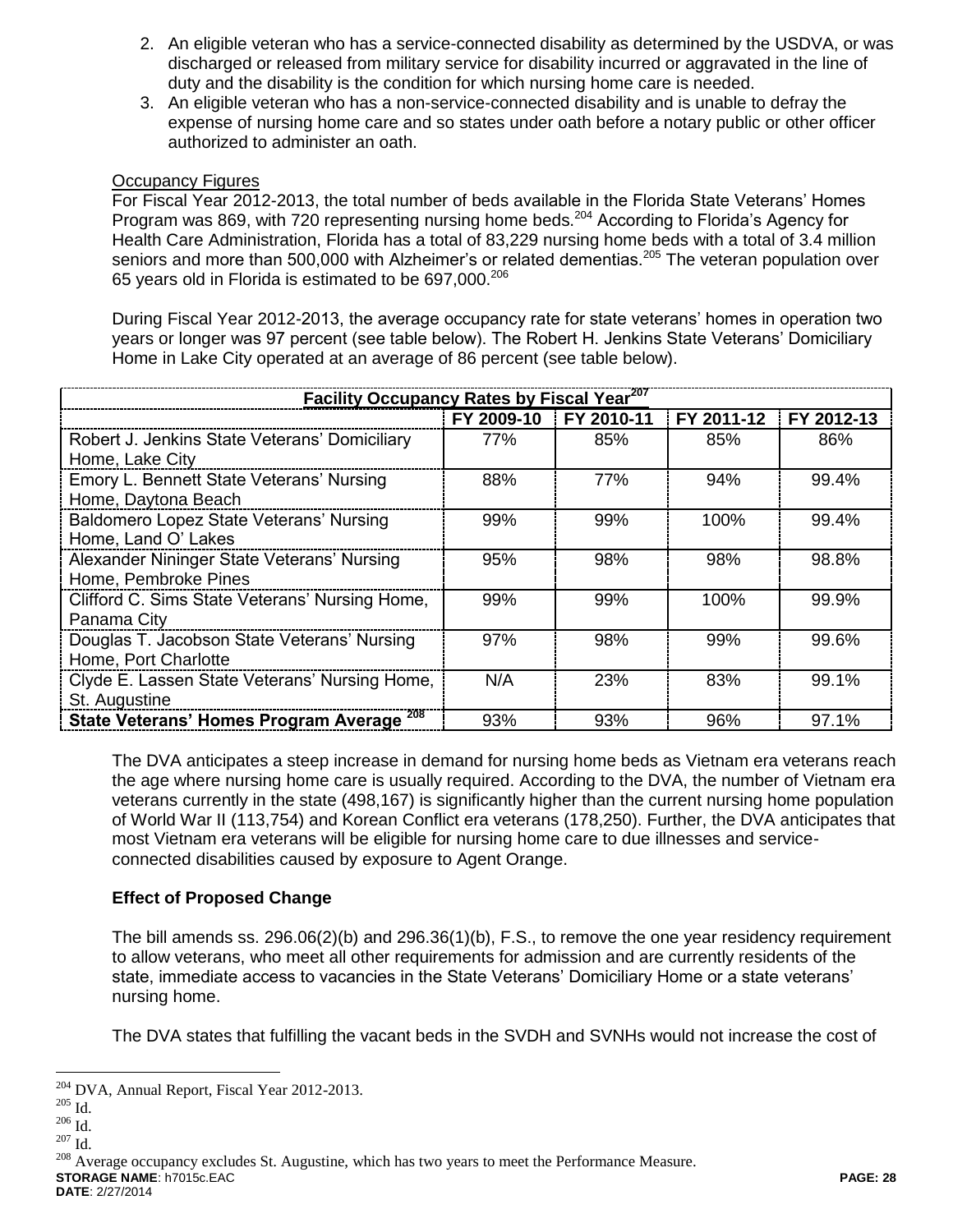2. An eligible veteran who has a service-connected disability as determined by the USDVA, or was discharged or released from military service for disability incurred or aggravated in the line of duty and the disability is the condition for which nursing home care is needed.
3. An eligible veteran who has a non-service-connected disability and is unable to defray the expense of nursing home care and so states under oath before a notary public or other officer authorized to administer an oath.

Occupancy Figures

For Fiscal Year 2012-2013, the total number of beds available in the Florida State Veterans' Homes Program was 869, with 720 representing nursing home beds.[204] According to Florida's Agency for Health Care Administration, Florida has a total of 83,229 nursing home beds with a total of 3.4 million seniors and more than 500,000 with Alzheimer's or related dementias.[205] The veteran population over 65 years old in Florida is estimated to be 697,000.[206]

During Fiscal Year 2012-2013, the average occupancy rate for state veterans' homes in operation two years or longer was 97 percent (see table below). The Robert H. Jenkins State Veterans' Domiciliary Home in Lake City operated at an average of 86 percent (see table below).

**Facility Occupancy Rates by Fiscal Year**[207]

| | FY 2009-10 | FY 2010-11 | FY 2011-12 | FY 2012-13 |
|---|---|---|---|---|
| Robert J. Jenkins State Veterans' Domiciliary Home, Lake City | 77% | 85% | 85% | 86% |
| Emory L. Bennett State Veterans' Nursing Home, Daytona Beach | 88% | 77% | 94% | 99.4% |
| Baldomero Lopez State Veterans' Nursing Home, Land O' Lakes | 99% | 99% | 100% | 99.4% |
| Alexander Nininger State Veterans' Nursing Home, Pembroke Pines | 95% | 98% | 98% | 98.8% |
| Clifford C. Sims State Veterans' Nursing Home, Panama City | 99% | 99% | 100% | 99.9% |
| Douglas T. Jacobson State Veterans' Nursing Home, Port Charlotte | 97% | 98% | 99% | 99.6% |
| Clyde E. Lassen State Veterans' Nursing Home, St. Augustine | N/A | 23% | 83% | 99.1% |
| **State Veterans' Homes Program Average** [208] | 93% | 93% | 96% | 97.1% |

The DVA anticipates a steep increase in demand for nursing home beds as Vietnam era veterans reach the age where nursing home care is usually required. According to the DVA, the number of Vietnam era veterans currently in the state (498,167) is significantly higher than the current nursing home population of World War II (113,754) and Korean Conflict era veterans (178,250). Further, the DVA anticipates that most Vietnam era veterans will be eligible for nursing home care to due illnesses and service-connected disabilities caused by exposure to Agent Orange.

**Effect of Proposed Change**

The bill amends ss. 296.06(2)(b) and 296.36(1)(b), F.S., to remove the one year residency requirement to allow veterans, who meet all other requirements for admission and are currently residents of the state, immediate access to vacancies in the State Veterans' Domiciliary Home or a state veterans' nursing home.

The DVA states that fulfilling the vacant beds in the SVDH and SVNHs would not increase the cost of

---

[204] DVA, Annual Report, Fiscal Year 2012-2013.
[205] Id.
[206] Id.
[207] Id.
[208] Average occupancy excludes St. Augustine, which has two years to meet the Performance Measure.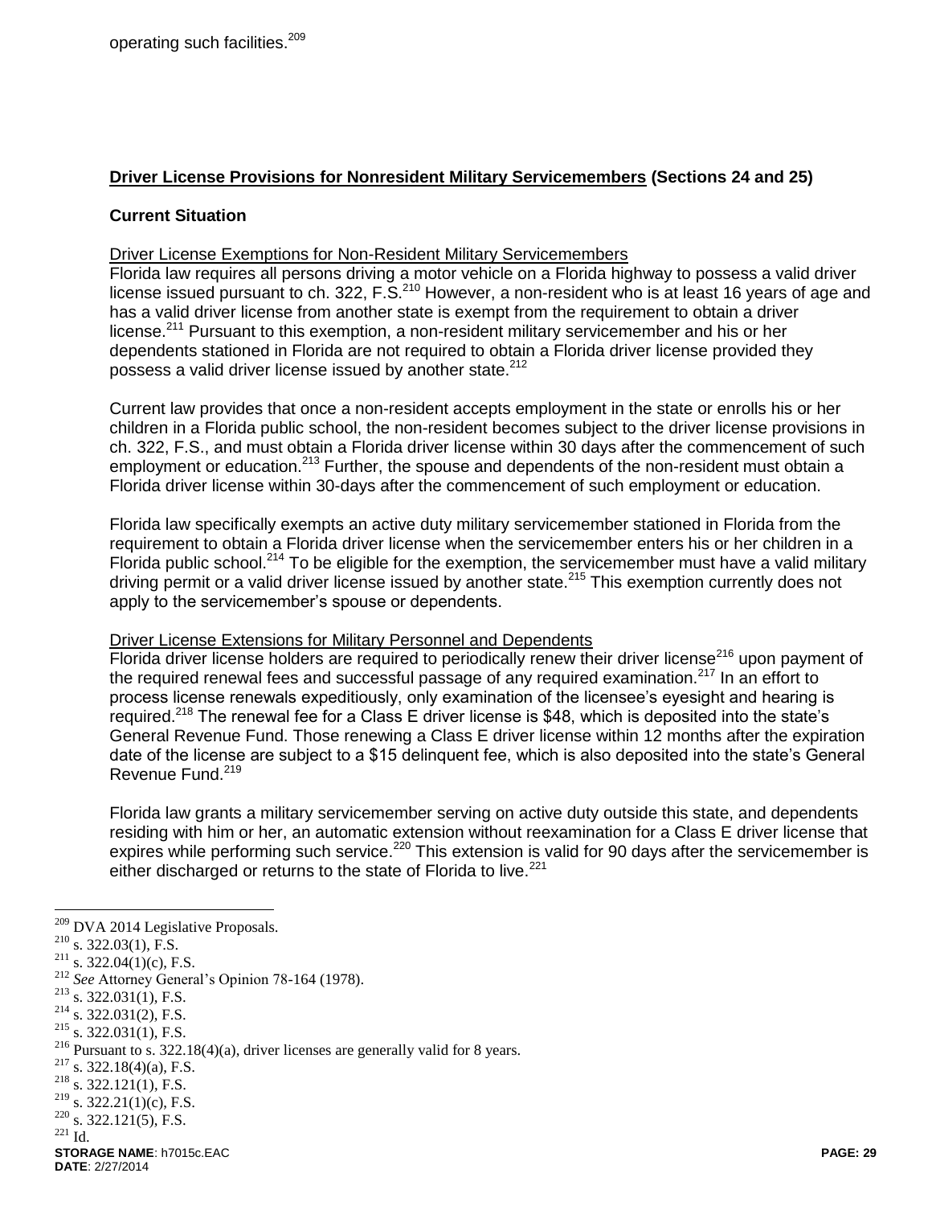operating such facilities.[209]

## **Driver License Provisions for Nonresident Military Servicemembers (Sections 24 and 25)**

### **Current Situation**

Driver License Exemptions for Non-Resident Military Servicemembers

Florida law requires all persons driving a motor vehicle on a Florida highway to possess a valid driver license issued pursuant to ch. 322, F.S.[210] However, a non-resident who is at least 16 years of age and has a valid driver license from another state is exempt from the requirement to obtain a driver license.[211] Pursuant to this exemption, a non-resident military servicemember and his or her dependents stationed in Florida are not required to obtain a Florida driver license provided they possess a valid driver license issued by another state.[212]

Current law provides that once a non-resident accepts employment in the state or enrolls his or her children in a Florida public school, the non-resident becomes subject to the driver license provisions in ch. 322, F.S., and must obtain a Florida driver license within 30 days after the commencement of such employment or education.[213] Further, the spouse and dependents of the non-resident must obtain a Florida driver license within 30-days after the commencement of such employment or education.

Florida law specifically exempts an active duty military servicemember stationed in Florida from the requirement to obtain a Florida driver license when the servicemember enters his or her children in a Florida public school.[214] To be eligible for the exemption, the servicemember must have a valid military driving permit or a valid driver license issued by another state.[215] This exemption currently does not apply to the servicemember's spouse or dependents.

Driver License Extensions for Military Personnel and Dependents

Florida driver license holders are required to periodically renew their driver license[216] upon payment of the required renewal fees and successful passage of any required examination.[217] In an effort to process license renewals expeditiously, only examination of the licensee's eyesight and hearing is required.[218] The renewal fee for a Class E driver license is $48, which is deposited into the state's General Revenue Fund. Those renewing a Class E driver license within 12 months after the expiration date of the license are subject to a $15 delinquent fee, which is also deposited into the state's General Revenue Fund.[219]

Florida law grants a military servicemember serving on active duty outside this state, and dependents residing with him or her, an automatic extension without reexamination for a Class E driver license that expires while performing such service.[220] This extension is valid for 90 days after the servicemember is either discharged or returns to the state of Florida to live.[221]

---

[209] DVA 2014 Legislative Proposals.
[210] s. 322.03(1), F.S.
[211] s. 322.04(1)(c), F.S.
[212] *See* Attorney General's Opinion 78-164 (1978).
[213] s. 322.031(1), F.S.
[214] s. 322.031(2), F.S.
[215] s. 322.031(1), F.S.
[216] Pursuant to s. 322.18(4)(a), driver licenses are generally valid for 8 years.
[217] s. 322.18(4)(a), F.S.
[218] s. 322.121(1), F.S.
[219] s. 322.21(1)(c), F.S.
[220] s. 322.121(5), F.S.
[221] Id.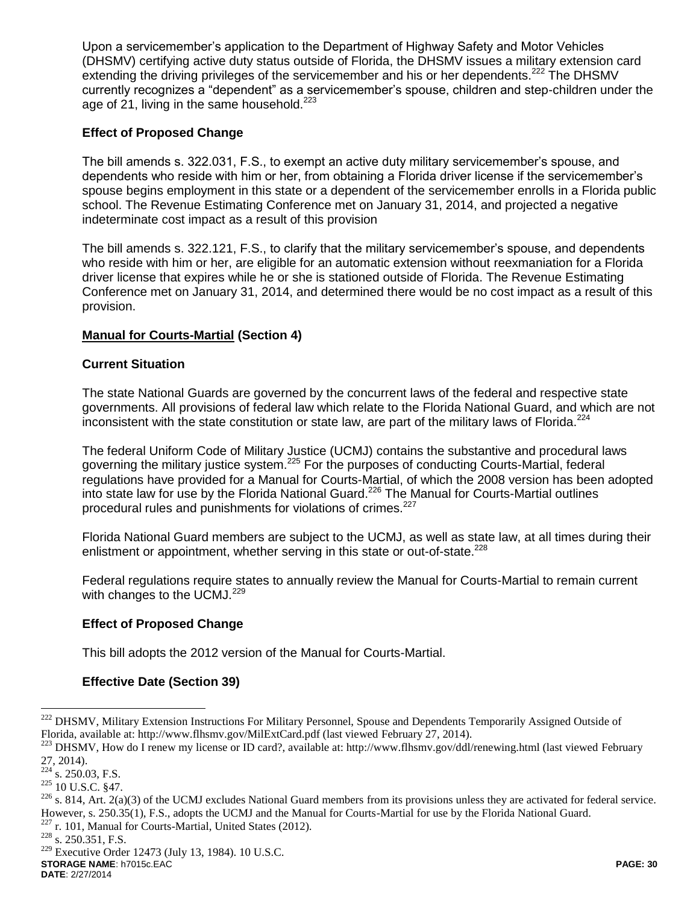Upon a servicemember's application to the Department of Highway Safety and Motor Vehicles (DHSMV) certifying active duty status outside of Florida, the DHSMV issues a military extension card extending the driving privileges of the servicemember and his or her dependents.[222] The DHSMV currently recognizes a "dependent" as a servicemember's spouse, children and step-children under the age of 21, living in the same household.[223]

### Effect of Proposed Change

The bill amends s. 322.031, F.S., to exempt an active duty military servicemember's spouse, and dependents who reside with him or her, from obtaining a Florida driver license if the servicemember's spouse begins employment in this state or a dependent of the servicemember enrolls in a Florida public school. The Revenue Estimating Conference met on January 31, 2014, and projected a negative indeterminate cost impact as a result of this provision

The bill amends s. 322.121, F.S., to clarify that the military servicemember's spouse, and dependents who reside with him or her, are eligible for an automatic extension without reexmaniation for a Florida driver license that expires while he or she is stationed outside of Florida. The Revenue Estimating Conference met on January 31, 2014, and determined there would be no cost impact as a result of this provision.

## Manual for Courts-Martial (Section 4)

### Current Situation

The state National Guards are governed by the concurrent laws of the federal and respective state governments. All provisions of federal law which relate to the Florida National Guard, and which are not inconsistent with the state constitution or state law, are part of the military laws of Florida.[224]

The federal Uniform Code of Military Justice (UCMJ) contains the substantive and procedural laws governing the military justice system.[225] For the purposes of conducting Courts-Martial, federal regulations have provided for a Manual for Courts-Martial, of which the 2008 version has been adopted into state law for use by the Florida National Guard.[226] The Manual for Courts-Martial outlines procedural rules and punishments for violations of crimes.[227]

Florida National Guard members are subject to the UCMJ, as well as state law, at all times during their enlistment or appointment, whether serving in this state or out-of-state.[228]

Federal regulations require states to annually review the Manual for Courts-Martial to remain current with changes to the UCMJ.[229]

### Effect of Proposed Change

This bill adopts the 2012 version of the Manual for Courts-Martial.

### Effective Date (Section 39)

---

[222] DHSMV, Military Extension Instructions For Military Personnel, Spouse and Dependents Temporarily Assigned Outside of Florida, available at: http://www.flhsmv.gov/MilExtCard.pdf (last viewed February 27, 2014).

[223] DHSMV, How do I renew my license or ID card?, available at: http://www.flhsmv.gov/ddl/renewing.html (last viewed February 27, 2014).

[224] s. 250.03, F.S.

[225] 10 U.S.C. §47.

[226] s. 814, Art. 2(a)(3) of the UCMJ excludes National Guard members from its provisions unless they are activated for federal service. However, s. 250.35(1), F.S., adopts the UCMJ and the Manual for Courts-Martial for use by the Florida National Guard.

[227] r. 101, Manual for Courts-Martial, United States (2012).

[228] s. 250.351, F.S.

[229] Executive Order 12473 (July 13, 1984). 10 U.S.C.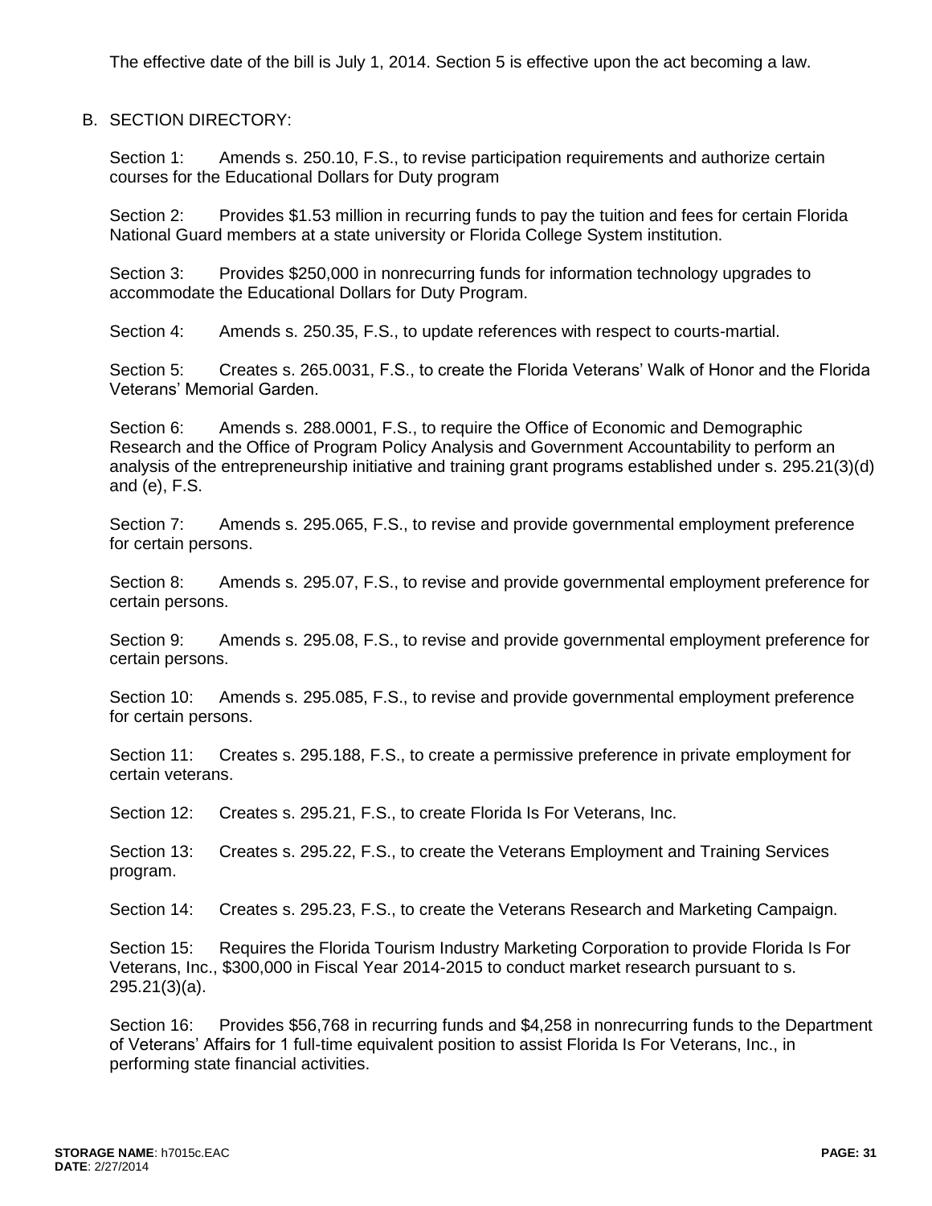The effective date of the bill is July 1, 2014. Section 5 is effective upon the act becoming a law.

B. SECTION DIRECTORY:

Section 1: Amends s. 250.10, F.S., to revise participation requirements and authorize certain courses for the Educational Dollars for Duty program

Section 2: Provides $1.53 million in recurring funds to pay the tuition and fees for certain Florida National Guard members at a state university or Florida College System institution.

Section 3: Provides $250,000 in nonrecurring funds for information technology upgrades to accommodate the Educational Dollars for Duty Program.

Section 4: Amends s. 250.35, F.S., to update references with respect to courts-martial.

Section 5: Creates s. 265.0031, F.S., to create the Florida Veterans' Walk of Honor and the Florida Veterans' Memorial Garden.

Section 6: Amends s. 288.0001, F.S., to require the Office of Economic and Demographic Research and the Office of Program Policy Analysis and Government Accountability to perform an analysis of the entrepreneurship initiative and training grant programs established under s. 295.21(3)(d) and (e), F.S.

Section 7: Amends s. 295.065, F.S., to revise and provide governmental employment preference for certain persons.

Section 8: Amends s. 295.07, F.S., to revise and provide governmental employment preference for certain persons.

Section 9: Amends s. 295.08, F.S., to revise and provide governmental employment preference for certain persons.

Section 10: Amends s. 295.085, F.S., to revise and provide governmental employment preference for certain persons.

Section 11: Creates s. 295.188, F.S., to create a permissive preference in private employment for certain veterans.

Section 12: Creates s. 295.21, F.S., to create Florida Is For Veterans, Inc.

Section 13: Creates s. 295.22, F.S., to create the Veterans Employment and Training Services program.

Section 14: Creates s. 295.23, F.S., to create the Veterans Research and Marketing Campaign.

Section 15: Requires the Florida Tourism Industry Marketing Corporation to provide Florida Is For Veterans, Inc., $300,000 in Fiscal Year 2014-2015 to conduct market research pursuant to s. 295.21(3)(a).

Section 16: Provides $56,768 in recurring funds and $4,258 in nonrecurring funds to the Department of Veterans' Affairs for 1 full-time equivalent position to assist Florida Is For Veterans, Inc., in performing state financial activities.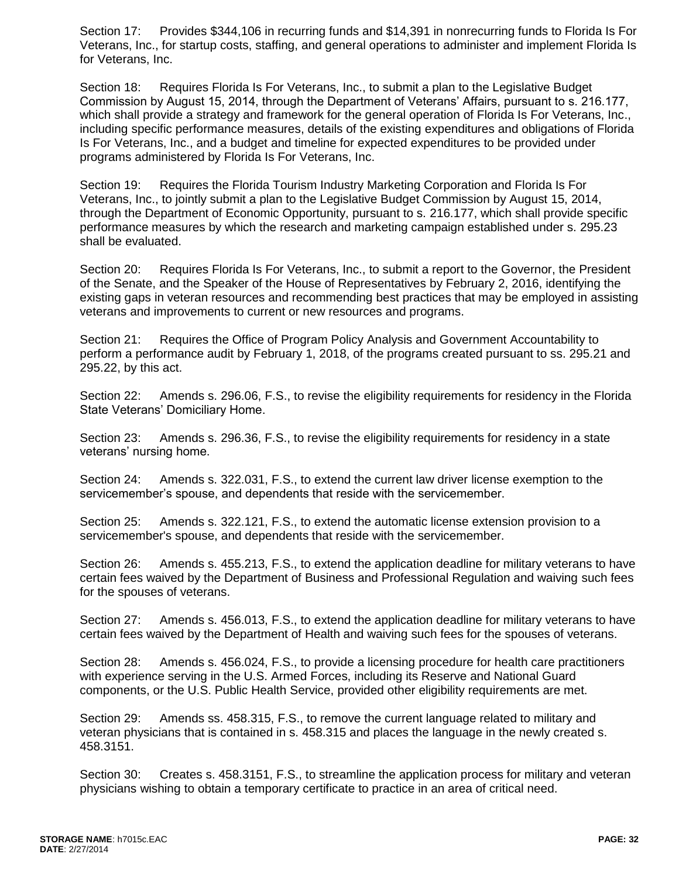Section 17: Provides $344,106 in recurring funds and $14,391 in nonrecurring funds to Florida Is For Veterans, Inc., for startup costs, staffing, and general operations to administer and implement Florida Is for Veterans, Inc.

Section 18: Requires Florida Is For Veterans, Inc., to submit a plan to the Legislative Budget Commission by August 15, 2014, through the Department of Veterans' Affairs, pursuant to s. 216.177, which shall provide a strategy and framework for the general operation of Florida Is For Veterans, Inc., including specific performance measures, details of the existing expenditures and obligations of Florida Is For Veterans, Inc., and a budget and timeline for expected expenditures to be provided under programs administered by Florida Is For Veterans, Inc.

Section 19: Requires the Florida Tourism Industry Marketing Corporation and Florida Is For Veterans, Inc., to jointly submit a plan to the Legislative Budget Commission by August 15, 2014, through the Department of Economic Opportunity, pursuant to s. 216.177, which shall provide specific performance measures by which the research and marketing campaign established under s. 295.23 shall be evaluated.

Section 20: Requires Florida Is For Veterans, Inc., to submit a report to the Governor, the President of the Senate, and the Speaker of the House of Representatives by February 2, 2016, identifying the existing gaps in veteran resources and recommending best practices that may be employed in assisting veterans and improvements to current or new resources and programs.

Section 21: Requires the Office of Program Policy Analysis and Government Accountability to perform a performance audit by February 1, 2018, of the programs created pursuant to ss. 295.21 and 295.22, by this act.

Section 22: Amends s. 296.06, F.S., to revise the eligibility requirements for residency in the Florida State Veterans' Domiciliary Home.

Section 23: Amends s. 296.36, F.S., to revise the eligibility requirements for residency in a state veterans' nursing home.

Section 24: Amends s. 322.031, F.S., to extend the current law driver license exemption to the servicemember's spouse, and dependents that reside with the servicemember.

Section 25: Amends s. 322.121, F.S., to extend the automatic license extension provision to a servicemember's spouse, and dependents that reside with the servicemember.

Section 26: Amends s. 455.213, F.S., to extend the application deadline for military veterans to have certain fees waived by the Department of Business and Professional Regulation and waiving such fees for the spouses of veterans.

Section 27: Amends s. 456.013, F.S., to extend the application deadline for military veterans to have certain fees waived by the Department of Health and waiving such fees for the spouses of veterans.

Section 28: Amends s. 456.024, F.S., to provide a licensing procedure for health care practitioners with experience serving in the U.S. Armed Forces, including its Reserve and National Guard components, or the U.S. Public Health Service, provided other eligibility requirements are met.

Section 29: Amends ss. 458.315, F.S., to remove the current language related to military and veteran physicians that is contained in s. 458.315 and places the language in the newly created s. 458.3151.

Section 30: Creates s. 458.3151, F.S., to streamline the application process for military and veteran physicians wishing to obtain a temporary certificate to practice in an area of critical need.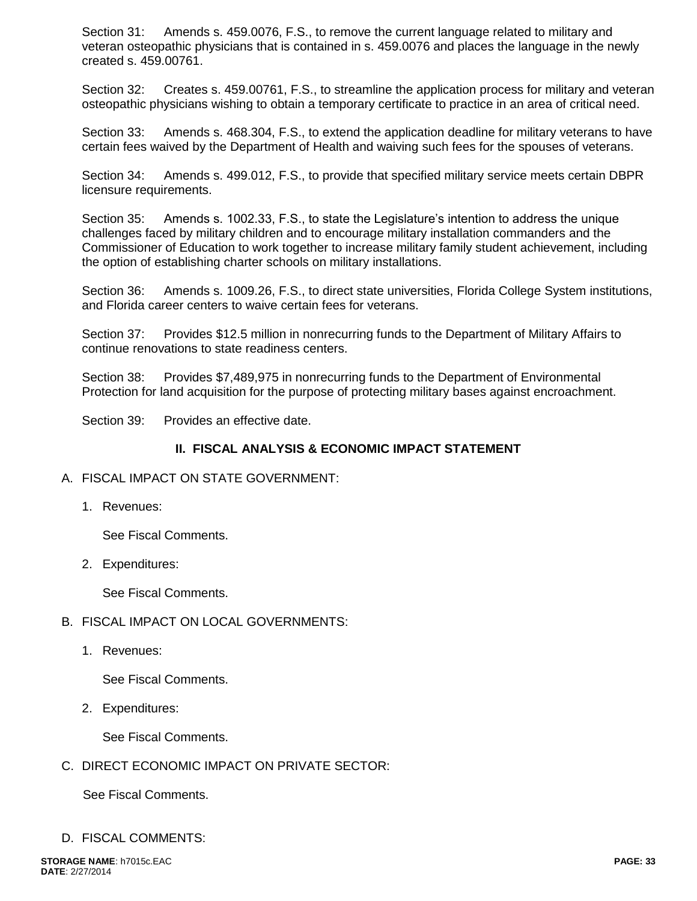Section 31: Amends s. 459.0076, F.S., to remove the current language related to military and veteran osteopathic physicians that is contained in s. 459.0076 and places the language in the newly created s. 459.00761.

Section 32: Creates s. 459.00761, F.S., to streamline the application process for military and veteran osteopathic physicians wishing to obtain a temporary certificate to practice in an area of critical need.

Section 33: Amends s. 468.304, F.S., to extend the application deadline for military veterans to have certain fees waived by the Department of Health and waiving such fees for the spouses of veterans.

Section 34: Amends s. 499.012, F.S., to provide that specified military service meets certain DBPR licensure requirements.

Section 35: Amends s. 1002.33, F.S., to state the Legislature's intention to address the unique challenges faced by military children and to encourage military installation commanders and the Commissioner of Education to work together to increase military family student achievement, including the option of establishing charter schools on military installations.

Section 36: Amends s. 1009.26, F.S., to direct state universities, Florida College System institutions, and Florida career centers to waive certain fees for veterans.

Section 37: Provides $12.5 million in nonrecurring funds to the Department of Military Affairs to continue renovations to state readiness centers.

Section 38: Provides $7,489,975 in nonrecurring funds to the Department of Environmental Protection for land acquisition for the purpose of protecting military bases against encroachment.

Section 39: Provides an effective date.

## II. FISCAL ANALYSIS & ECONOMIC IMPACT STATEMENT

A. FISCAL IMPACT ON STATE GOVERNMENT:

1. Revenues:

   See Fiscal Comments.

2. Expenditures:

   See Fiscal Comments.

B. FISCAL IMPACT ON LOCAL GOVERNMENTS:

1. Revenues:

   See Fiscal Comments.

2. Expenditures:

   See Fiscal Comments.

C. DIRECT ECONOMIC IMPACT ON PRIVATE SECTOR:

   See Fiscal Comments.

D. FISCAL COMMENTS: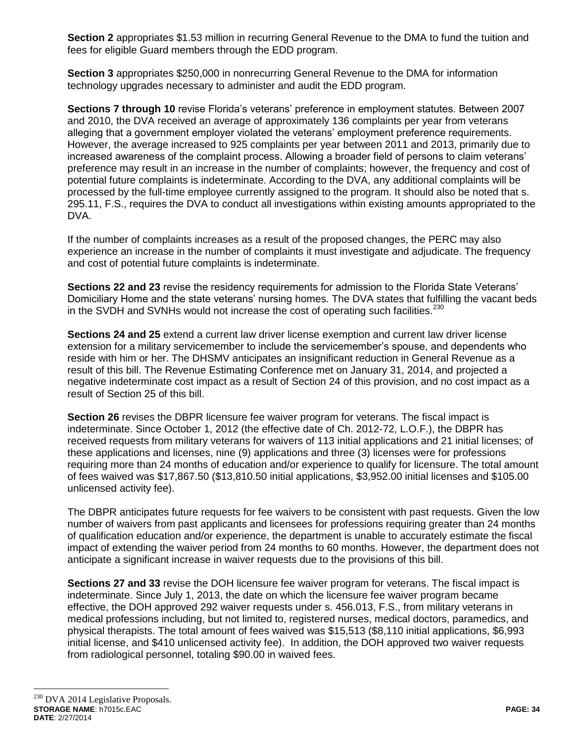**Section 2** appropriates $1.53 million in recurring General Revenue to the DMA to fund the tuition and fees for eligible Guard members through the EDD program.

**Section 3** appropriates $250,000 in nonrecurring General Revenue to the DMA for information technology upgrades necessary to administer and audit the EDD program.

**Sections 7 through 10** revise Florida's veterans' preference in employment statutes. Between 2007 and 2010, the DVA received an average of approximately 136 complaints per year from veterans alleging that a government employer violated the veterans' employment preference requirements. However, the average increased to 925 complaints per year between 2011 and 2013, primarily due to increased awareness of the complaint process. Allowing a broader field of persons to claim veterans' preference may result in an increase in the number of complaints; however, the frequency and cost of potential future complaints is indeterminate. According to the DVA, any additional complaints will be processed by the full-time employee currently assigned to the program. It should also be noted that s. 295.11, F.S., requires the DVA to conduct all investigations within existing amounts appropriated to the DVA.

If the number of complaints increases as a result of the proposed changes, the PERC may also experience an increase in the number of complaints it must investigate and adjudicate. The frequency and cost of potential future complaints is indeterminate.

**Sections 22 and 23** revise the residency requirements for admission to the Florida State Veterans' Domiciliary Home and the state veterans' nursing homes. The DVA states that fulfilling the vacant beds in the SVDH and SVNHs would not increase the cost of operating such facilities.[230]

**Sections 24 and 25** extend a current law driver license exemption and current law driver license extension for a military servicemember to include the servicemember's spouse, and dependents who reside with him or her. The DHSMV anticipates an insignificant reduction in General Revenue as a result of this bill. The Revenue Estimating Conference met on January 31, 2014, and projected a negative indeterminate cost impact as a result of Section 24 of this provision, and no cost impact as a result of Section 25 of this bill.

**Section 26** revises the DBPR licensure fee waiver program for veterans. The fiscal impact is indeterminate. Since October 1, 2012 (the effective date of Ch. 2012-72, L.O.F.), the DBPR has received requests from military veterans for waivers of 113 initial applications and 21 initial licenses; of these applications and licenses, nine (9) applications and three (3) licenses were for professions requiring more than 24 months of education and/or experience to qualify for licensure. The total amount of fees waived was $17,867.50 ($13,810.50 initial applications, $3,952.00 initial licenses and $105.00 unlicensed activity fee).

The DBPR anticipates future requests for fee waivers to be consistent with past requests. Given the low number of waivers from past applicants and licensees for professions requiring greater than 24 months of qualification education and/or experience, the department is unable to accurately estimate the fiscal impact of extending the waiver period from 24 months to 60 months. However, the department does not anticipate a significant increase in waiver requests due to the provisions of this bill.

**Sections 27 and 33** revise the DOH licensure fee waiver program for veterans. The fiscal impact is indeterminate. Since July 1, 2013, the date on which the licensure fee waiver program became effective, the DOH approved 292 waiver requests under s. 456.013, F.S., from military veterans in medical professions including, but not limited to, registered nurses, medical doctors, paramedics, and physical therapists. The total amount of fees waived was $15,513 ($8,110 initial applications, $6,993 initial license, and $410 unlicensed activity fee). In addition, the DOH approved two waiver requests from radiological personnel, totaling $90.00 in waived fees.

---

[230] DVA 2014 Legislative Proposals.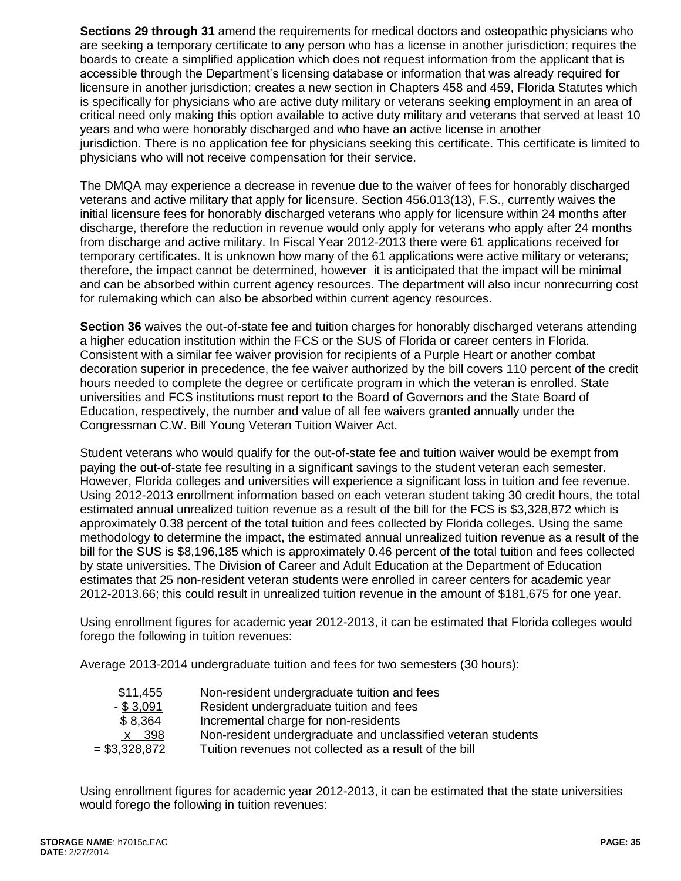**Sections 29 through 31** amend the requirements for medical doctors and osteopathic physicians who are seeking a temporary certificate to any person who has a license in another jurisdiction; requires the boards to create a simplified application which does not request information from the applicant that is accessible through the Department's licensing database or information that was already required for licensure in another jurisdiction; creates a new section in Chapters 458 and 459, Florida Statutes which is specifically for physicians who are active duty military or veterans seeking employment in an area of critical need only making this option available to active duty military and veterans that served at least 10 years and who were honorably discharged and who have an active license in another jurisdiction. There is no application fee for physicians seeking this certificate. This certificate is limited to physicians who will not receive compensation for their service.

The DMQA may experience a decrease in revenue due to the waiver of fees for honorably discharged veterans and active military that apply for licensure. Section 456.013(13), F.S., currently waives the initial licensure fees for honorably discharged veterans who apply for licensure within 24 months after discharge, therefore the reduction in revenue would only apply for veterans who apply after 24 months from discharge and active military. In Fiscal Year 2012-2013 there were 61 applications received for temporary certificates. It is unknown how many of the 61 applications were active military or veterans; therefore, the impact cannot be determined, however it is anticipated that the impact will be minimal and can be absorbed within current agency resources. The department will also incur nonrecurring cost for rulemaking which can also be absorbed within current agency resources.

**Section 36** waives the out-of-state fee and tuition charges for honorably discharged veterans attending a higher education institution within the FCS or the SUS of Florida or career centers in Florida. Consistent with a similar fee waiver provision for recipients of a Purple Heart or another combat decoration superior in precedence, the fee waiver authorized by the bill covers 110 percent of the credit hours needed to complete the degree or certificate program in which the veteran is enrolled. State universities and FCS institutions must report to the Board of Governors and the State Board of Education, respectively, the number and value of all fee waivers granted annually under the Congressman C.W. Bill Young Veteran Tuition Waiver Act.

Student veterans who would qualify for the out-of-state fee and tuition waiver would be exempt from paying the out-of-state fee resulting in a significant savings to the student veteran each semester. However, Florida colleges and universities will experience a significant loss in tuition and fee revenue. Using 2012-2013 enrollment information based on each veteran student taking 30 credit hours, the total estimated annual unrealized tuition revenue as a result of the bill for the FCS is $3,328,872 which is approximately 0.38 percent of the total tuition and fees collected by Florida colleges. Using the same methodology to determine the impact, the estimated annual unrealized tuition revenue as a result of the bill for the SUS is $8,196,185 which is approximately 0.46 percent of the total tuition and fees collected by state universities. The Division of Career and Adult Education at the Department of Education estimates that 25 non-resident veteran students were enrolled in career centers for academic year 2012-2013.66; this could result in unrealized tuition revenue in the amount of $181,675 for one year.

Using enrollment figures for academic year 2012-2013, it can be estimated that Florida colleges would forego the following in tuition revenues:

Average 2013-2014 undergraduate tuition and fees for two semesters (30 hours):

| | |
|---|---|
| $11,455 | Non-resident undergraduate tuition and fees |
| - $ 3,091 | Resident undergraduate tuition and fees |
| $ 8,364 | Incremental charge for non-residents |
| x 398 | Non-resident undergraduate and unclassified veteran students |
| = $3,328,872 | Tuition revenues not collected as a result of the bill |

Using enrollment figures for academic year 2012-2013, it can be estimated that the state universities would forego the following in tuition revenues: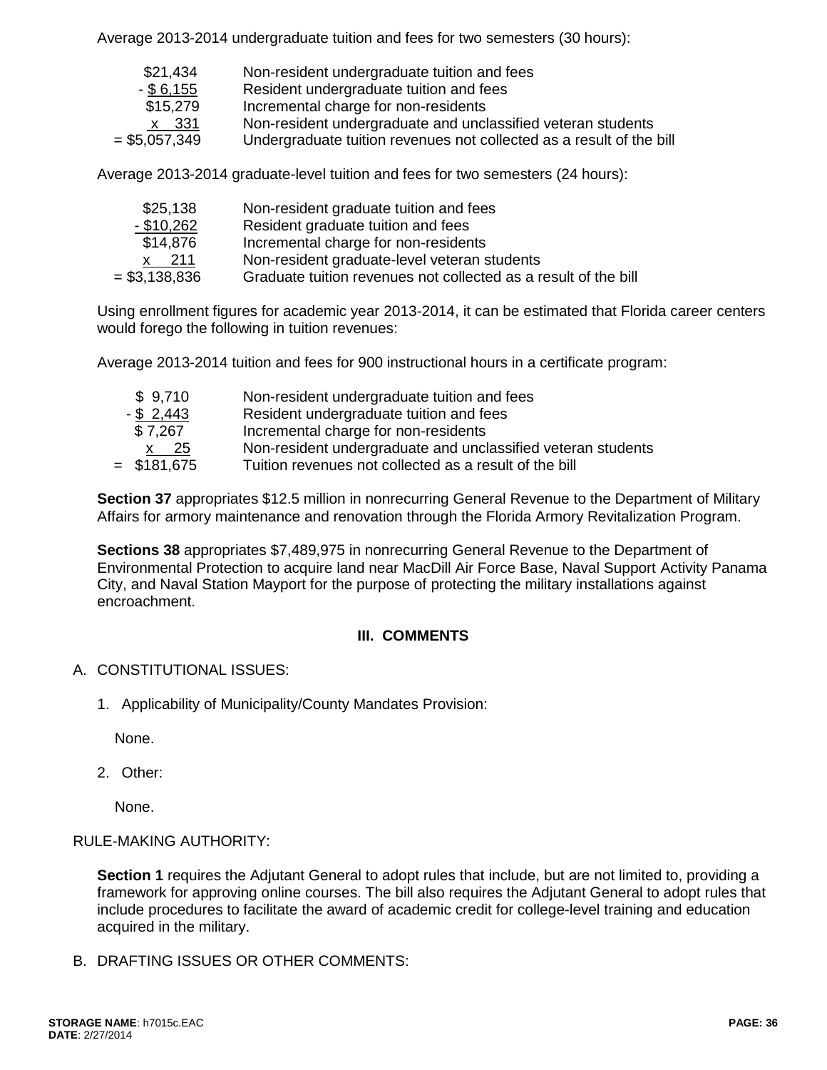Average 2013-2014 undergraduate tuition and fees for two semesters (30 hours):

| | |
|---|---|
| $21,434 | Non-resident undergraduate tuition and fees |
| - $ 6,155 | Resident undergraduate tuition and fees |
| $15,279 | Incremental charge for non-residents |
| x 331 | Non-resident undergraduate and unclassified veteran students |
| = $5,057,349 | Undergraduate tuition revenues not collected as a result of the bill |

Average 2013-2014 graduate-level tuition and fees for two semesters (24 hours):

| | |
|---|---|
| $25,138 | Non-resident graduate tuition and fees |
| - $10,262 | Resident graduate tuition and fees |
| $14,876 | Incremental charge for non-residents |
| x 211 | Non-resident graduate-level veteran students |
| = $3,138,836 | Graduate tuition revenues not collected as a result of the bill |

Using enrollment figures for academic year 2013-2014, it can be estimated that Florida career centers would forego the following in tuition revenues:

Average 2013-2014 tuition and fees for 900 instructional hours in a certificate program:

| | |
|---|---|
| $ 9,710 | Non-resident undergraduate tuition and fees |
| - $ 2,443 | Resident undergraduate tuition and fees |
| $ 7,267 | Incremental charge for non-residents |
| x 25 | Non-resident undergraduate and unclassified veteran students |
| = $181,675 | Tuition revenues not collected as a result of the bill |

**Section 37** appropriates $12.5 million in nonrecurring General Revenue to the Department of Military Affairs for armory maintenance and renovation through the Florida Armory Revitalization Program.

**Sections 38** appropriates $7,489,975 in nonrecurring General Revenue to the Department of Environmental Protection to acquire land near MacDill Air Force Base, Naval Support Activity Panama City, and Naval Station Mayport for the purpose of protecting the military installations against encroachment.

## III. COMMENTS

A. CONSTITUTIONAL ISSUES:

1. Applicability of Municipality/County Mandates Provision:

   None.

2. Other:

   None.

RULE-MAKING AUTHORITY:

**Section 1** requires the Adjutant General to adopt rules that include, but are not limited to, providing a framework for approving online courses. The bill also requires the Adjutant General to adopt rules that include procedures to facilitate the award of academic credit for college-level training and education acquired in the military.

B. DRAFTING ISSUES OR OTHER COMMENTS: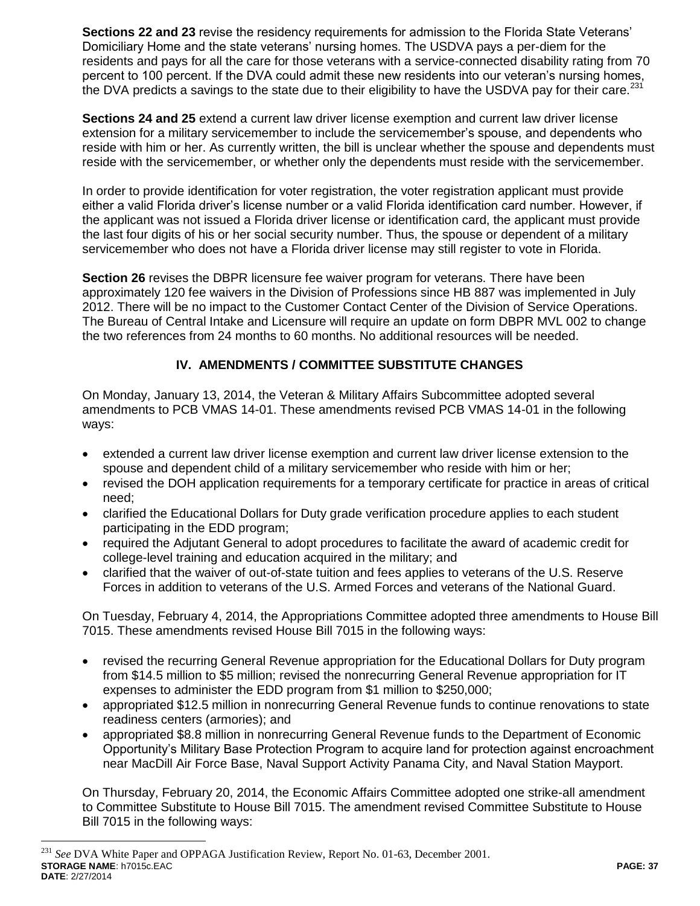**Sections 22 and 23** revise the residency requirements for admission to the Florida State Veterans' Domiciliary Home and the state veterans' nursing homes. The USDVA pays a per-diem for the residents and pays for all the care for those veterans with a service-connected disability rating from 70 percent to 100 percent. If the DVA could admit these new residents into our veteran's nursing homes, the DVA predicts a savings to the state due to their eligibility to have the USDVA pay for their care.[231]

**Sections 24 and 25** extend a current law driver license exemption and current law driver license extension for a military servicemember to include the servicemember's spouse, and dependents who reside with him or her. As currently written, the bill is unclear whether the spouse and dependents must reside with the servicemember, or whether only the dependents must reside with the servicemember.

In order to provide identification for voter registration, the voter registration applicant must provide either a valid Florida driver's license number or a valid Florida identification card number. However, if the applicant was not issued a Florida driver license or identification card, the applicant must provide the last four digits of his or her social security number. Thus, the spouse or dependent of a military servicemember who does not have a Florida driver license may still register to vote in Florida.

**Section 26** revises the DBPR licensure fee waiver program for veterans. There have been approximately 120 fee waivers in the Division of Professions since HB 887 was implemented in July 2012. There will be no impact to the Customer Contact Center of the Division of Service Operations. The Bureau of Central Intake and Licensure will require an update on form DBPR MVL 002 to change the two references from 24 months to 60 months. No additional resources will be needed.

## IV. AMENDMENTS / COMMITTEE SUBSTITUTE CHANGES

On Monday, January 13, 2014, the Veteran & Military Affairs Subcommittee adopted several amendments to PCB VMAS 14-01. These amendments revised PCB VMAS 14-01 in the following ways:

- extended a current law driver license exemption and current law driver license extension to the spouse and dependent child of a military servicemember who reside with him or her;
- revised the DOH application requirements for a temporary certificate for practice in areas of critical need;
- clarified the Educational Dollars for Duty grade verification procedure applies to each student participating in the EDD program;
- required the Adjutant General to adopt procedures to facilitate the award of academic credit for college-level training and education acquired in the military; and
- clarified that the waiver of out-of-state tuition and fees applies to veterans of the U.S. Reserve Forces in addition to veterans of the U.S. Armed Forces and veterans of the National Guard.

On Tuesday, February 4, 2014, the Appropriations Committee adopted three amendments to House Bill 7015. These amendments revised House Bill 7015 in the following ways:

- revised the recurring General Revenue appropriation for the Educational Dollars for Duty program from $14.5 million to $5 million; revised the nonrecurring General Revenue appropriation for IT expenses to administer the EDD program from $1 million to $250,000;
- appropriated $12.5 million in nonrecurring General Revenue funds to continue renovations to state readiness centers (armories); and
- appropriated $8.8 million in nonrecurring General Revenue funds to the Department of Economic Opportunity's Military Base Protection Program to acquire land for protection against encroachment near MacDill Air Force Base, Naval Support Activity Panama City, and Naval Station Mayport.

On Thursday, February 20, 2014, the Economic Affairs Committee adopted one strike-all amendment to Committee Substitute to House Bill 7015. The amendment revised Committee Substitute to House Bill 7015 in the following ways:

---

[231] *See* DVA White Paper and OPPAGA Justification Review, Report No. 01-63, December 2001.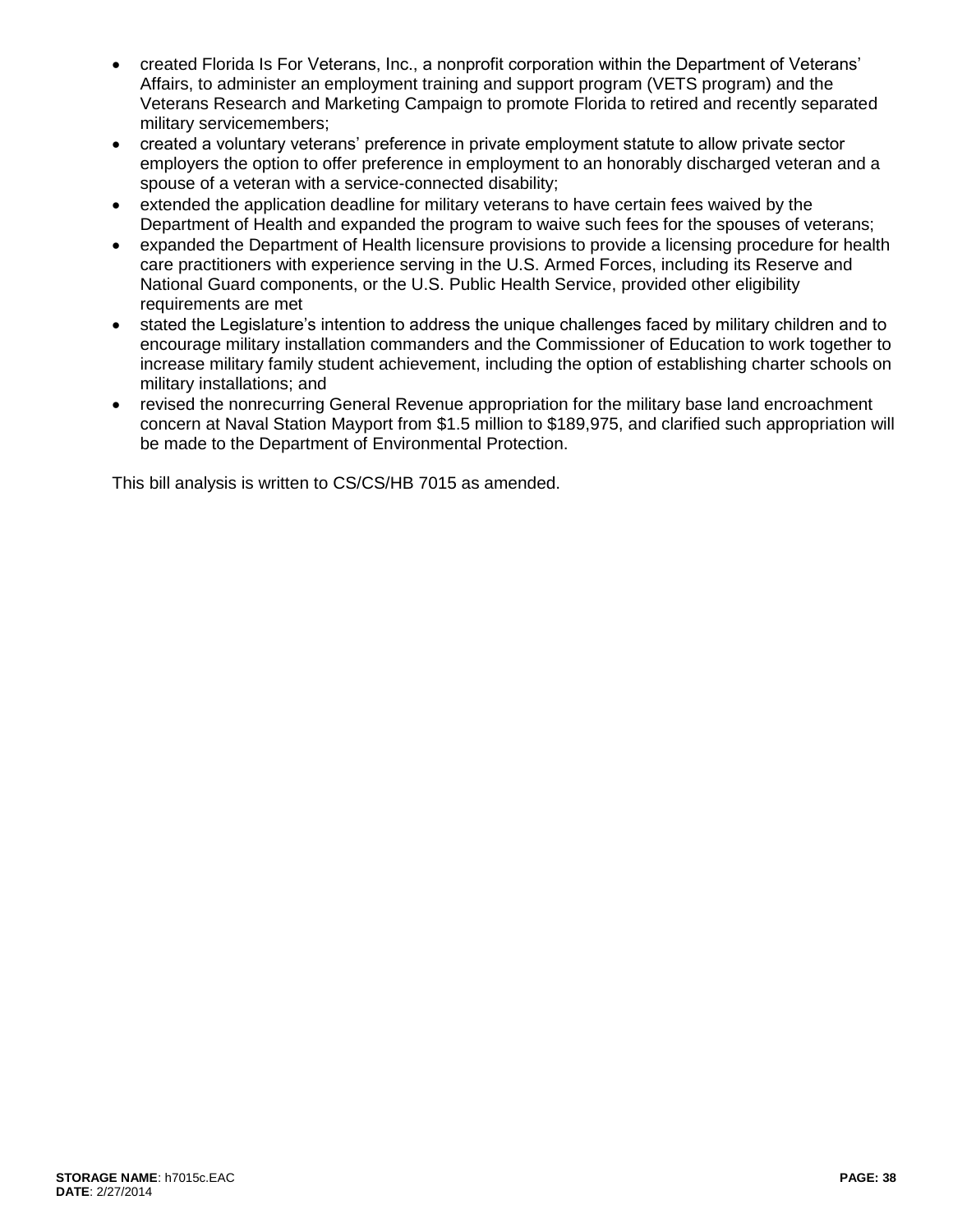- created Florida Is For Veterans, Inc., a nonprofit corporation within the Department of Veterans' Affairs, to administer an employment training and support program (VETS program) and the Veterans Research and Marketing Campaign to promote Florida to retired and recently separated military servicemembers;
- created a voluntary veterans' preference in private employment statute to allow private sector employers the option to offer preference in employment to an honorably discharged veteran and a spouse of a veteran with a service-connected disability;
- extended the application deadline for military veterans to have certain fees waived by the Department of Health and expanded the program to waive such fees for the spouses of veterans;
- expanded the Department of Health licensure provisions to provide a licensing procedure for health care practitioners with experience serving in the U.S. Armed Forces, including its Reserve and National Guard components, or the U.S. Public Health Service, provided other eligibility requirements are met
- stated the Legislature's intention to address the unique challenges faced by military children and to encourage military installation commanders and the Commissioner of Education to work together to increase military family student achievement, including the option of establishing charter schools on military installations; and
- revised the nonrecurring General Revenue appropriation for the military base land encroachment concern at Naval Station Mayport from $1.5 million to $189,975, and clarified such appropriation will be made to the Department of Environmental Protection.

This bill analysis is written to CS/CS/HB 7015 as amended.